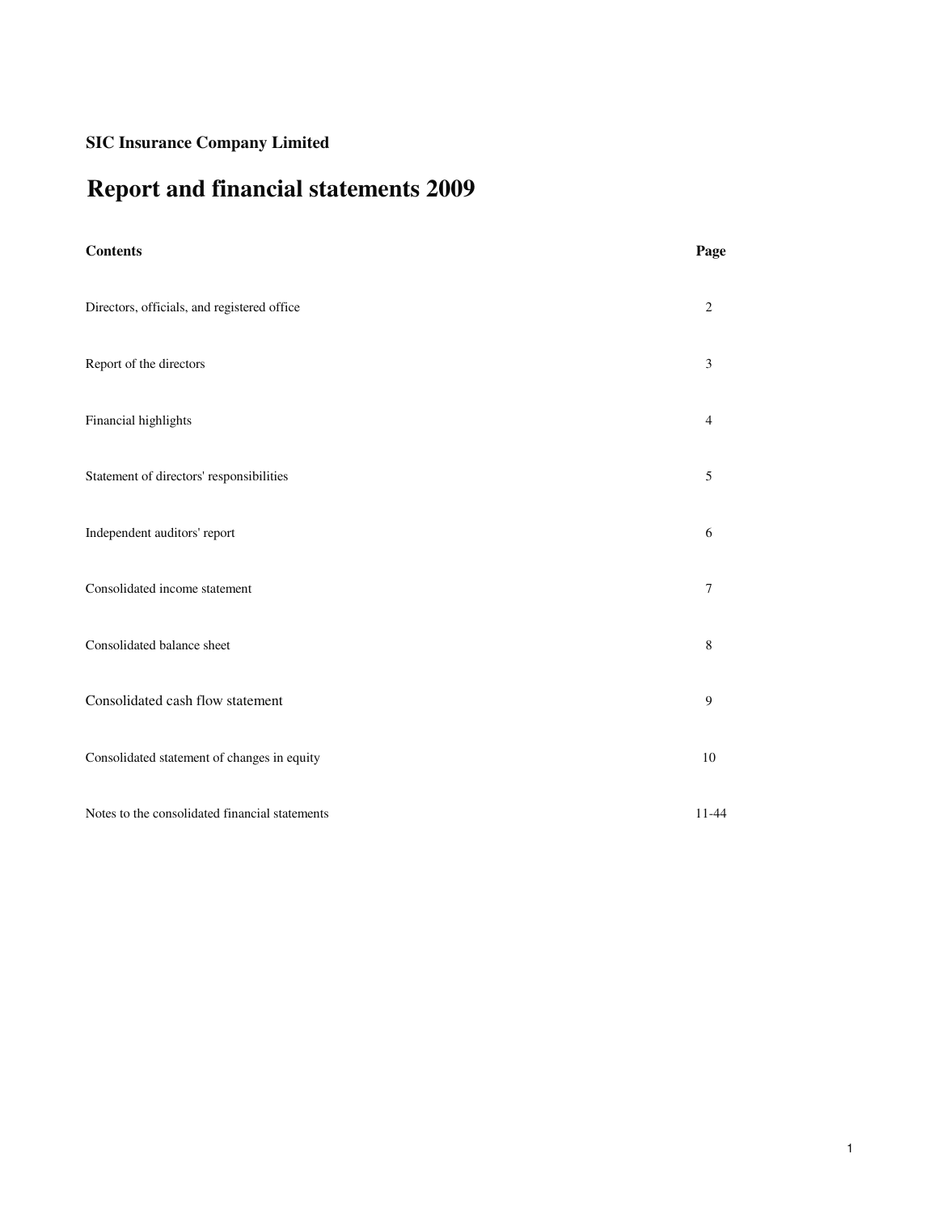**SIC Insurance Company Limited**

# Report and financial statements 2009

| Contents | Page |
| --- | --- |
| Directors, officials, and registered office | 2 |
| Report of the directors | 3 |
| Financial highlights | 4 |
| Statement of directors' responsibilities | 5 |
| Independent auditors' report | 6 |
| Consolidated income statement | 7 |
| Consolidated balance sheet | 8 |
| Consolidated cash flow statement | 9 |
| Consolidated statement of changes in equity | 10 |
| Notes to the consolidated financial statements | 11-44 |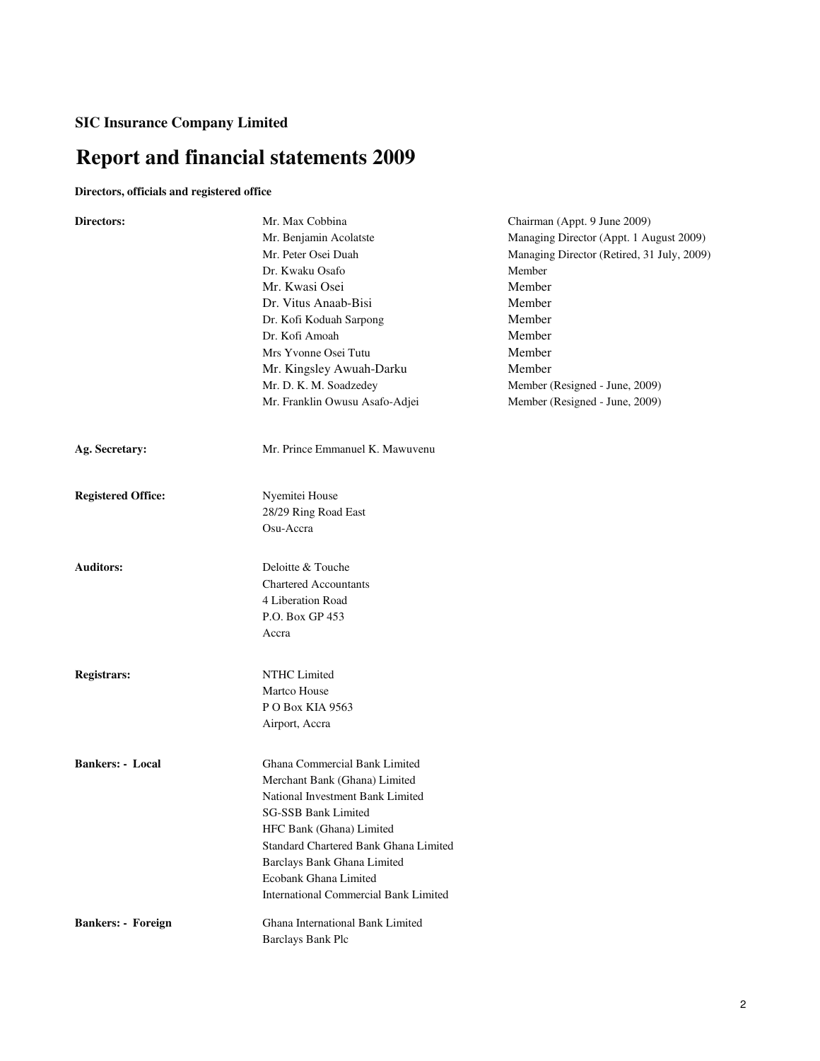**SIC Insurance Company Limited**

# Report and financial statements 2009

**Directors, officials and registered office**

| | | |
|---|---|---|
| **Directors:** | Mr. Max Cobbina | Chairman (Appt. 9 June 2009) |
| | Mr. Benjamin Acolatse | Managing Director (Appt. 1 August 2009) |
| | Mr. Peter Osei Duah | Managing Director (Retired, 31 July, 2009) |
| | Dr. Kwaku Osafo | Member |
| | Mr. Kwasi Osei | Member |
| | Dr. Vitus Anaab-Bisi | Member |
| | Dr. Kofi Koduah Sarpong | Member |
| | Dr. Kofi Amoah | Member |
| | Mrs Yvonne Osei Tutu | Member |
| | Mr. Kingsley Awuah-Darku | Member |
| | Mr. D. K. M. Soadzedey | Member (Resigned - June, 2009) |
| | Mr. Franklin Owusu Asafo-Adjei | Member (Resigned - June, 2009) |

**Ag. Secretary:** Mr. Prince Emmanuel K. Mawuvenu

**Registered Office:**
Nyemitei House
28/29 Ring Road East
Osu-Accra

**Auditors:**
Deloitte & Touche
Chartered Accountants
4 Liberation Road
P.O. Box GP 453
Accra

**Registrars:**
NTHC Limited
Martco House
P O Box KIA 9563
Airport, Accra

**Bankers: - Local**
Ghana Commercial Bank Limited
Merchant Bank (Ghana) Limited
National Investment Bank Limited
SG-SSB Bank Limited
HFC Bank (Ghana) Limited
Standard Chartered Bank Ghana Limited
Barclays Bank Ghana Limited
Ecobank Ghana Limited
International Commercial Bank Limited

**Bankers: - Foreign**
Ghana International Bank Limited
Barclays Bank Plc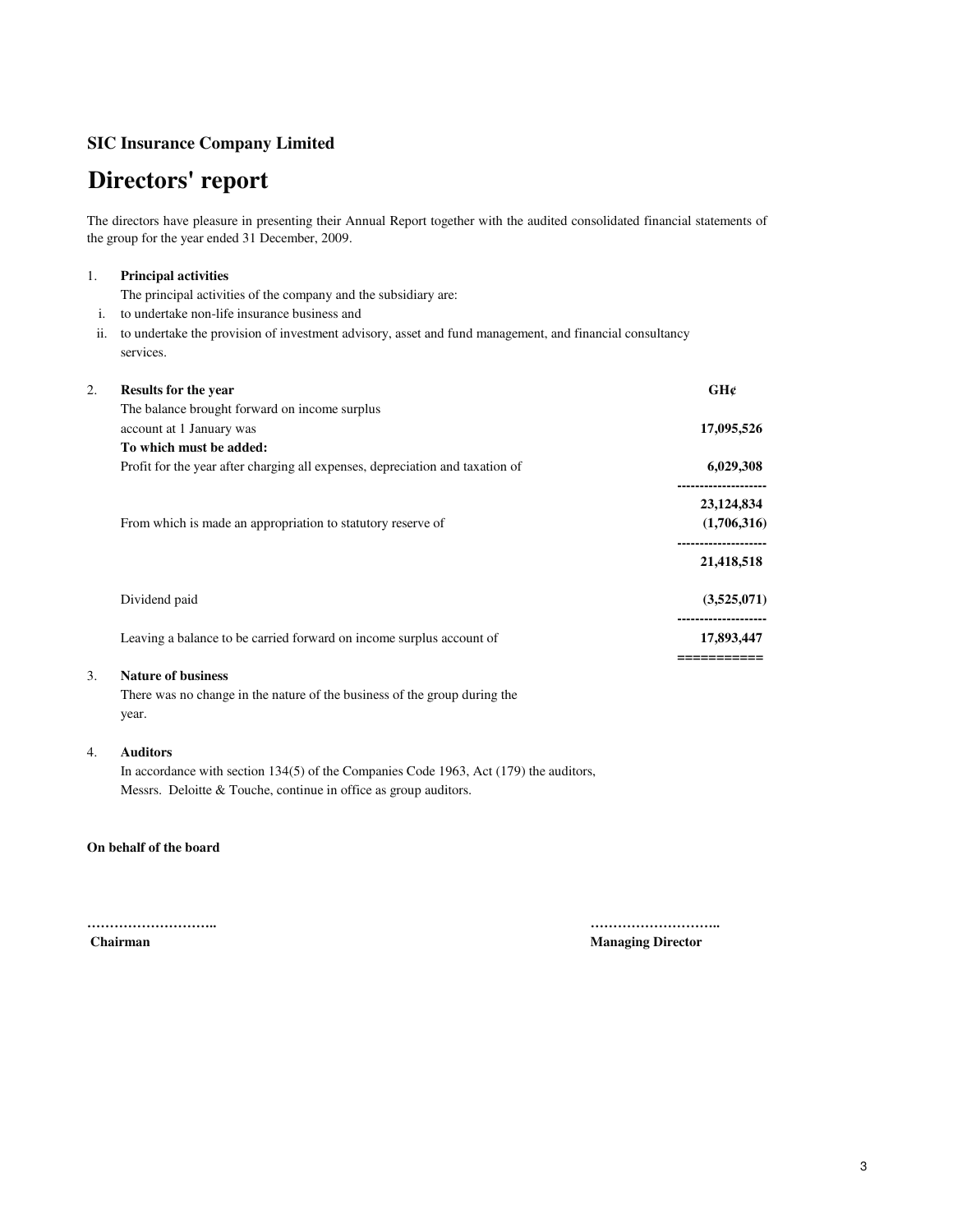**SIC Insurance Company Limited**

# Directors' report

The directors have pleasure in presenting their Annual Report together with the audited consolidated financial statements of the group for the year ended 31 December, 2009.

1. **Principal activities**

   The principal activities of the company and the subsidiary are:

   i. to undertake non-life insurance business and

   ii. to undertake the provision of investment advisory, asset and fund management, and financial consultancy services.

2. **Results for the year**

| | GH¢ |
|---|---|
| The balance brought forward on income surplus account at 1 January was | **17,095,526** |
| **To which must be added:** | |
| Profit for the year after charging all expenses, depreciation and taxation of | **6,029,308** |
| | **23,124,834** |
| From which is made an appropriation to statutory reserve of | **(1,706,316)** |
| | **21,418,518** |
| Dividend paid | **(3,525,071)** |
| Leaving a balance to be carried forward on income surplus account of | **17,893,447** |

3. **Nature of business**

   There was no change in the nature of the business of the group during the year.

4. **Auditors**

   In accordance with section 134(5) of the Companies Code 1963, Act (179) the auditors, Messrs. Deloitte & Touche, continue in office as group auditors.

**On behalf of the board**

……………………….. ………………………..

**Chairman** **Managing Director**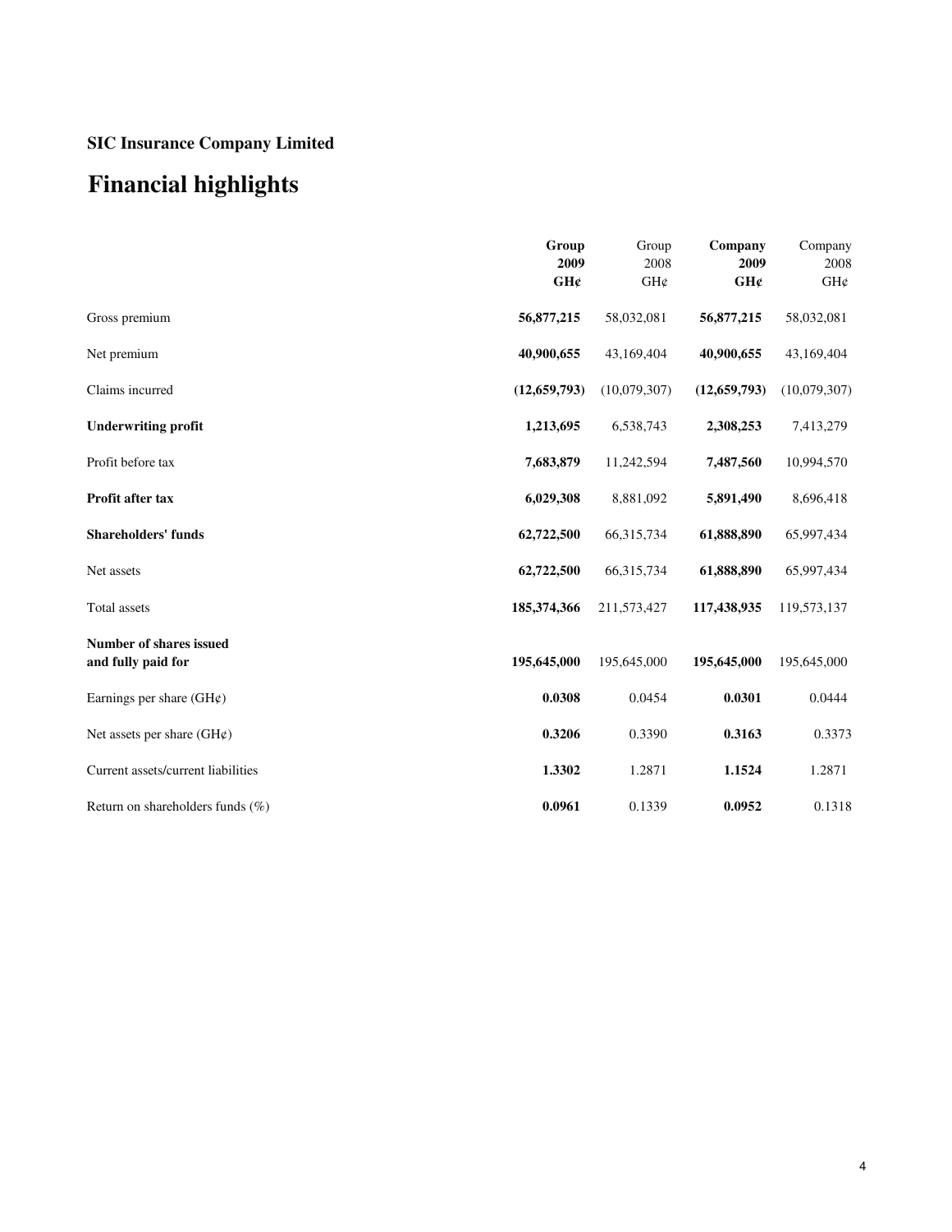**SIC Insurance Company Limited**

# Financial highlights

| | **Group 2009 GH¢** | Group 2008 GH¢ | **Company 2009 GH¢** | Company 2008 GH¢ |
|---|---|---|---|---|
| Gross premium | **56,877,215** | 58,032,081 | **56,877,215** | 58,032,081 |
| Net premium | **40,900,655** | 43,169,404 | **40,900,655** | 43,169,404 |
| Claims incurred | **(12,659,793)** | (10,079,307) | **(12,659,793)** | (10,079,307) |
| **Underwriting profit** | **1,213,695** | 6,538,743 | **2,308,253** | 7,413,279 |
| Profit before tax | **7,683,879** | 11,242,594 | **7,487,560** | 10,994,570 |
| **Profit after tax** | **6,029,308** | 8,881,092 | **5,891,490** | 8,696,418 |
| **Shareholders' funds** | **62,722,500** | 66,315,734 | **61,888,890** | 65,997,434 |
| Net assets | **62,722,500** | 66,315,734 | **61,888,890** | 65,997,434 |
| Total assets | **185,374,366** | 211,573,427 | **117,438,935** | 119,573,137 |
| **Number of shares issued and fully paid for** | **195,645,000** | 195,645,000 | **195,645,000** | 195,645,000 |
| Earnings per share (GH¢) | **0.0308** | 0.0454 | **0.0301** | 0.0444 |
| Net assets per share (GH¢) | **0.3206** | 0.3390 | **0.3163** | 0.3373 |
| Current assets/current liabilities | **1.3302** | 1.2871 | **1.1524** | 1.2871 |
| Return on shareholders funds (%) | **0.0961** | 0.1339 | **0.0952** | 0.1318 |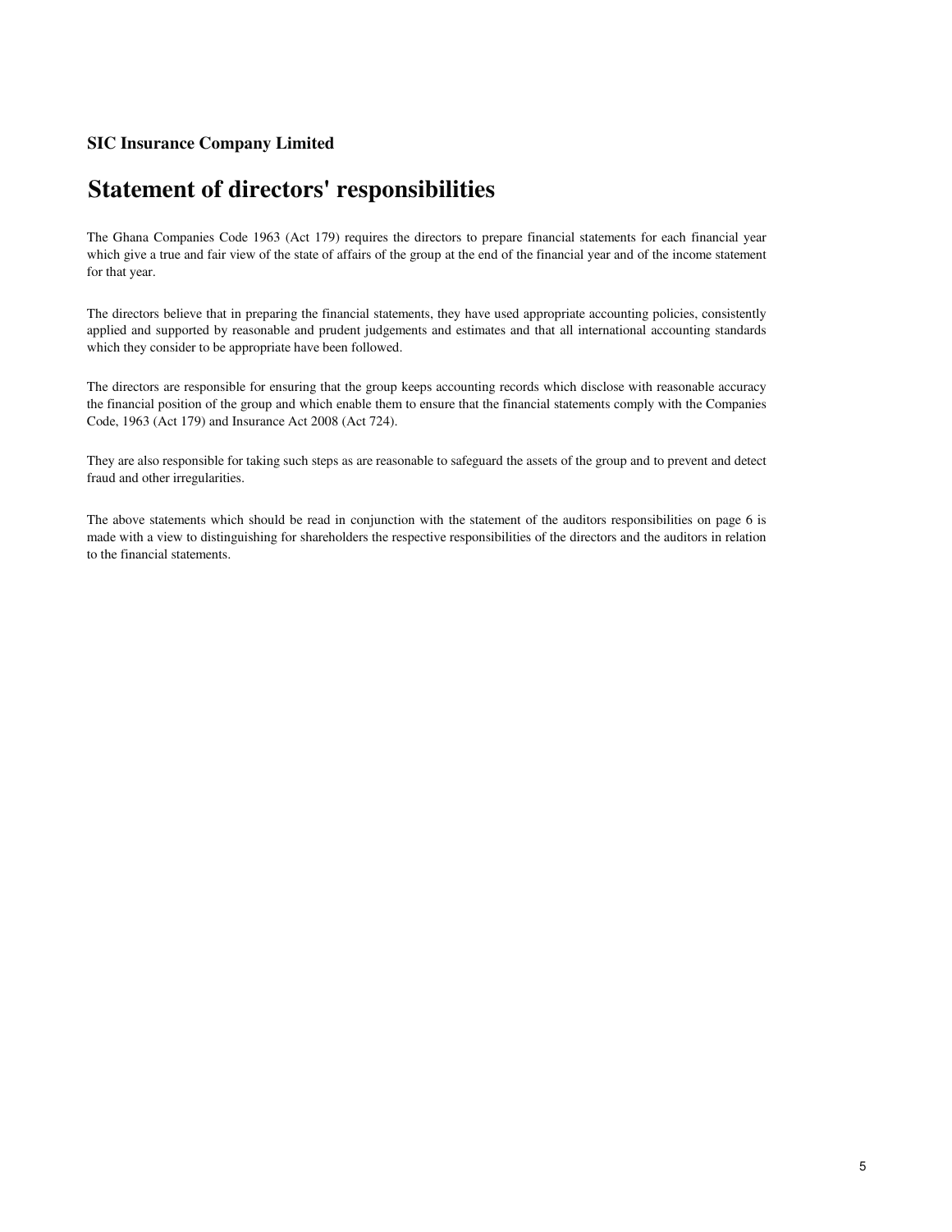**SIC Insurance Company Limited**

# Statement of directors' responsibilities

The Ghana Companies Code 1963 (Act 179) requires the directors to prepare financial statements for each financial year which give a true and fair view of the state of affairs of the group at the end of the financial year and of the income statement for that year.

The directors believe that in preparing the financial statements, they have used appropriate accounting policies, consistently applied and supported by reasonable and prudent judgements and estimates and that all international accounting standards which they consider to be appropriate have been followed.

The directors are responsible for ensuring that the group keeps accounting records which disclose with reasonable accuracy the financial position of the group and which enable them to ensure that the financial statements comply with the Companies Code, 1963 (Act 179) and Insurance Act 2008 (Act 724).

They are also responsible for taking such steps as are reasonable to safeguard the assets of the group and to prevent and detect fraud and other irregularities.

The above statements which should be read in conjunction with the statement of the auditors responsibilities on page 6 is made with a view to distinguishing for shareholders the respective responsibilities of the directors and the auditors in relation to the financial statements.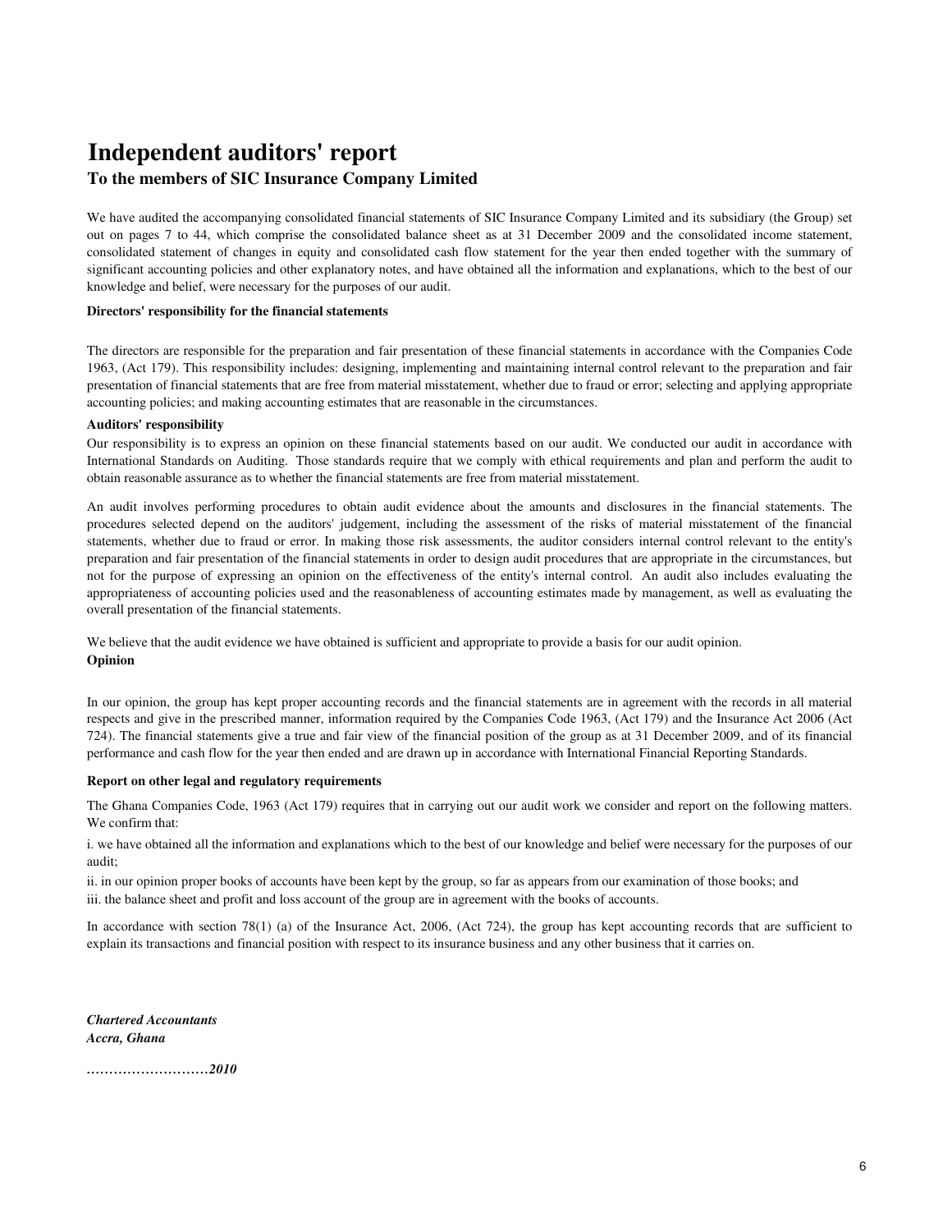# Independent auditors' report

## To the members of SIC Insurance Company Limited

We have audited the accompanying consolidated financial statements of SIC Insurance Company Limited and its subsidiary (the Group) set out on pages 7 to 44, which comprise the consolidated balance sheet as at 31 December 2009 and the consolidated income statement, consolidated statement of changes in equity and consolidated cash flow statement for the year then ended together with the summary of significant accounting policies and other explanatory notes, and have obtained all the information and explanations, which to the best of our knowledge and belief, were necessary for the purposes of our audit.

**Directors' responsibility for the financial statements**

The directors are responsible for the preparation and fair presentation of these financial statements in accordance with the Companies Code 1963, (Act 179). This responsibility includes: designing, implementing and maintaining internal control relevant to the preparation and fair presentation of financial statements that are free from material misstatement, whether due to fraud or error; selecting and applying appropriate accounting policies; and making accounting estimates that are reasonable in the circumstances.

**Auditors' responsibility**

Our responsibility is to express an opinion on these financial statements based on our audit. We conducted our audit in accordance with International Standards on Auditing. Those standards require that we comply with ethical requirements and plan and perform the audit to obtain reasonable assurance as to whether the financial statements are free from material misstatement.

An audit involves performing procedures to obtain audit evidence about the amounts and disclosures in the financial statements. The procedures selected depend on the auditors' judgement, including the assessment of the risks of material misstatement of the financial statements, whether due to fraud or error. In making those risk assessments, the auditor considers internal control relevant to the entity's preparation and fair presentation of the financial statements in order to design audit procedures that are appropriate in the circumstances, but not for the purpose of expressing an opinion on the effectiveness of the entity's internal control. An audit also includes evaluating the appropriateness of accounting policies used and the reasonableness of accounting estimates made by management, as well as evaluating the overall presentation of the financial statements.

We believe that the audit evidence we have obtained is sufficient and appropriate to provide a basis for our audit opinion.

**Opinion**

In our opinion, the group has kept proper accounting records and the financial statements are in agreement with the records in all material respects and give in the prescribed manner, information required by the Companies Code 1963, (Act 179) and the Insurance Act 2006 (Act 724). The financial statements give a true and fair view of the financial position of the group as at 31 December 2009, and of its financial performance and cash flow for the year then ended and are drawn up in accordance with International Financial Reporting Standards.

**Report on other legal and regulatory requirements**

The Ghana Companies Code, 1963 (Act 179) requires that in carrying out our audit work we consider and report on the following matters. We confirm that:

i. we have obtained all the information and explanations which to the best of our knowledge and belief were necessary for the purposes of our audit;

ii. in our opinion proper books of accounts have been kept by the group, so far as appears from our examination of those books; and

iii. the balance sheet and profit and loss account of the group are in agreement with the books of accounts.

In accordance with section 78(1) (a) of the Insurance Act, 2006, (Act 724), the group has kept accounting records that are sufficient to explain its transactions and financial position with respect to its insurance business and any other business that it carries on.

***Chartered Accountants***
***Accra, Ghana***

***………………………2010***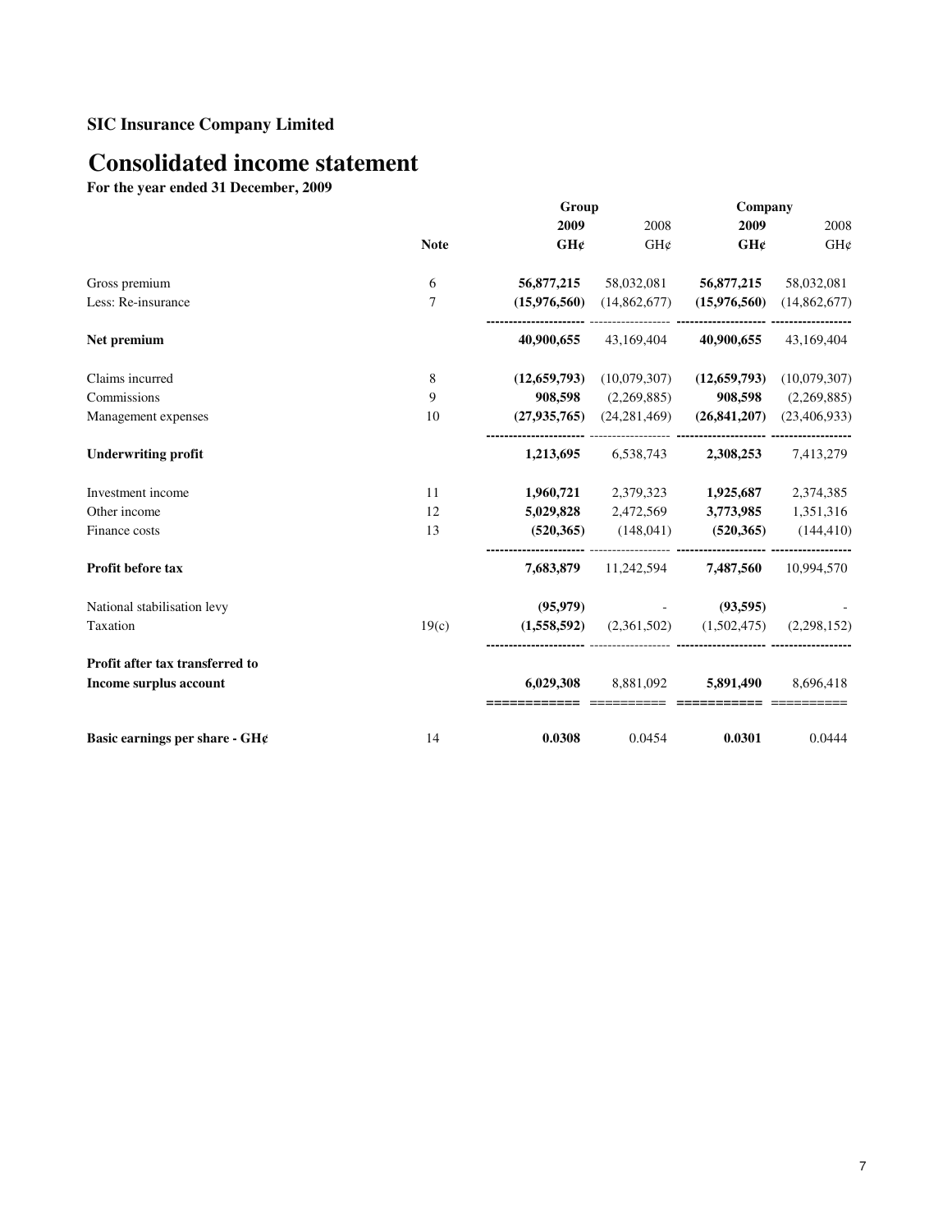**SIC Insurance Company Limited**

# Consolidated income statement

**For the year ended 31 December, 2009**

| | | Group | | Company | |
|---|---|---|---|---|---|
| | | **2009** | 2008 | **2009** | 2008 |
| | **Note** | **GH¢** | GH¢ | **GH¢** | GH¢ |
| Gross premium | 6 | **56,877,215** | 58,032,081 | **56,877,215** | 58,032,081 |
| Less: Re-insurance | 7 | **(15,976,560)** | (14,862,677) | **(15,976,560)** | (14,862,677) |
| **Net premium** | | **40,900,655** | 43,169,404 | **40,900,655** | 43,169,404 |
| Claims incurred | 8 | **(12,659,793)** | (10,079,307) | **(12,659,793)** | (10,079,307) |
| Commissions | 9 | **908,598** | (2,269,885) | **908,598** | (2,269,885) |
| Management expenses | 10 | **(27,935,765)** | (24,281,469) | **(26,841,207)** | (23,406,933) |
| **Underwriting profit** | | **1,213,695** | 6,538,743 | **2,308,253** | 7,413,279 |
| Investment income | 11 | **1,960,721** | 2,379,323 | **1,925,687** | 2,374,385 |
| Other income | 12 | **5,029,828** | 2,472,569 | **3,773,985** | 1,351,316 |
| Finance costs | 13 | **(520,365)** | (148,041) | **(520,365)** | (144,410) |
| **Profit before tax** | | **7,683,879** | 11,242,594 | **7,487,560** | 10,994,570 |
| National stabilisation levy | | **(95,979)** | - | **(93,595)** | - |
| Taxation | 19(c) | **(1,558,592)** | (2,361,502) | (1,502,475) | (2,298,152) |
| **Profit after tax transferred to Income surplus account** | | **6,029,308** | 8,881,092 | **5,891,490** | 8,696,418 |
| **Basic earnings per share - GH¢** | 14 | **0.0308** | 0.0454 | **0.0301** | 0.0444 |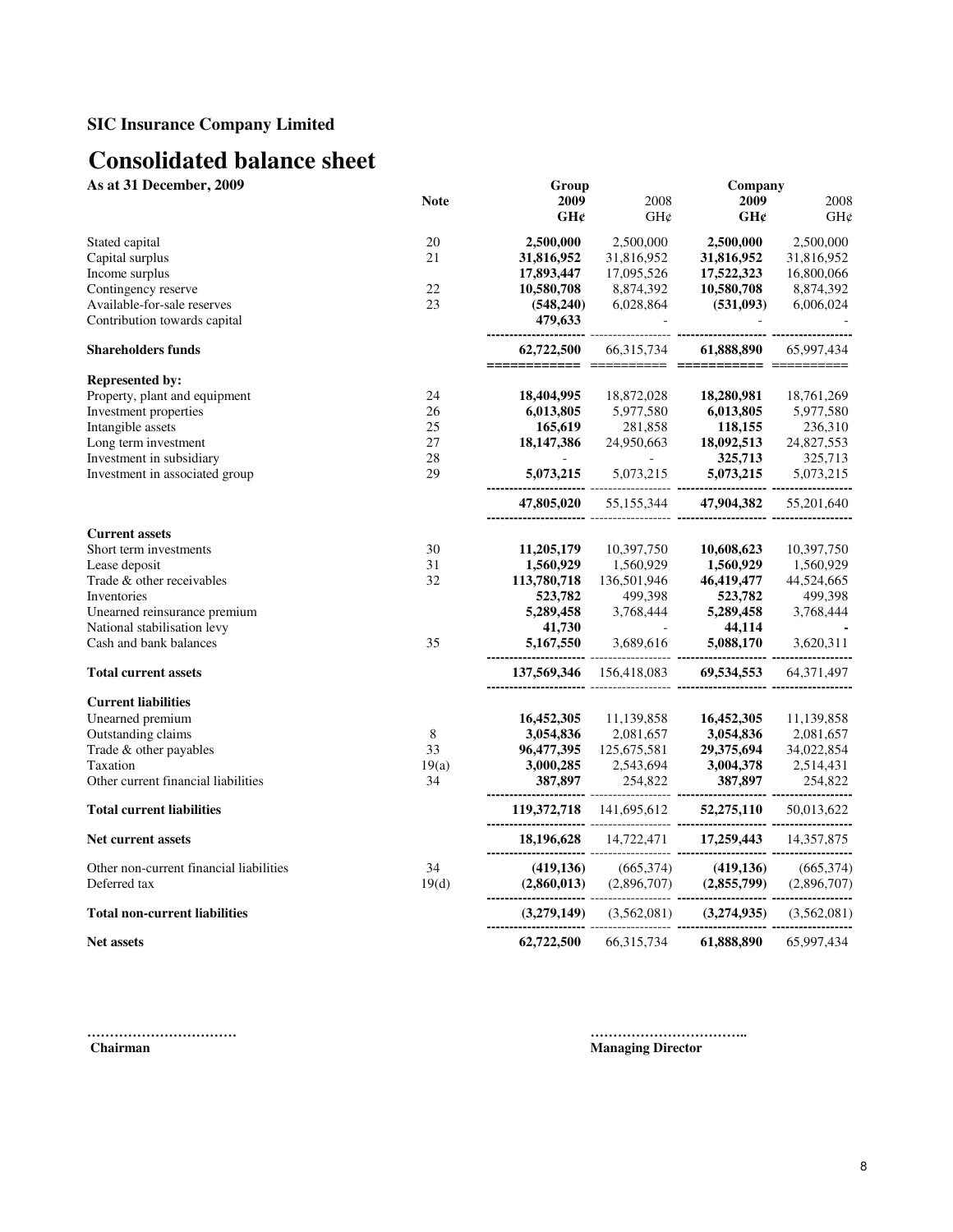**SIC Insurance Company Limited**

# Consolidated balance sheet

**As at 31 December, 2009**

| | Note | Group 2009 GH¢ | Group 2008 GH¢ | Company 2009 GH¢ | Company 2008 GH¢ |
|---|---|---|---|---|---|
| Stated capital | 20 | **2,500,000** | 2,500,000 | **2,500,000** | 2,500,000 |
| Capital surplus | 21 | **31,816,952** | 31,816,952 | **31,816,952** | 31,816,952 |
| Income surplus | | **17,893,447** | 17,095,526 | **17,522,323** | 16,800,066 |
| Contingency reserve | 22 | **10,580,708** | 8,874,392 | **10,580,708** | 8,874,392 |
| Available-for-sale reserves | 23 | **(548,240)** | 6,028,864 | **(531,093)** | 6,006,024 |
| Contribution towards capital | | **479,633** | - | - | - |
| **Shareholders funds** | | **62,722,500** | 66,315,734 | **61,888,890** | 65,997,434 |
| **Represented by:** | | | | | |
| Property, plant and equipment | 24 | **18,404,995** | 18,872,028 | **18,280,981** | 18,761,269 |
| Investment properties | 26 | **6,013,805** | 5,977,580 | **6,013,805** | 5,977,580 |
| Intangible assets | 25 | **165,619** | 281,858 | **118,155** | 236,310 |
| Long term investment | 27 | **18,147,386** | 24,950,663 | **18,092,513** | 24,827,553 |
| Investment in subsidiary | 28 | - | - | **325,713** | 325,713 |
| Investment in associated group | 29 | **5,073,215** | 5,073,215 | **5,073,215** | 5,073,215 |
| | | **47,805,020** | 55,155,344 | **47,904,382** | 55,201,640 |
| **Current assets** | | | | | |
| Short term investments | 30 | **11,205,179** | 10,397,750 | **10,608,623** | 10,397,750 |
| Lease deposit | 31 | **1,560,929** | 1,560,929 | **1,560,929** | 1,560,929 |
| Trade & other receivables | 32 | **113,780,718** | 136,501,946 | **46,419,477** | 44,524,665 |
| Inventories | | **523,782** | 499,398 | **523,782** | 499,398 |
| Unearned reinsurance premium | | **5,289,458** | 3,768,444 | **5,289,458** | 3,768,444 |
| National stabilisation levy | | **41,730** | - | **44,114** | **-** |
| Cash and bank balances | 35 | **5,167,550** | 3,689,616 | **5,088,170** | 3,620,311 |
| **Total current assets** | | **137,569,346** | 156,418,083 | **69,534,553** | 64,371,497 |
| **Current liabilities** | | | | | |
| Unearned premium | | **16,452,305** | 11,139,858 | **16,452,305** | 11,139,858 |
| Outstanding claims | 8 | **3,054,836** | 2,081,657 | **3,054,836** | 2,081,657 |
| Trade & other payables | 33 | **96,477,395** | 125,675,581 | **29,375,694** | 34,022,854 |
| Taxation | 19(a) | **3,000,285** | 2,543,694 | **3,004,378** | 2,514,431 |
| Other current financial liabilities | 34 | **387,897** | 254,822 | **387,897** | 254,822 |
| **Total current liabilities** | | **119,372,718** | 141,695,612 | **52,275,110** | 50,013,622 |
| **Net current assets** | | **18,196,628** | 14,722,471 | **17,259,443** | 14,357,875 |
| Other non-current financial liabilities | 34 | **(419,136)** | (665,374) | **(419,136)** | (665,374) |
| Deferred tax | 19(d) | **(2,860,013)** | (2,896,707) | **(2,855,799)** | (2,896,707) |
| **Total non-current liabilities** | | **(3,279,149)** | (3,562,081) | **(3,274,935)** | (3,562,081) |
| **Net assets** | | **62,722,500** | 66,315,734 | **61,888,890** | 65,997,434 |

**……………………………**
**Chairman**

**……………………………..**
**Managing Director**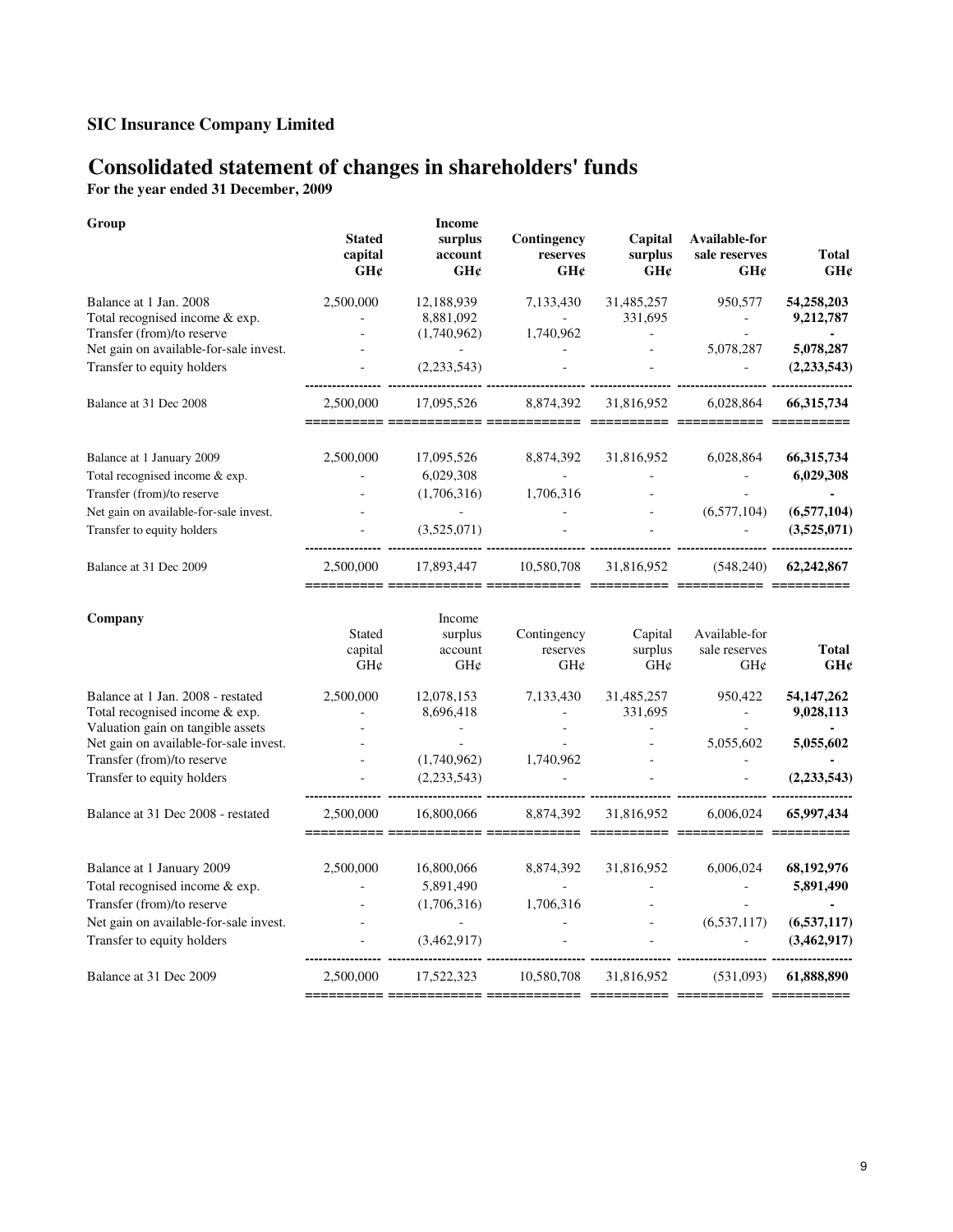**SIC Insurance Company Limited**

# Consolidated statement of changes in shareholders' funds

**For the year ended 31 December, 2009**

**Group**

| | Stated capital GH¢ | Income surplus account GH¢ | Contingency reserves GH¢ | Capital surplus GH¢ | Available-for sale reserves GH¢ | Total GH¢ |
|---|---|---|---|---|---|---|
| Balance at 1 Jan. 2008 | 2,500,000 | 12,188,939 | 7,133,430 | 31,485,257 | 950,577 | **54,258,203** |
| Total recognised income & exp. | - | 8,881,092 | - | 331,695 | - | **9,212,787** |
| Transfer (from)/to reserve | - | (1,740,962) | 1,740,962 | - | - | **-** |
| Net gain on available-for-sale invest. | - | - | - | - | 5,078,287 | **5,078,287** |
| Transfer to equity holders | - | (2,233,543) | - | - | - | **(2,233,543)** |
| Balance at 31 Dec 2008 | 2,500,000 | 17,095,526 | 8,874,392 | 31,816,952 | 6,028,864 | **66,315,734** |
| Balance at 1 January 2009 | 2,500,000 | 17,095,526 | 8,874,392 | 31,816,952 | 6,028,864 | **66,315,734** |
| Total recognised income & exp. | - | 6,029,308 | - | - | - | **6,029,308** |
| Transfer (from)/to reserve | - | (1,706,316) | 1,706,316 | - | - | **-** |
| Net gain on available-for-sale invest. | - | - | - | - | (6,577,104) | **(6,577,104)** |
| Transfer to equity holders | - | (3,525,071) | - | - | - | **(3,525,071)** |
| Balance at 31 Dec 2009 | 2,500,000 | 17,893,447 | 10,580,708 | 31,816,952 | (548,240) | **62,242,867** |

**Company**

| | Stated capital GH¢ | Income surplus account GH¢ | Contingency reserves GH¢ | Capital surplus GH¢ | Available-for sale reserves GH¢ | Total GH¢ |
|---|---|---|---|---|---|---|
| Balance at 1 Jan. 2008 - restated | 2,500,000 | 12,078,153 | 7,133,430 | 31,485,257 | 950,422 | **54,147,262** |
| Total recognised income & exp. | - | 8,696,418 | - | 331,695 | - | **9,028,113** |
| Valuation gain on tangible assets | - | - | - | - | - | **-** |
| Net gain on available-for-sale invest. | - | - | - | - | 5,055,602 | **5,055,602** |
| Transfer (from)/to reserve | - | (1,740,962) | 1,740,962 | - | - | **-** |
| Transfer to equity holders | - | (2,233,543) | - | - | - | **(2,233,543)** |
| Balance at 31 Dec 2008 - restated | 2,500,000 | 16,800,066 | 8,874,392 | 31,816,952 | 6,006,024 | **65,997,434** |
| Balance at 1 January 2009 | 2,500,000 | 16,800,066 | 8,874,392 | 31,816,952 | 6,006,024 | **68,192,976** |
| Total recognised income & exp. | - | 5,891,490 | - | - | - | **5,891,490** |
| Transfer (from)/to reserve | - | (1,706,316) | 1,706,316 | - | - | **-** |
| Net gain on available-for-sale invest. | - | - | - | - | (6,537,117) | **(6,537,117)** |
| Transfer to equity holders | - | (3,462,917) | - | - | - | **(3,462,917)** |
| Balance at 31 Dec 2009 | 2,500,000 | 17,522,323 | 10,580,708 | 31,816,952 | (531,093) | **61,888,890** |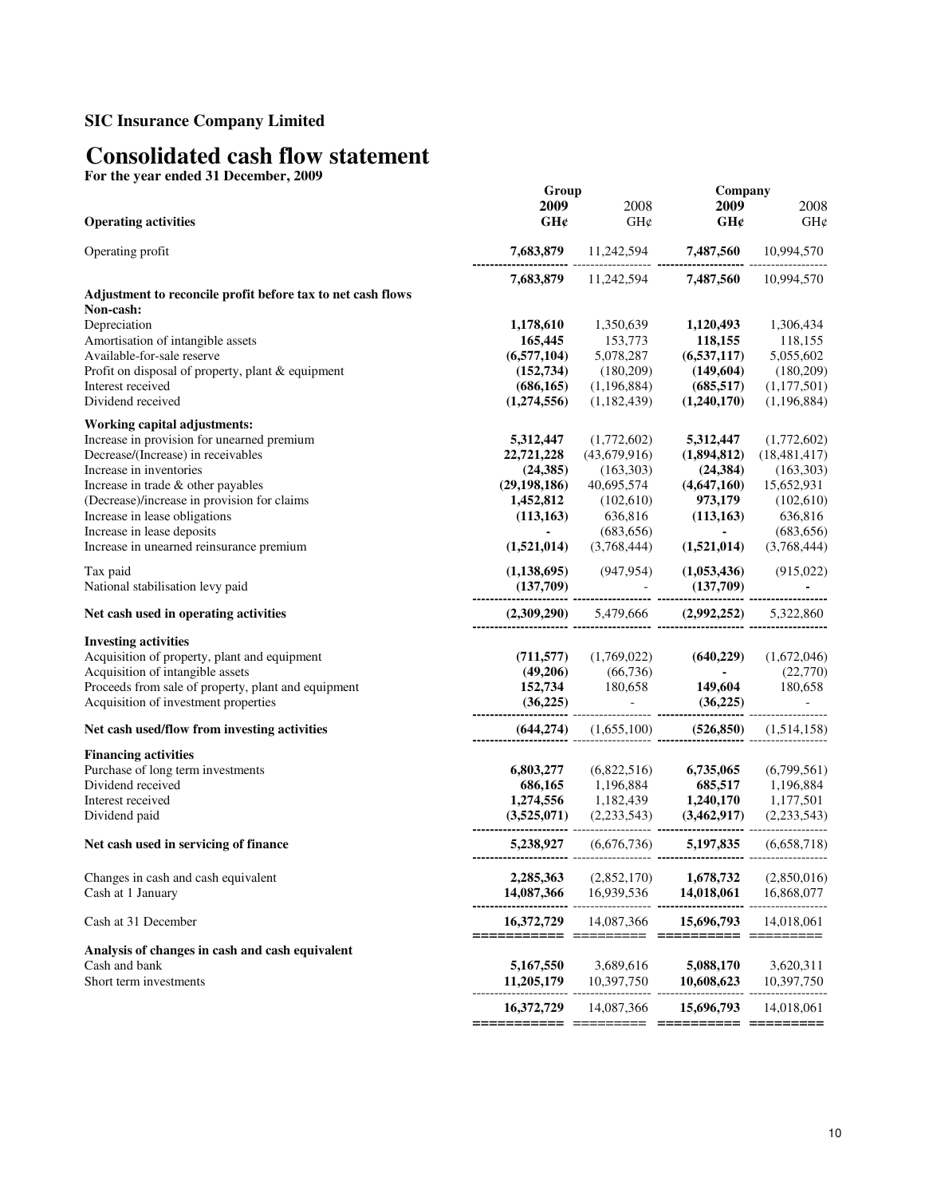## SIC Insurance Company Limited

# Consolidated cash flow statement

**For the year ended 31 December, 2009**

| | Group | | Company | |
|---|---|---|---|---|
| | **2009** | 2008 | **2009** | 2008 |
| **Operating activities** | **GH¢** | GH¢ | **GH¢** | GH¢ |
| Operating profit | **7,683,879** | 11,242,594 | **7,487,560** | 10,994,570 |
| | **7,683,879** | 11,242,594 | **7,487,560** | 10,994,570 |
| **Adjustment to reconcile profit before tax to net cash flows** | | | | |
| **Non-cash:** | | | | |
| Depreciation | **1,178,610** | 1,350,639 | **1,120,493** | 1,306,434 |
| Amortisation of intangible assets | **165,445** | 153,773 | **118,155** | 118,155 |
| Available-for-sale reserve | **(6,577,104)** | 5,078,287 | **(6,537,117)** | 5,055,602 |
| Profit on disposal of property, plant & equipment | **(152,734)** | (180,209) | **(149,604)** | (180,209) |
| Interest received | **(686,165)** | (1,196,884) | **(685,517)** | (1,177,501) |
| Dividend received | **(1,274,556)** | (1,182,439) | **(1,240,170)** | (1,196,884) |
| **Working capital adjustments:** | | | | |
| Increase in provision for unearned premium | **5,312,447** | (1,772,602) | **5,312,447** | (1,772,602) |
| Decrease/(Increase) in receivables | **22,721,228** | (43,679,916) | **(1,894,812)** | (18,481,417) |
| Increase in inventories | **(24,385)** | (163,303) | **(24,384)** | (163,303) |
| Increase in trade & other payables | **(29,198,186)** | 40,695,574 | **(4,647,160)** | 15,652,931 |
| (Decrease)/increase in provision for claims | **1,452,812** | (102,610) | **973,179** | (102,610) |
| Increase in lease obligations | **(113,163)** | 636,816 | **(113,163)** | 636,816 |
| Increase in lease deposits | **-** | (683,656) | **-** | (683,656) |
| Increase in unearned reinsurance premium | **(1,521,014)** | (3,768,444) | **(1,521,014)** | (3,768,444) |
| Tax paid | **(1,138,695)** | (947,954) | **(1,053,436)** | (915,022) |
| National stabilisation levy paid | **(137,709)** | - | **(137,709)** | **-** |
| **Net cash used in operating activities** | **(2,309,290)** | 5,479,666 | **(2,992,252)** | 5,322,860 |
| **Investing activities** | | | | |
| Acquisition of property, plant and equipment | **(711,577)** | (1,769,022) | **(640,229)** | (1,672,046) |
| Acquisition of intangible assets | **(49,206)** | (66,736) | **-** | (22,770) |
| Proceeds from sale of property, plant and equipment | **152,734** | 180,658 | **149,604** | 180,658 |
| Acquisition of investment properties | **(36,225)** | - | **(36,225)** | - |
| **Net cash used/flow from investing activities** | **(644,274)** | (1,655,100) | **(526,850)** | (1,514,158) |
| **Financing activities** | | | | |
| Purchase of long term investments | **6,803,277** | (6,822,516) | **6,735,065** | (6,799,561) |
| Dividend received | **686,165** | 1,196,884 | **685,517** | 1,196,884 |
| Interest received | **1,274,556** | 1,182,439 | **1,240,170** | 1,177,501 |
| Dividend paid | **(3,525,071)** | (2,233,543) | **(3,462,917)** | (2,233,543) |
| **Net cash used in servicing of finance** | **5,238,927** | (6,676,736) | **5,197,835** | (6,658,718) |
| Changes in cash and cash equivalent | **2,285,363** | (2,852,170) | **1,678,732** | (2,850,016) |
| Cash at 1 January | **14,087,366** | 16,939,536 | **14,018,061** | 16,868,077 |
| Cash at 31 December | **16,372,729** | 14,087,366 | **15,696,793** | 14,018,061 |
| **Analysis of changes in cash and cash equivalent** | | | | |
| Cash and bank | **5,167,550** | 3,689,616 | **5,088,170** | 3,620,311 |
| Short term investments | **11,205,179** | 10,397,750 | **10,608,623** | 10,397,750 |
| | **16,372,729** | 14,087,366 | **15,696,793** | 14,018,061 |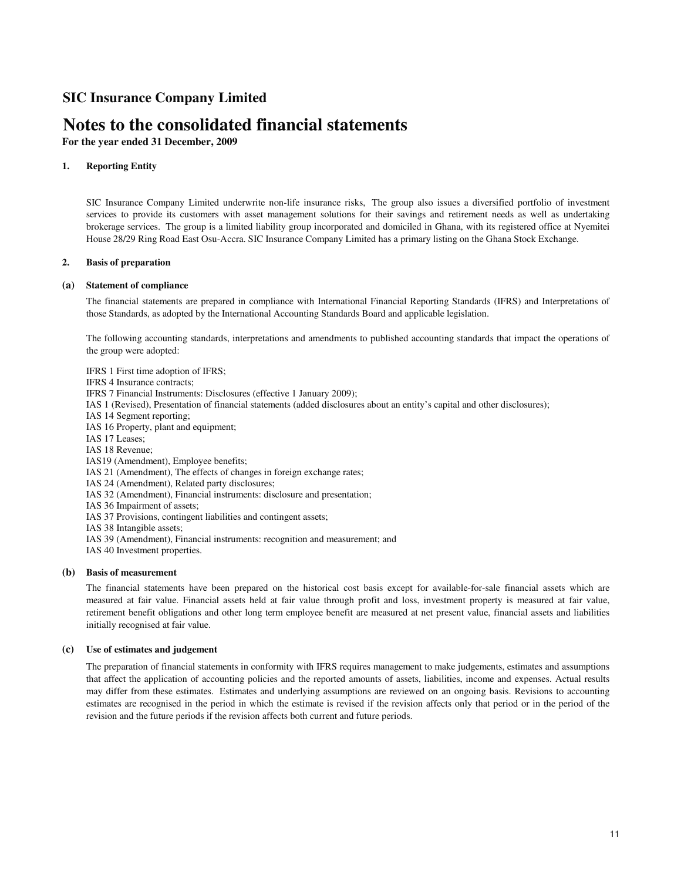# SIC Insurance Company Limited

# Notes to the consolidated financial statements

**For the year ended 31 December, 2009**

## 1. Reporting Entity

SIC Insurance Company Limited underwrite non-life insurance risks, The group also issues a diversified portfolio of investment services to provide its customers with asset management solutions for their savings and retirement needs as well as undertaking brokerage services. The group is a limited liability group incorporated and domiciled in Ghana, with its registered office at Nyemitei House 28/29 Ring Road East Osu-Accra. SIC Insurance Company Limited has a primary listing on the Ghana Stock Exchange.

## 2. Basis of preparation

### (a) Statement of compliance

The financial statements are prepared in compliance with International Financial Reporting Standards (IFRS) and Interpretations of those Standards, as adopted by the International Accounting Standards Board and applicable legislation.

The following accounting standards, interpretations and amendments to published accounting standards that impact the operations of the group were adopted:

IFRS 1 First time adoption of IFRS;
IFRS 4 Insurance contracts;
IFRS 7 Financial Instruments: Disclosures (effective 1 January 2009);
IAS 1 (Revised), Presentation of financial statements (added disclosures about an entity's capital and other disclosures);
IAS 14 Segment reporting;
IAS 16 Property, plant and equipment;
IAS 17 Leases;
IAS 18 Revenue;
IAS19 (Amendment), Employee benefits;
IAS 21 (Amendment), The effects of changes in foreign exchange rates;
IAS 24 (Amendment), Related party disclosures;
IAS 32 (Amendment), Financial instruments: disclosure and presentation;
IAS 36 Impairment of assets;
IAS 37 Provisions, contingent liabilities and contingent assets;
IAS 38 Intangible assets;
IAS 39 (Amendment), Financial instruments: recognition and measurement; and
IAS 40 Investment properties.

### (b) Basis of measurement

The financial statements have been prepared on the historical cost basis except for available-for-sale financial assets which are measured at fair value. Financial assets held at fair value through profit and loss, investment property is measured at fair value, retirement benefit obligations and other long term employee benefit are measured at net present value, financial assets and liabilities initially recognised at fair value.

### (c) Use of estimates and judgement

The preparation of financial statements in conformity with IFRS requires management to make judgements, estimates and assumptions that affect the application of accounting policies and the reported amounts of assets, liabilities, income and expenses. Actual results may differ from these estimates. Estimates and underlying assumptions are reviewed on an ongoing basis. Revisions to accounting estimates are recognised in the period in which the estimate is revised if the revision affects only that period or in the period of the revision and the future periods if the revision affects both current and future periods.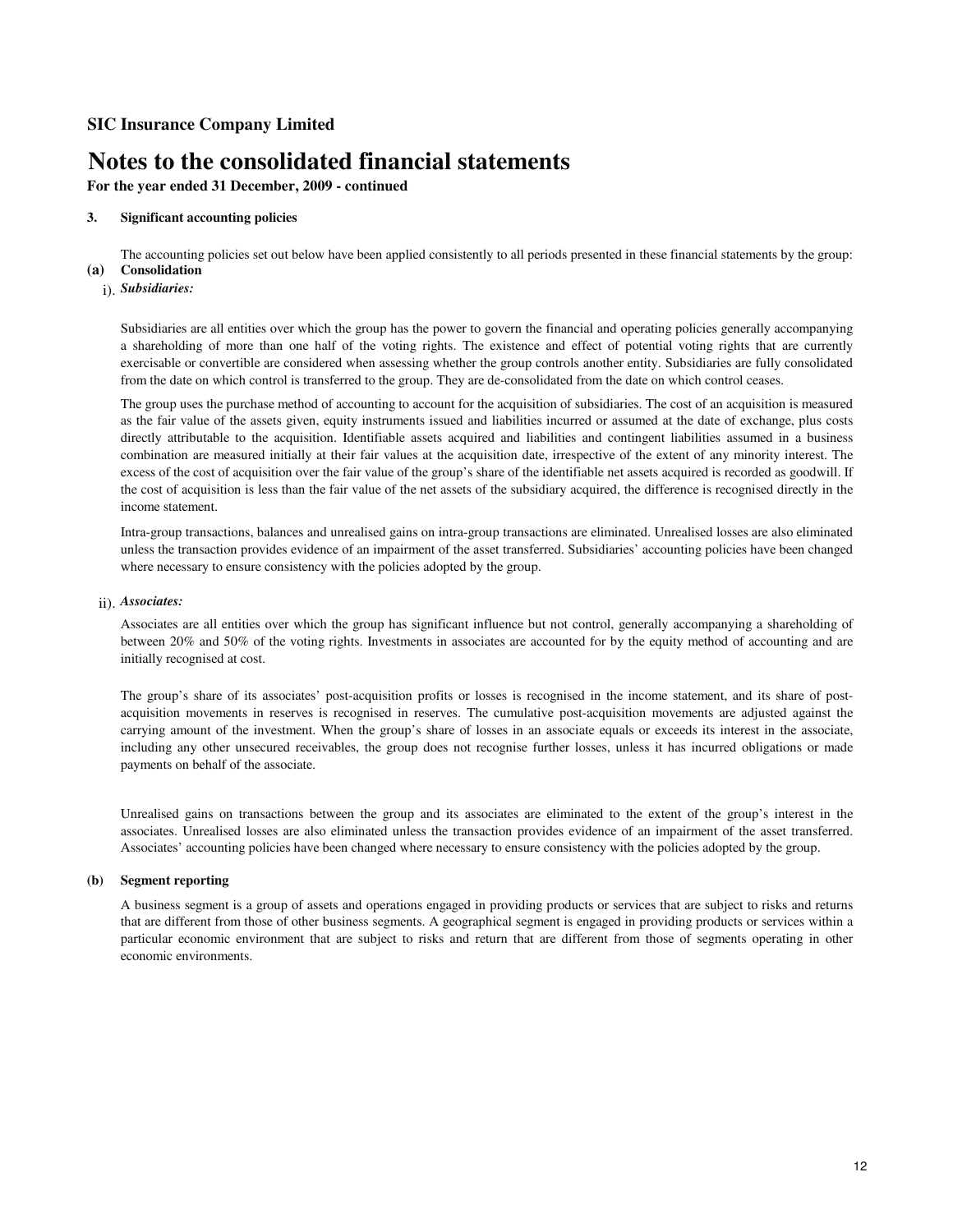**SIC Insurance Company Limited**

# Notes to the consolidated financial statements

**For the year ended 31 December, 2009 - continued**

## 3. Significant accounting policies

The accounting policies set out below have been applied consistently to all periods presented in these financial statements by the group:

### (a) Consolidation

i). ***Subsidiaries:***

Subsidiaries are all entities over which the group has the power to govern the financial and operating policies generally accompanying a shareholding of more than one half of the voting rights. The existence and effect of potential voting rights that are currently exercisable or convertible are considered when assessing whether the group controls another entity. Subsidiaries are fully consolidated from the date on which control is transferred to the group. They are de-consolidated from the date on which control ceases.

The group uses the purchase method of accounting to account for the acquisition of subsidiaries. The cost of an acquisition is measured as the fair value of the assets given, equity instruments issued and liabilities incurred or assumed at the date of exchange, plus costs directly attributable to the acquisition. Identifiable assets acquired and liabilities and contingent liabilities assumed in a business combination are measured initially at their fair values at the acquisition date, irrespective of the extent of any minority interest. The excess of the cost of acquisition over the fair value of the group's share of the identifiable net assets acquired is recorded as goodwill. If the cost of acquisition is less than the fair value of the net assets of the subsidiary acquired, the difference is recognised directly in the income statement.

Intra-group transactions, balances and unrealised gains on intra-group transactions are eliminated. Unrealised losses are also eliminated unless the transaction provides evidence of an impairment of the asset transferred. Subsidiaries' accounting policies have been changed where necessary to ensure consistency with the policies adopted by the group.

ii). ***Associates:***

Associates are all entities over which the group has significant influence but not control, generally accompanying a shareholding of between 20% and 50% of the voting rights. Investments in associates are accounted for by the equity method of accounting and are initially recognised at cost.

The group's share of its associates' post-acquisition profits or losses is recognised in the income statement, and its share of post-acquisition movements in reserves is recognised in reserves. The cumulative post-acquisition movements are adjusted against the carrying amount of the investment. When the group's share of losses in an associate equals or exceeds its interest in the associate, including any other unsecured receivables, the group does not recognise further losses, unless it has incurred obligations or made payments on behalf of the associate.

Unrealised gains on transactions between the group and its associates are eliminated to the extent of the group's interest in the associates. Unrealised losses are also eliminated unless the transaction provides evidence of an impairment of the asset transferred. Associates' accounting policies have been changed where necessary to ensure consistency with the policies adopted by the group.

### (b) Segment reporting

A business segment is a group of assets and operations engaged in providing products or services that are subject to risks and returns that are different from those of other business segments. A geographical segment is engaged in providing products or services within a particular economic environment that are subject to risks and return that are different from those of segments operating in other economic environments.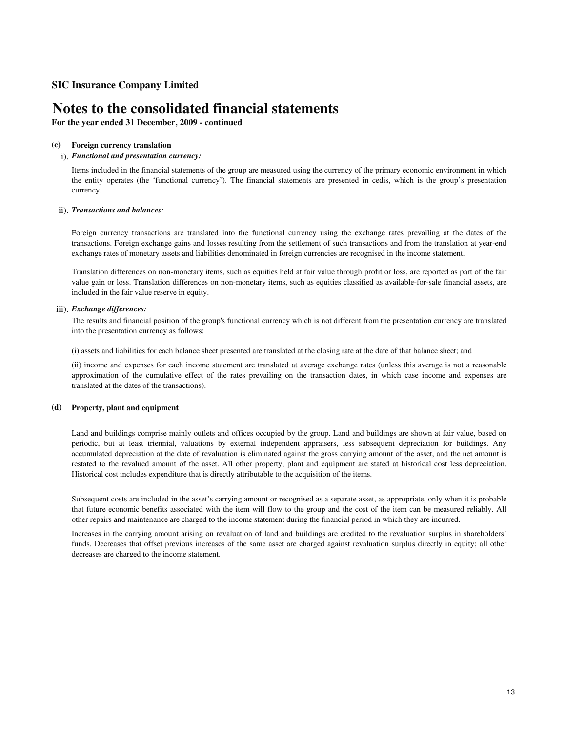**SIC Insurance Company Limited**

# Notes to the consolidated financial statements

**For the year ended 31 December, 2009 - continued**

**(c) Foreign currency translation**

i). ***Functional and presentation currency:***

Items included in the financial statements of the group are measured using the currency of the primary economic environment in which the entity operates (the 'functional currency'). The financial statements are presented in cedis, which is the group's presentation currency.

ii). ***Transactions and balances:***

Foreign currency transactions are translated into the functional currency using the exchange rates prevailing at the dates of the transactions. Foreign exchange gains and losses resulting from the settlement of such transactions and from the translation at year-end exchange rates of monetary assets and liabilities denominated in foreign currencies are recognised in the income statement.

Translation differences on non-monetary items, such as equities held at fair value through profit or loss, are reported as part of the fair value gain or loss. Translation differences on non-monetary items, such as equities classified as available-for-sale financial assets, are included in the fair value reserve in equity.

iii). ***Exchange differences:***

The results and financial position of the group's functional currency which is not different from the presentation currency are translated into the presentation currency as follows:

(i) assets and liabilities for each balance sheet presented are translated at the closing rate at the date of that balance sheet; and

(ii) income and expenses for each income statement are translated at average exchange rates (unless this average is not a reasonable approximation of the cumulative effect of the rates prevailing on the transaction dates, in which case income and expenses are translated at the dates of the transactions).

**(d) Property, plant and equipment**

Land and buildings comprise mainly outlets and offices occupied by the group. Land and buildings are shown at fair value, based on periodic, but at least triennial, valuations by external independent appraisers, less subsequent depreciation for buildings. Any accumulated depreciation at the date of revaluation is eliminated against the gross carrying amount of the asset, and the net amount is restated to the revalued amount of the asset. All other property, plant and equipment are stated at historical cost less depreciation. Historical cost includes expenditure that is directly attributable to the acquisition of the items.

Subsequent costs are included in the asset's carrying amount or recognised as a separate asset, as appropriate, only when it is probable that future economic benefits associated with the item will flow to the group and the cost of the item can be measured reliably. All other repairs and maintenance are charged to the income statement during the financial period in which they are incurred.

Increases in the carrying amount arising on revaluation of land and buildings are credited to the revaluation surplus in shareholders' funds. Decreases that offset previous increases of the same asset are charged against revaluation surplus directly in equity; all other decreases are charged to the income statement.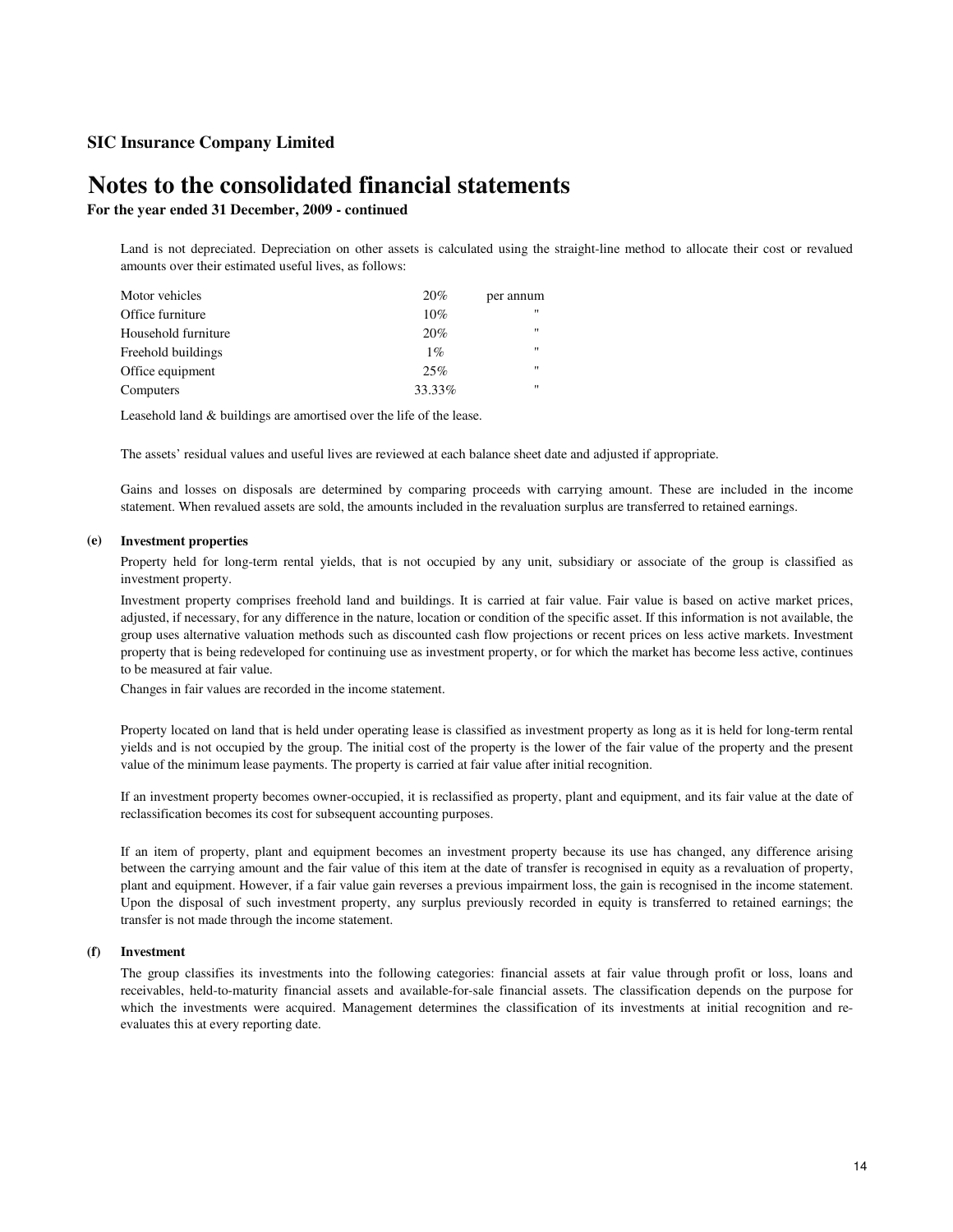## SIC Insurance Company Limited

# Notes to the consolidated financial statements

**For the year ended 31 December, 2009 - continued**

Land is not depreciated. Depreciation on other assets is calculated using the straight-line method to allocate their cost or revalued amounts over their estimated useful lives, as follows:

| | | |
|---|---|---|
| Motor vehicles | 20% | per annum |
| Office furniture | 10% | " |
| Household furniture | 20% | " |
| Freehold buildings | 1% | " |
| Office equipment | 25% | " |
| Computers | 33.33% | " |

Leasehold land & buildings are amortised over the life of the lease.

The assets' residual values and useful lives are reviewed at each balance sheet date and adjusted if appropriate.

Gains and losses on disposals are determined by comparing proceeds with carrying amount. These are included in the income statement. When revalued assets are sold, the amounts included in the revaluation surplus are transferred to retained earnings.

**(e) Investment properties**

Property held for long-term rental yields, that is not occupied by any unit, subsidiary or associate of the group is classified as investment property.

Investment property comprises freehold land and buildings. It is carried at fair value. Fair value is based on active market prices, adjusted, if necessary, for any difference in the nature, location or condition of the specific asset. If this information is not available, the group uses alternative valuation methods such as discounted cash flow projections or recent prices on less active markets. Investment property that is being redeveloped for continuing use as investment property, or for which the market has become less active, continues to be measured at fair value.

Changes in fair values are recorded in the income statement.

Property located on land that is held under operating lease is classified as investment property as long as it is held for long-term rental yields and is not occupied by the group. The initial cost of the property is the lower of the fair value of the property and the present value of the minimum lease payments. The property is carried at fair value after initial recognition.

If an investment property becomes owner-occupied, it is reclassified as property, plant and equipment, and its fair value at the date of reclassification becomes its cost for subsequent accounting purposes.

If an item of property, plant and equipment becomes an investment property because its use has changed, any difference arising between the carrying amount and the fair value of this item at the date of transfer is recognised in equity as a revaluation of property, plant and equipment. However, if a fair value gain reverses a previous impairment loss, the gain is recognised in the income statement. Upon the disposal of such investment property, any surplus previously recorded in equity is transferred to retained earnings; the transfer is not made through the income statement.

**(f) Investment**

The group classifies its investments into the following categories: financial assets at fair value through profit or loss, loans and receivables, held-to-maturity financial assets and available-for-sale financial assets. The classification depends on the purpose for which the investments were acquired. Management determines the classification of its investments at initial recognition and re-evaluates this at every reporting date.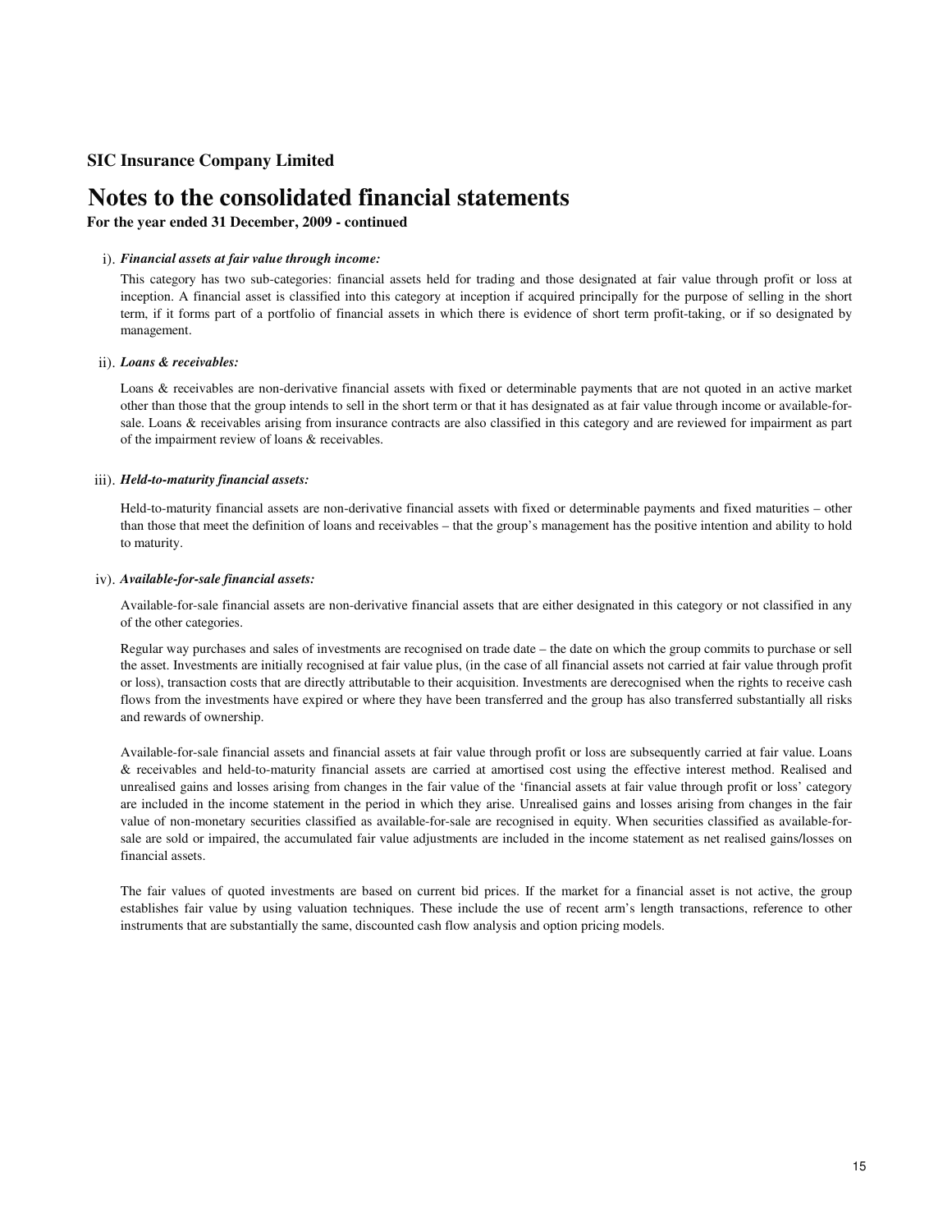**SIC Insurance Company Limited**

# Notes to the consolidated financial statements

**For the year ended 31 December, 2009 - continued**

i). ***Financial assets at fair value through income:***

This category has two sub-categories: financial assets held for trading and those designated at fair value through profit or loss at inception. A financial asset is classified into this category at inception if acquired principally for the purpose of selling in the short term, if it forms part of a portfolio of financial assets in which there is evidence of short term profit-taking, or if so designated by management.

ii). ***Loans & receivables:***

Loans & receivables are non-derivative financial assets with fixed or determinable payments that are not quoted in an active market other than those that the group intends to sell in the short term or that it has designated as at fair value through income or available-for-sale. Loans & receivables arising from insurance contracts are also classified in this category and are reviewed for impairment as part of the impairment review of loans & receivables.

iii). ***Held-to-maturity financial assets:***

Held-to-maturity financial assets are non-derivative financial assets with fixed or determinable payments and fixed maturities – other than those that meet the definition of loans and receivables – that the group's management has the positive intention and ability to hold to maturity.

iv). ***Available-for-sale financial assets:***

Available-for-sale financial assets are non-derivative financial assets that are either designated in this category or not classified in any of the other categories.

Regular way purchases and sales of investments are recognised on trade date – the date on which the group commits to purchase or sell the asset. Investments are initially recognised at fair value plus, (in the case of all financial assets not carried at fair value through profit or loss), transaction costs that are directly attributable to their acquisition. Investments are derecognised when the rights to receive cash flows from the investments have expired or where they have been transferred and the group has also transferred substantially all risks and rewards of ownership.

Available-for-sale financial assets and financial assets at fair value through profit or loss are subsequently carried at fair value. Loans & receivables and held-to-maturity financial assets are carried at amortised cost using the effective interest method. Realised and unrealised gains and losses arising from changes in the fair value of the 'financial assets at fair value through profit or loss' category are included in the income statement in the period in which they arise. Unrealised gains and losses arising from changes in the fair value of non-monetary securities classified as available-for-sale are recognised in equity. When securities classified as available-for-sale are sold or impaired, the accumulated fair value adjustments are included in the income statement as net realised gains/losses on financial assets.

The fair values of quoted investments are based on current bid prices. If the market for a financial asset is not active, the group establishes fair value by using valuation techniques. These include the use of recent arm's length transactions, reference to other instruments that are substantially the same, discounted cash flow analysis and option pricing models.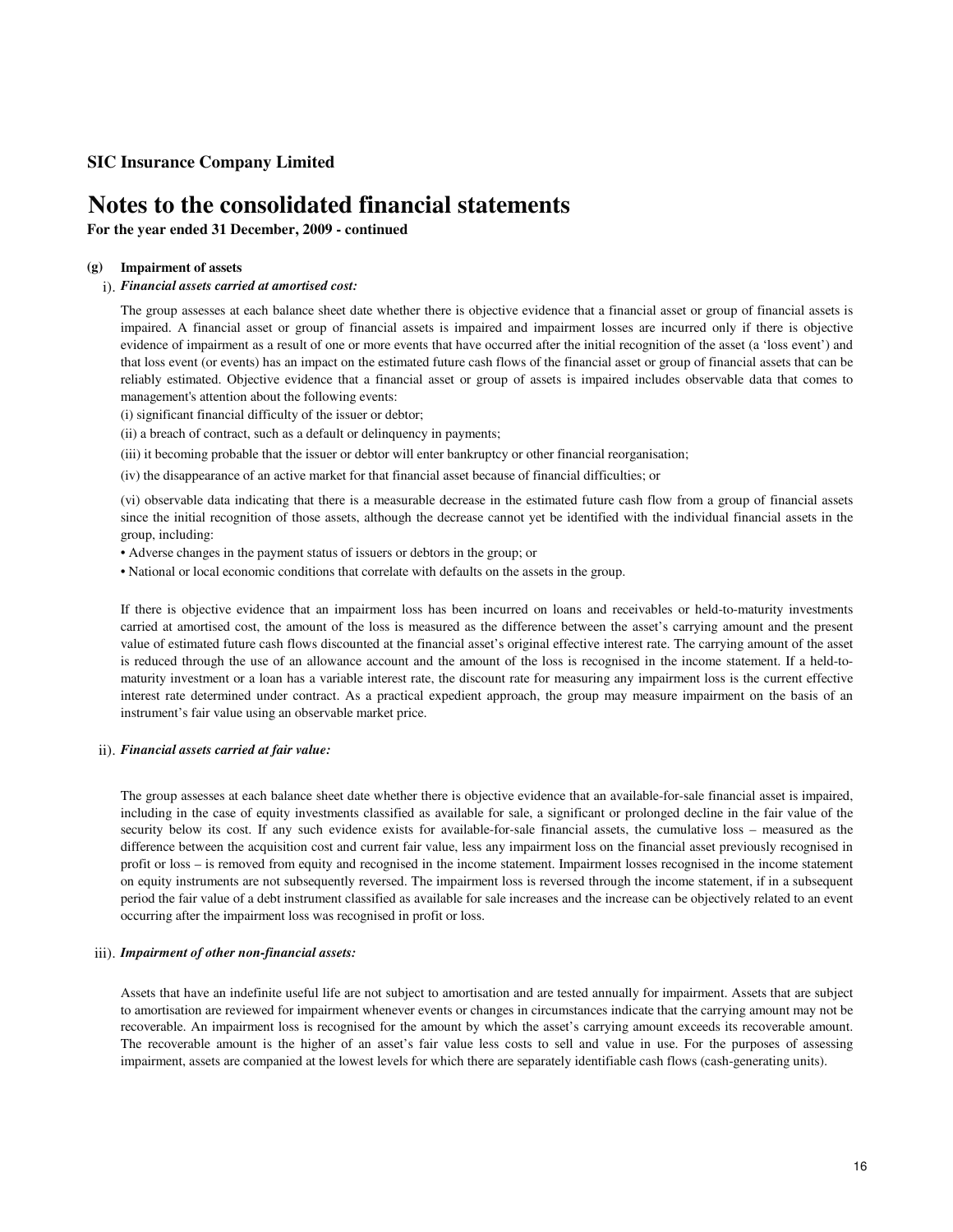**SIC Insurance Company Limited**

# Notes to the consolidated financial statements

**For the year ended 31 December, 2009 - continued**

**(g) Impairment of assets**

i). ***Financial assets carried at amortised cost:***

The group assesses at each balance sheet date whether there is objective evidence that a financial asset or group of financial assets is impaired. A financial asset or group of financial assets is impaired and impairment losses are incurred only if there is objective evidence of impairment as a result of one or more events that have occurred after the initial recognition of the asset (a 'loss event') and that loss event (or events) has an impact on the estimated future cash flows of the financial asset or group of financial assets that can be reliably estimated. Objective evidence that a financial asset or group of assets is impaired includes observable data that comes to management's attention about the following events:

(i) significant financial difficulty of the issuer or debtor;

(ii) a breach of contract, such as a default or delinquency in payments;

(iii) it becoming probable that the issuer or debtor will enter bankruptcy or other financial reorganisation;

(iv) the disappearance of an active market for that financial asset because of financial difficulties; or

(vi) observable data indicating that there is a measurable decrease in the estimated future cash flow from a group of financial assets since the initial recognition of those assets, although the decrease cannot yet be identified with the individual financial assets in the group, including:

- Adverse changes in the payment status of issuers or debtors in the group; or
- National or local economic conditions that correlate with defaults on the assets in the group.

If there is objective evidence that an impairment loss has been incurred on loans and receivables or held-to-maturity investments carried at amortised cost, the amount of the loss is measured as the difference between the asset's carrying amount and the present value of estimated future cash flows discounted at the financial asset's original effective interest rate. The carrying amount of the asset is reduced through the use of an allowance account and the amount of the loss is recognised in the income statement. If a held-to-maturity investment or a loan has a variable interest rate, the discount rate for measuring any impairment loss is the current effective interest rate determined under contract. As a practical expedient approach, the group may measure impairment on the basis of an instrument's fair value using an observable market price.

ii). ***Financial assets carried at fair value:***

The group assesses at each balance sheet date whether there is objective evidence that an available-for-sale financial asset is impaired, including in the case of equity investments classified as available for sale, a significant or prolonged decline in the fair value of the security below its cost. If any such evidence exists for available-for-sale financial assets, the cumulative loss – measured as the difference between the acquisition cost and current fair value, less any impairment loss on the financial asset previously recognised in profit or loss – is removed from equity and recognised in the income statement. Impairment losses recognised in the income statement on equity instruments are not subsequently reversed. The impairment loss is reversed through the income statement, if in a subsequent period the fair value of a debt instrument classified as available for sale increases and the increase can be objectively related to an event occurring after the impairment loss was recognised in profit or loss.

iii). ***Impairment of other non-financial assets:***

Assets that have an indefinite useful life are not subject to amortisation and are tested annually for impairment. Assets that are subject to amortisation are reviewed for impairment whenever events or changes in circumstances indicate that the carrying amount may not be recoverable. An impairment loss is recognised for the amount by which the asset's carrying amount exceeds its recoverable amount. The recoverable amount is the higher of an asset's fair value less costs to sell and value in use. For the purposes of assessing impairment, assets are companied at the lowest levels for which there are separately identifiable cash flows (cash-generating units).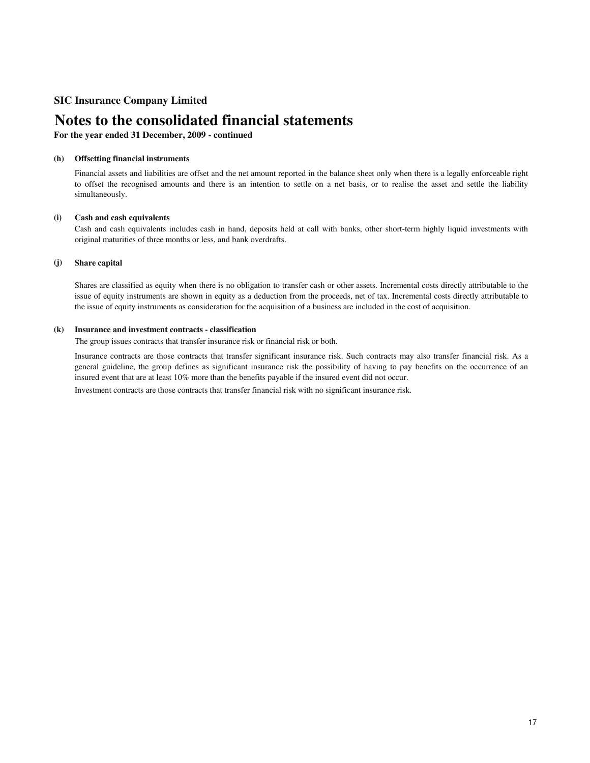**SIC Insurance Company Limited**

# Notes to the consolidated financial statements

**For the year ended 31 December, 2009 - continued**

**(h) Offsetting financial instruments**

Financial assets and liabilities are offset and the net amount reported in the balance sheet only when there is a legally enforceable right to offset the recognised amounts and there is an intention to settle on a net basis, or to realise the asset and settle the liability simultaneously.

**(i) Cash and cash equivalents**

Cash and cash equivalents includes cash in hand, deposits held at call with banks, other short-term highly liquid investments with original maturities of three months or less, and bank overdrafts.

**(j) Share capital**

Shares are classified as equity when there is no obligation to transfer cash or other assets. Incremental costs directly attributable to the issue of equity instruments are shown in equity as a deduction from the proceeds, net of tax. Incremental costs directly attributable to the issue of equity instruments as consideration for the acquisition of a business are included in the cost of acquisition.

**(k) Insurance and investment contracts - classification**

The group issues contracts that transfer insurance risk or financial risk or both.

Insurance contracts are those contracts that transfer significant insurance risk. Such contracts may also transfer financial risk. As a general guideline, the group defines as significant insurance risk the possibility of having to pay benefits on the occurrence of an insured event that are at least 10% more than the benefits payable if the insured event did not occur.

Investment contracts are those contracts that transfer financial risk with no significant insurance risk.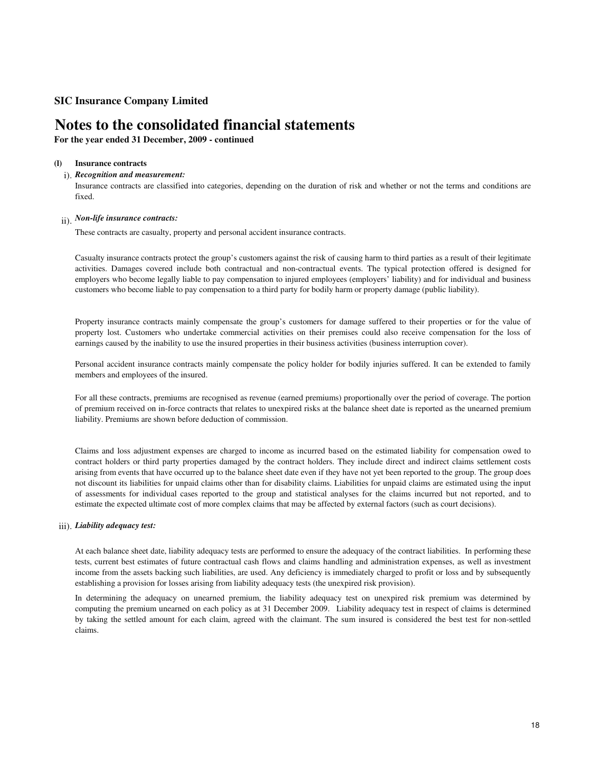**SIC Insurance Company Limited**

# Notes to the consolidated financial statements

**For the year ended 31 December, 2009 - continued**

**(l) Insurance contracts**

i). ***Recognition and measurement:***

Insurance contracts are classified into categories, depending on the duration of risk and whether or not the terms and conditions are fixed.

ii). ***Non-life insurance contracts:***

These contracts are casualty, property and personal accident insurance contracts.

Casualty insurance contracts protect the group's customers against the risk of causing harm to third parties as a result of their legitimate activities. Damages covered include both contractual and non-contractual events. The typical protection offered is designed for employers who become legally liable to pay compensation to injured employees (employers' liability) and for individual and business customers who become liable to pay compensation to a third party for bodily harm or property damage (public liability).

Property insurance contracts mainly compensate the group's customers for damage suffered to their properties or for the value of property lost. Customers who undertake commercial activities on their premises could also receive compensation for the loss of earnings caused by the inability to use the insured properties in their business activities (business interruption cover).

Personal accident insurance contracts mainly compensate the policy holder for bodily injuries suffered. It can be extended to family members and employees of the insured.

For all these contracts, premiums are recognised as revenue (earned premiums) proportionally over the period of coverage. The portion of premium received on in-force contracts that relates to unexpired risks at the balance sheet date is reported as the unearned premium liability. Premiums are shown before deduction of commission.

Claims and loss adjustment expenses are charged to income as incurred based on the estimated liability for compensation owed to contract holders or third party properties damaged by the contract holders. They include direct and indirect claims settlement costs arising from events that have occurred up to the balance sheet date even if they have not yet been reported to the group. The group does not discount its liabilities for unpaid claims other than for disability claims. Liabilities for unpaid claims are estimated using the input of assessments for individual cases reported to the group and statistical analyses for the claims incurred but not reported, and to estimate the expected ultimate cost of more complex claims that may be affected by external factors (such as court decisions).

iii). ***Liability adequacy test:***

At each balance sheet date, liability adequacy tests are performed to ensure the adequacy of the contract liabilities. In performing these tests, current best estimates of future contractual cash flows and claims handling and administration expenses, as well as investment income from the assets backing such liabilities, are used. Any deficiency is immediately charged to profit or loss and by subsequently establishing a provision for losses arising from liability adequacy tests (the unexpired risk provision).

In determining the adequacy on unearned premium, the liability adequacy test on unexpired risk premium was determined by computing the premium unearned on each policy as at 31 December 2009. Liability adequacy test in respect of claims is determined by taking the settled amount for each claim, agreed with the claimant. The sum insured is considered the best test for non-settled claims.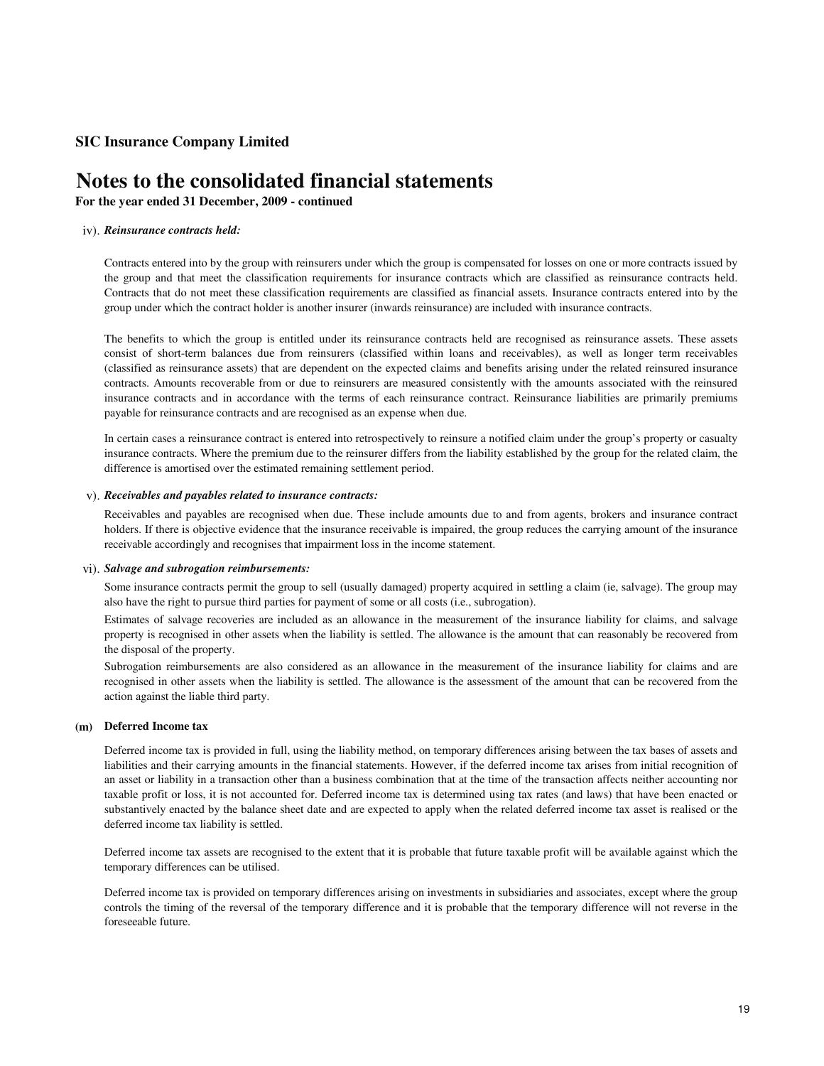## SIC Insurance Company Limited

# Notes to the consolidated financial statements

**For the year ended 31 December, 2009 - continued**

iv). ***Reinsurance contracts held:***

Contracts entered into by the group with reinsurers under which the group is compensated for losses on one or more contracts issued by the group and that meet the classification requirements for insurance contracts which are classified as reinsurance contracts held. Contracts that do not meet these classification requirements are classified as financial assets. Insurance contracts entered into by the group under which the contract holder is another insurer (inwards reinsurance) are included with insurance contracts.

The benefits to which the group is entitled under its reinsurance contracts held are recognised as reinsurance assets. These assets consist of short-term balances due from reinsurers (classified within loans and receivables), as well as longer term receivables (classified as reinsurance assets) that are dependent on the expected claims and benefits arising under the related reinsured insurance contracts. Amounts recoverable from or due to reinsurers are measured consistently with the amounts associated with the reinsured insurance contracts and in accordance with the terms of each reinsurance contract. Reinsurance liabilities are primarily premiums payable for reinsurance contracts and are recognised as an expense when due.

In certain cases a reinsurance contract is entered into retrospectively to reinsure a notified claim under the group's property or casualty insurance contracts. Where the premium due to the reinsurer differs from the liability established by the group for the related claim, the difference is amortised over the estimated remaining settlement period.

v). ***Receivables and payables related to insurance contracts:***

Receivables and payables are recognised when due. These include amounts due to and from agents, brokers and insurance contract holders. If there is objective evidence that the insurance receivable is impaired, the group reduces the carrying amount of the insurance receivable accordingly and recognises that impairment loss in the income statement.

vi). ***Salvage and subrogation reimbursements:***

Some insurance contracts permit the group to sell (usually damaged) property acquired in settling a claim (ie, salvage). The group may also have the right to pursue third parties for payment of some or all costs (i.e., subrogation).

Estimates of salvage recoveries are included as an allowance in the measurement of the insurance liability for claims, and salvage property is recognised in other assets when the liability is settled. The allowance is the amount that can reasonably be recovered from the disposal of the property.

Subrogation reimbursements are also considered as an allowance in the measurement of the insurance liability for claims and are recognised in other assets when the liability is settled. The allowance is the assessment of the amount that can be recovered from the action against the liable third party.

**(m) Deferred Income tax**

Deferred income tax is provided in full, using the liability method, on temporary differences arising between the tax bases of assets and liabilities and their carrying amounts in the financial statements. However, if the deferred income tax arises from initial recognition of an asset or liability in a transaction other than a business combination that at the time of the transaction affects neither accounting nor taxable profit or loss, it is not accounted for. Deferred income tax is determined using tax rates (and laws) that have been enacted or substantively enacted by the balance sheet date and are expected to apply when the related deferred income tax asset is realised or the deferred income tax liability is settled.

Deferred income tax assets are recognised to the extent that it is probable that future taxable profit will be available against which the temporary differences can be utilised.

Deferred income tax is provided on temporary differences arising on investments in subsidiaries and associates, except where the group controls the timing of the reversal of the temporary difference and it is probable that the temporary difference will not reverse in the foreseeable future.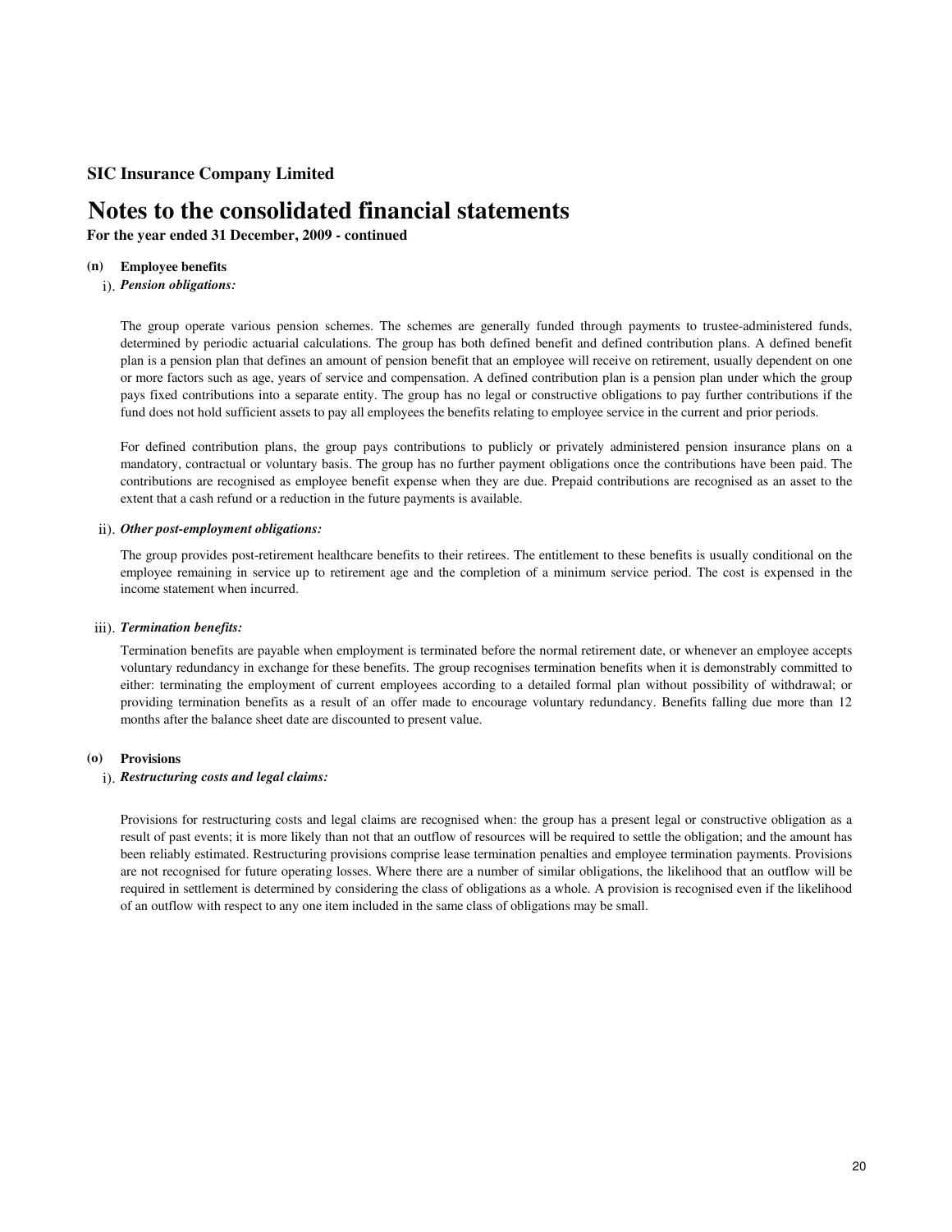**SIC Insurance Company Limited**

# Notes to the consolidated financial statements

**For the year ended 31 December, 2009 - continued**

**(n) Employee benefits**

i). ***Pension obligations:***

The group operate various pension schemes. The schemes are generally funded through payments to trustee-administered funds, determined by periodic actuarial calculations. The group has both defined benefit and defined contribution plans. A defined benefit plan is a pension plan that defines an amount of pension benefit that an employee will receive on retirement, usually dependent on one or more factors such as age, years of service and compensation. A defined contribution plan is a pension plan under which the group pays fixed contributions into a separate entity. The group has no legal or constructive obligations to pay further contributions if the fund does not hold sufficient assets to pay all employees the benefits relating to employee service in the current and prior periods.

For defined contribution plans, the group pays contributions to publicly or privately administered pension insurance plans on a mandatory, contractual or voluntary basis. The group has no further payment obligations once the contributions have been paid. The contributions are recognised as employee benefit expense when they are due. Prepaid contributions are recognised as an asset to the extent that a cash refund or a reduction in the future payments is available.

ii). ***Other post-employment obligations:***

The group provides post-retirement healthcare benefits to their retirees. The entitlement to these benefits is usually conditional on the employee remaining in service up to retirement age and the completion of a minimum service period. The cost is expensed in the income statement when incurred.

iii). ***Termination benefits:***

Termination benefits are payable when employment is terminated before the normal retirement date, or whenever an employee accepts voluntary redundancy in exchange for these benefits. The group recognises termination benefits when it is demonstrably committed to either: terminating the employment of current employees according to a detailed formal plan without possibility of withdrawal; or providing termination benefits as a result of an offer made to encourage voluntary redundancy. Benefits falling due more than 12 months after the balance sheet date are discounted to present value.

**(o) Provisions**

i). ***Restructuring costs and legal claims:***

Provisions for restructuring costs and legal claims are recognised when: the group has a present legal or constructive obligation as a result of past events; it is more likely than not that an outflow of resources will be required to settle the obligation; and the amount has been reliably estimated. Restructuring provisions comprise lease termination penalties and employee termination payments. Provisions are not recognised for future operating losses. Where there are a number of similar obligations, the likelihood that an outflow will be required in settlement is determined by considering the class of obligations as a whole. A provision is recognised even if the likelihood of an outflow with respect to any one item included in the same class of obligations may be small.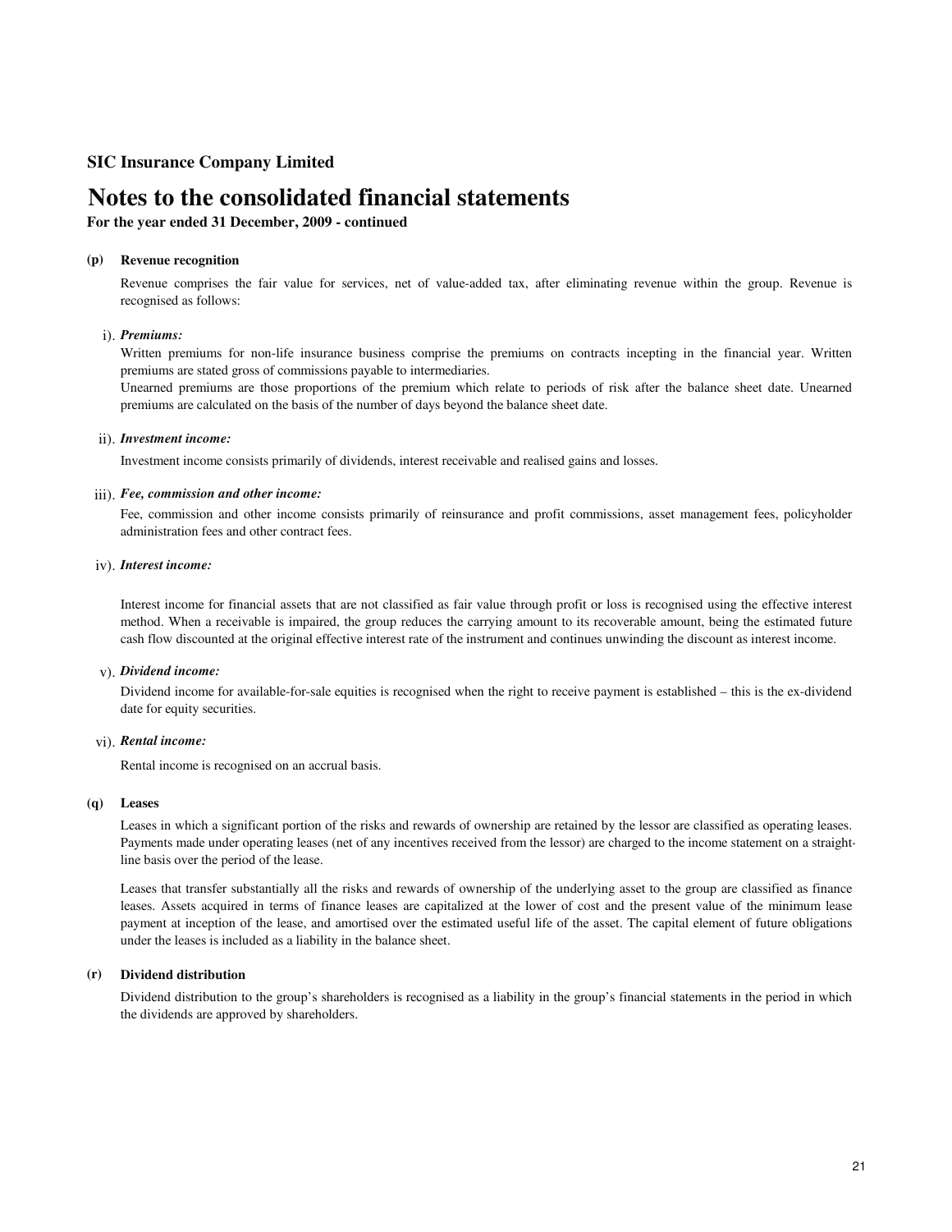**SIC Insurance Company Limited**

# Notes to the consolidated financial statements

**For the year ended 31 December, 2009 - continued**

**(p) Revenue recognition**

Revenue comprises the fair value for services, net of value-added tax, after eliminating revenue within the group. Revenue is recognised as follows:

i). ***Premiums:***

Written premiums for non-life insurance business comprise the premiums on contracts incepting in the financial year. Written premiums are stated gross of commissions payable to intermediaries.

Unearned premiums are those proportions of the premium which relate to periods of risk after the balance sheet date. Unearned premiums are calculated on the basis of the number of days beyond the balance sheet date.

ii). ***Investment income:***

Investment income consists primarily of dividends, interest receivable and realised gains and losses.

iii). ***Fee, commission and other income:***

Fee, commission and other income consists primarily of reinsurance and profit commissions, asset management fees, policyholder administration fees and other contract fees.

iv). ***Interest income:***

Interest income for financial assets that are not classified as fair value through profit or loss is recognised using the effective interest method. When a receivable is impaired, the group reduces the carrying amount to its recoverable amount, being the estimated future cash flow discounted at the original effective interest rate of the instrument and continues unwinding the discount as interest income.

v). ***Dividend income:***

Dividend income for available-for-sale equities is recognised when the right to receive payment is established – this is the ex-dividend date for equity securities.

vi). ***Rental income:***

Rental income is recognised on an accrual basis.

**(q) Leases**

Leases in which a significant portion of the risks and rewards of ownership are retained by the lessor are classified as operating leases. Payments made under operating leases (net of any incentives received from the lessor) are charged to the income statement on a straight-line basis over the period of the lease.

Leases that transfer substantially all the risks and rewards of ownership of the underlying asset to the group are classified as finance leases. Assets acquired in terms of finance leases are capitalized at the lower of cost and the present value of the minimum lease payment at inception of the lease, and amortised over the estimated useful life of the asset. The capital element of future obligations under the leases is included as a liability in the balance sheet.

**(r) Dividend distribution**

Dividend distribution to the group's shareholders is recognised as a liability in the group's financial statements in the period in which the dividends are approved by shareholders.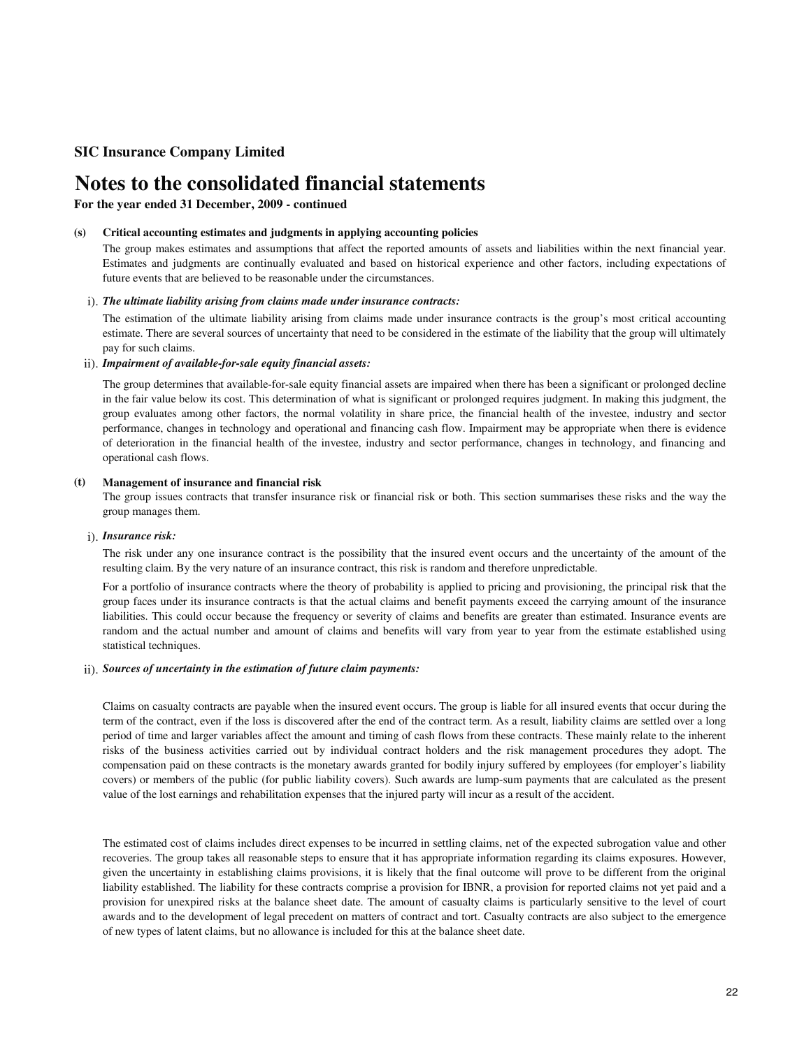**SIC Insurance Company Limited**

# Notes to the consolidated financial statements

**For the year ended 31 December, 2009 - continued**

**(s) Critical accounting estimates and judgments in applying accounting policies**

The group makes estimates and assumptions that affect the reported amounts of assets and liabilities within the next financial year. Estimates and judgments are continually evaluated and based on historical experience and other factors, including expectations of future events that are believed to be reasonable under the circumstances.

i). ***The ultimate liability arising from claims made under insurance contracts:***

The estimation of the ultimate liability arising from claims made under insurance contracts is the group's most critical accounting estimate. There are several sources of uncertainty that need to be considered in the estimate of the liability that the group will ultimately pay for such claims.

ii). ***Impairment of available-for-sale equity financial assets:***

The group determines that available-for-sale equity financial assets are impaired when there has been a significant or prolonged decline in the fair value below its cost. This determination of what is significant or prolonged requires judgment. In making this judgment, the group evaluates among other factors, the normal volatility in share price, the financial health of the investee, industry and sector performance, changes in technology and operational and financing cash flow. Impairment may be appropriate when there is evidence of deterioration in the financial health of the investee, industry and sector performance, changes in technology, and financing and operational cash flows.

**(t) Management of insurance and financial risk**

The group issues contracts that transfer insurance risk or financial risk or both. This section summarises these risks and the way the group manages them.

i). ***Insurance risk:***

The risk under any one insurance contract is the possibility that the insured event occurs and the uncertainty of the amount of the resulting claim. By the very nature of an insurance contract, this risk is random and therefore unpredictable.

For a portfolio of insurance contracts where the theory of probability is applied to pricing and provisioning, the principal risk that the group faces under its insurance contracts is that the actual claims and benefit payments exceed the carrying amount of the insurance liabilities. This could occur because the frequency or severity of claims and benefits are greater than estimated. Insurance events are random and the actual number and amount of claims and benefits will vary from year to year from the estimate established using statistical techniques.

ii). ***Sources of uncertainty in the estimation of future claim payments:***

Claims on casualty contracts are payable when the insured event occurs. The group is liable for all insured events that occur during the term of the contract, even if the loss is discovered after the end of the contract term. As a result, liability claims are settled over a long period of time and larger variables affect the amount and timing of cash flows from these contracts. These mainly relate to the inherent risks of the business activities carried out by individual contract holders and the risk management procedures they adopt. The compensation paid on these contracts is the monetary awards granted for bodily injury suffered by employees (for employer's liability covers) or members of the public (for public liability covers). Such awards are lump-sum payments that are calculated as the present value of the lost earnings and rehabilitation expenses that the injured party will incur as a result of the accident.

The estimated cost of claims includes direct expenses to be incurred in settling claims, net of the expected subrogation value and other recoveries. The group takes all reasonable steps to ensure that it has appropriate information regarding its claims exposures. However, given the uncertainty in establishing claims provisions, it is likely that the final outcome will prove to be different from the original liability established. The liability for these contracts comprise a provision for IBNR, a provision for reported claims not yet paid and a provision for unexpired risks at the balance sheet date. The amount of casualty claims is particularly sensitive to the level of court awards and to the development of legal precedent on matters of contract and tort. Casualty contracts are also subject to the emergence of new types of latent claims, but no allowance is included for this at the balance sheet date.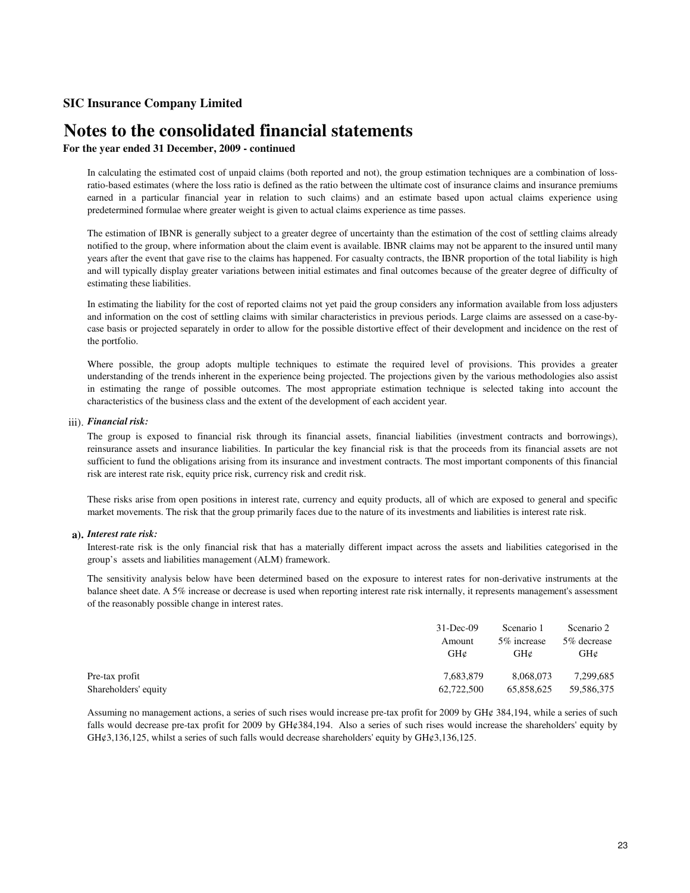**SIC Insurance Company Limited**

# Notes to the consolidated financial statements

**For the year ended 31 December, 2009 - continued**

In calculating the estimated cost of unpaid claims (both reported and not), the group estimation techniques are a combination of loss-ratio-based estimates (where the loss ratio is defined as the ratio between the ultimate cost of insurance claims and insurance premiums earned in a particular financial year in relation to such claims) and an estimate based upon actual claims experience using predetermined formulae where greater weight is given to actual claims experience as time passes.

The estimation of IBNR is generally subject to a greater degree of uncertainty than the estimation of the cost of settling claims already notified to the group, where information about the claim event is available. IBNR claims may not be apparent to the insured until many years after the event that gave rise to the claims has happened. For casualty contracts, the IBNR proportion of the total liability is high and will typically display greater variations between initial estimates and final outcomes because of the greater degree of difficulty of estimating these liabilities.

In estimating the liability for the cost of reported claims not yet paid the group considers any information available from loss adjusters and information on the cost of settling claims with similar characteristics in previous periods. Large claims are assessed on a case-by-case basis or projected separately in order to allow for the possible distortive effect of their development and incidence on the rest of the portfolio.

Where possible, the group adopts multiple techniques to estimate the required level of provisions. This provides a greater understanding of the trends inherent in the experience being projected. The projections given by the various methodologies also assist in estimating the range of possible outcomes. The most appropriate estimation technique is selected taking into account the characteristics of the business class and the extent of the development of each accident year.

iii). ***Financial risk:***

The group is exposed to financial risk through its financial assets, financial liabilities (investment contracts and borrowings), reinsurance assets and insurance liabilities. In particular the key financial risk is that the proceeds from its financial assets are not sufficient to fund the obligations arising from its insurance and investment contracts. The most important components of this financial risk are interest rate risk, equity price risk, currency risk and credit risk.

These risks arise from open positions in interest rate, currency and equity products, all of which are exposed to general and specific market movements. The risk that the group primarily faces due to the nature of its investments and liabilities is interest rate risk.

**a).** ***Interest rate risk:***

Interest-rate risk is the only financial risk that has a materially different impact across the assets and liabilities categorised in the group's assets and liabilities management (ALM) framework.

The sensitivity analysis below have been determined based on the exposure to interest rates for non-derivative instruments at the balance sheet date. A 5% increase or decrease is used when reporting interest rate risk internally, it represents management's assessment of the reasonably possible change in interest rates.

| | 31-Dec-09 Amount GH¢ | Scenario 1 5% increase GH¢ | Scenario 2 5% decrease GH¢ |
|---|---|---|---|
| Pre-tax profit | 7,683,879 | 8,068,073 | 7,299,685 |
| Shareholders' equity | 62,722,500 | 65,858,625 | 59,586,375 |

Assuming no management actions, a series of such rises would increase pre-tax profit for 2009 by GH¢ 384,194, while a series of such falls would decrease pre-tax profit for 2009 by GH¢384,194. Also a series of such rises would increase the shareholders' equity by GH¢3,136,125, whilst a series of such falls would decrease shareholders' equity by GH¢3,136,125.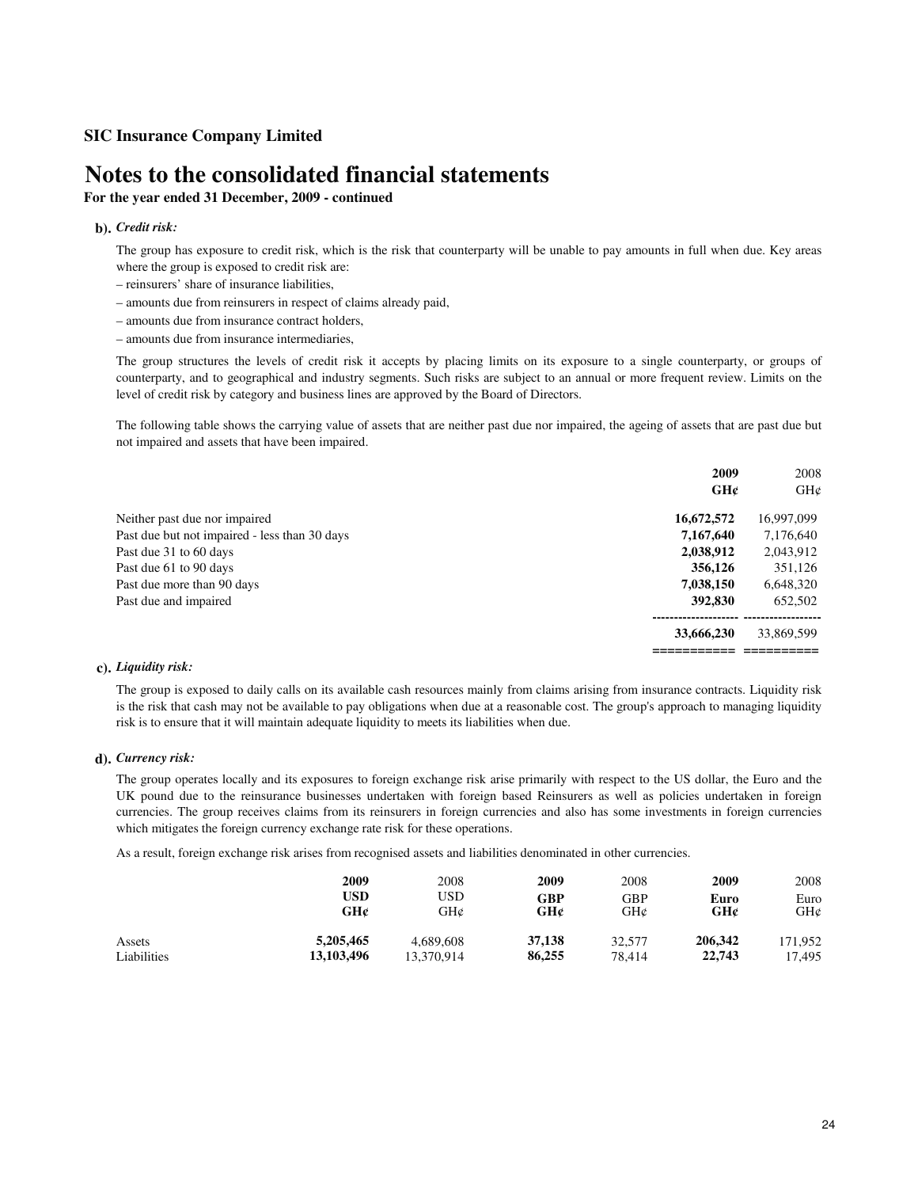**SIC Insurance Company Limited**

# Notes to the consolidated financial statements

**For the year ended 31 December, 2009 - continued**

**b).** ***Credit risk:***

The group has exposure to credit risk, which is the risk that counterparty will be unable to pay amounts in full when due. Key areas where the group is exposed to credit risk are:

– reinsurers' share of insurance liabilities,
– amounts due from reinsurers in respect of claims already paid,
– amounts due from insurance contract holders,
– amounts due from insurance intermediaries,

The group structures the levels of credit risk it accepts by placing limits on its exposure to a single counterparty, or groups of counterparty, and to geographical and industry segments. Such risks are subject to an annual or more frequent review. Limits on the level of credit risk by category and business lines are approved by the Board of Directors.

The following table shows the carrying value of assets that are neither past due nor impaired, the ageing of assets that are past due but not impaired and assets that have been impaired.

| | **2009** | 2008 |
|---|---|---|
| | **GH¢** | GH¢ |
| Neither past due nor impaired | **16,672,572** | 16,997,099 |
| Past due but not impaired - less than 30 days | **7,167,640** | 7,176,640 |
| Past due 31 to 60 days | **2,038,912** | 2,043,912 |
| Past due 61 to 90 days | **356,126** | 351,126 |
| Past due more than 90 days | **7,038,150** | 6,648,320 |
| Past due and impaired | **392,830** | 652,502 |
| | **33,666,230** | 33,869,599 |

**c).** ***Liquidity risk:***

The group is exposed to daily calls on its available cash resources mainly from claims arising from insurance contracts. Liquidity risk is the risk that cash may not be available to pay obligations when due at a reasonable cost. The group's approach to managing liquidity risk is to ensure that it will maintain adequate liquidity to meets its liabilities when due.

**d).** ***Currency risk:***

The group operates locally and its exposures to foreign exchange risk arise primarily with respect to the US dollar, the Euro and the UK pound due to the reinsurance businesses undertaken with foreign based Reinsurers as well as policies undertaken in foreign currencies. The group receives claims from its reinsurers in foreign currencies and also has some investments in foreign currencies which mitigates the foreign currency exchange rate risk for these operations.

As a result, foreign exchange risk arises from recognised assets and liabilities denominated in other currencies.

| | **2009** | 2008 | **2009** | 2008 | **2009** | 2008 |
|---|---|---|---|---|---|---|
| | **USD** | USD | **GBP** | GBP | **Euro** | Euro |
| | **GH¢** | GH¢ | **GH¢** | GH¢ | **GH¢** | GH¢ |
| Assets | **5,205,465** | 4,689,608 | **37,138** | 32,577 | **206,342** | 171,952 |
| Liabilities | **13,103,496** | 13,370,914 | **86,255** | 78,414 | **22,743** | 17,495 |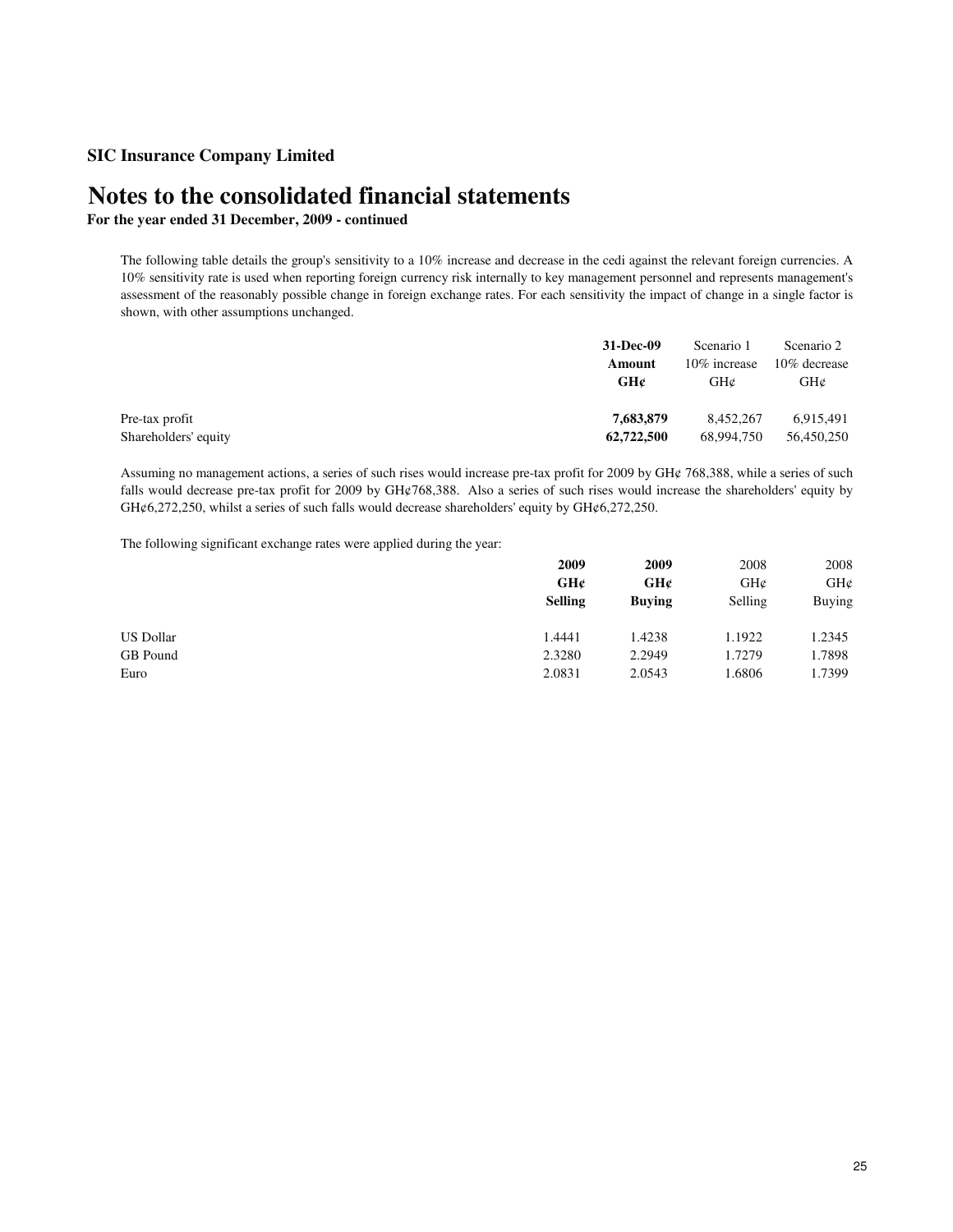**SIC Insurance Company Limited**

# Notes to the consolidated financial statements

**For the year ended 31 December, 2009 - continued**

The following table details the group's sensitivity to a 10% increase and decrease in the cedi against the relevant foreign currencies. A 10% sensitivity rate is used when reporting foreign currency risk internally to key management personnel and represents management's assessment of the reasonably possible change in foreign exchange rates. For each sensitivity the impact of change in a single factor is shown, with other assumptions unchanged.

| | **31-Dec-09** | Scenario 1 | Scenario 2 |
|---|---|---|---|
| | **Amount** | 10% increase | 10% decrease |
| | **GH¢** | GH¢ | GH¢ |
| Pre-tax profit | **7,683,879** | 8,452,267 | 6,915,491 |
| Shareholders' equity | **62,722,500** | 68,994,750 | 56,450,250 |

Assuming no management actions, a series of such rises would increase pre-tax profit for 2009 by GH¢ 768,388, while a series of such falls would decrease pre-tax profit for 2009 by GH¢768,388. Also a series of such rises would increase the shareholders' equity by GH¢6,272,250, whilst a series of such falls would decrease shareholders' equity by GH¢6,272,250.

The following significant exchange rates were applied during the year:

| | **2009** | **2009** | 2008 | 2008 |
|---|---|---|---|---|
| | **GH¢** | **GH¢** | GH¢ | GH¢ |
| | **Selling** | **Buying** | Selling | Buying |
| US Dollar | 1.4441 | 1.4238 | 1.1922 | 1.2345 |
| GB Pound | 2.3280 | 2.2949 | 1.7279 | 1.7898 |
| Euro | 2.0831 | 2.0543 | 1.6806 | 1.7399 |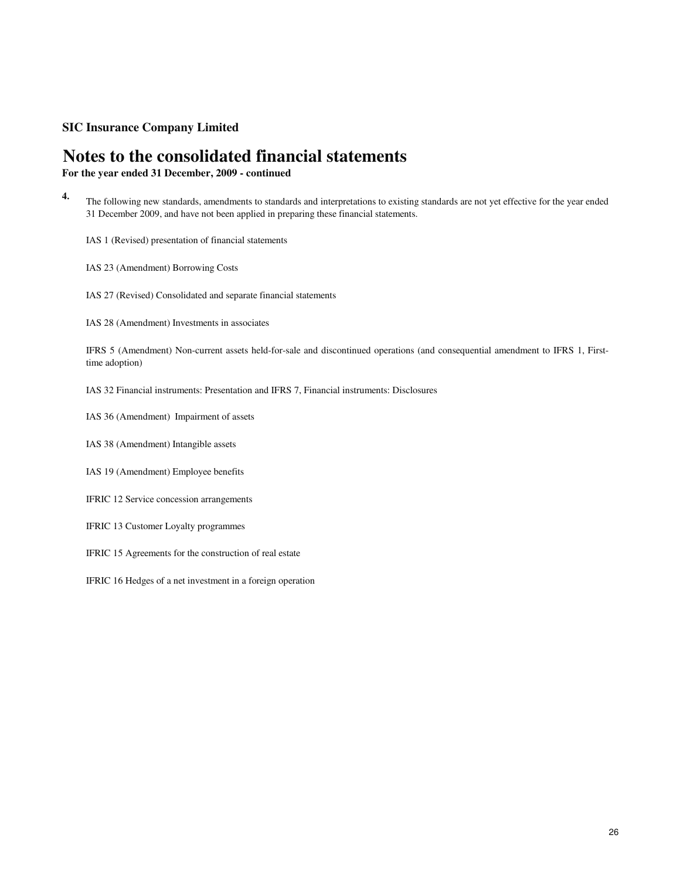**SIC Insurance Company Limited**

# Notes to the consolidated financial statements

**For the year ended 31 December, 2009 - continued**

**4.** The following new standards, amendments to standards and interpretations to existing standards are not yet effective for the year ended 31 December 2009, and have not been applied in preparing these financial statements.

IAS 1 (Revised) presentation of financial statements

IAS 23 (Amendment) Borrowing Costs

IAS 27 (Revised) Consolidated and separate financial statements

IAS 28 (Amendment) Investments in associates

IFRS 5 (Amendment) Non-current assets held-for-sale and discontinued operations (and consequential amendment to IFRS 1, First-time adoption)

IAS 32 Financial instruments: Presentation and IFRS 7, Financial instruments: Disclosures

IAS 36 (Amendment) Impairment of assets

IAS 38 (Amendment) Intangible assets

IAS 19 (Amendment) Employee benefits

IFRIC 12 Service concession arrangements

IFRIC 13 Customer Loyalty programmes

IFRIC 15 Agreements for the construction of real estate

IFRIC 16 Hedges of a net investment in a foreign operation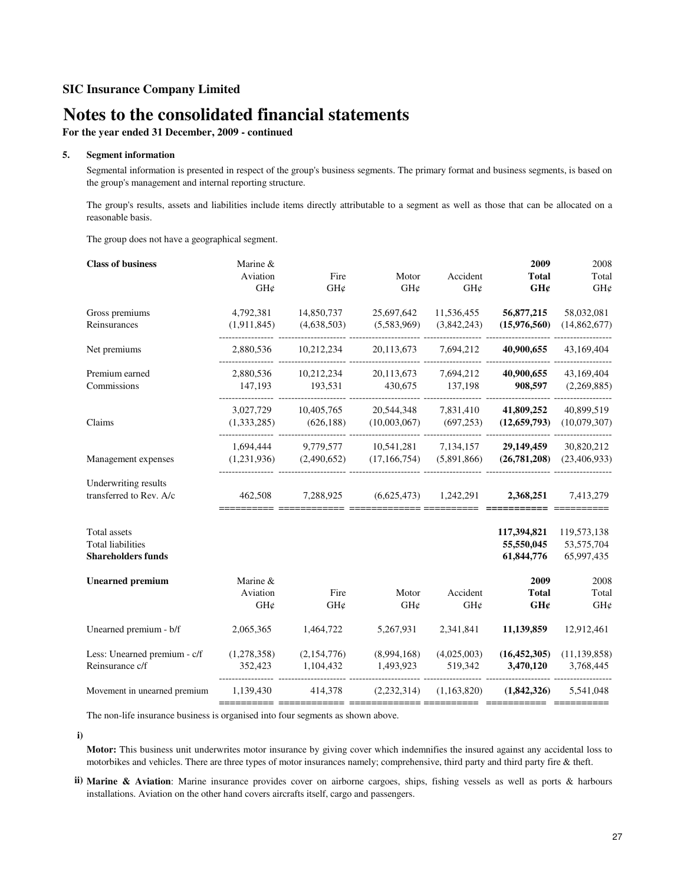**SIC Insurance Company Limited**

# Notes to the consolidated financial statements

**For the year ended 31 December, 2009 - continued**

## 5. Segment information

Segmental information is presented in respect of the group's business segments. The primary format and business segments, is based on the group's management and internal reporting structure.

The group's results, assets and liabilities include items directly attributable to a segment as well as those that can be allocated on a reasonable basis.

The group does not have a geographical segment.

| **Class of business** | Marine & Aviation GH¢ | Fire GH¢ | Motor GH¢ | Accident GH¢ | **2009 Total GH¢** | 2008 Total GH¢ |
|---|---|---|---|---|---|---|
| Gross premiums | 4,792,381 | 14,850,737 | 25,697,642 | 11,536,455 | **56,877,215** | 58,032,081 |
| Reinsurances | (1,911,845) | (4,638,503) | (5,583,969) | (3,842,243) | **(15,976,560)** | (14,862,677) |
| Net premiums | 2,880,536 | 10,212,234 | 20,113,673 | 7,694,212 | **40,900,655** | 43,169,404 |
| Premium earned | 2,880,536 | 10,212,234 | 20,113,673 | 7,694,212 | **40,900,655** | 43,169,404 |
| Commissions | 147,193 | 193,531 | 430,675 | 137,198 | **908,597** | (2,269,885) |
| | 3,027,729 | 10,405,765 | 20,544,348 | 7,831,410 | **41,809,252** | 40,899,519 |
| Claims | (1,333,285) | (626,188) | (10,003,067) | (697,253) | **(12,659,793)** | (10,079,307) |
| | 1,694,444 | 9,779,577 | 10,541,281 | 7,134,157 | **29,149,459** | 30,820,212 |
| Management expenses | (1,231,936) | (2,490,652) | (17,166,754) | (5,891,866) | **(26,781,208)** | (23,406,933) |
| Underwriting results transferred to Rev. A/c | 462,508 | 7,288,925 | (6,625,473) | 1,242,291 | **2,368,251** | 7,413,279 |
| Total assets | | | | | **117,394,821** | 119,573,138 |
| Total liabilities | | | | | **55,550,045** | 53,575,704 |
| **Shareholders funds** | | | | | **61,844,776** | 65,997,435 |

| **Unearned premium** | Marine & Aviation GH¢ | Fire GH¢ | Motor GH¢ | Accident GH¢ | **2009 Total GH¢** | 2008 Total GH¢ |
|---|---|---|---|---|---|---|
| Unearned premium - b/f | 2,065,365 | 1,464,722 | 5,267,931 | 2,341,841 | **11,139,859** | 12,912,461 |
| Less: Unearned premium - c/f | (1,278,358) | (2,154,776) | (8,994,168) | (4,025,003) | **(16,452,305)** | (11,139,858) |
| Reinsurance c/f | 352,423 | 1,104,432 | 1,493,923 | 519,342 | **3,470,120** | 3,768,445 |
| Movement in unearned premium | 1,139,430 | 414,378 | (2,232,314) | (1,163,820) | **(1,842,326)** | 5,541,048 |

The non-life insurance business is organised into four segments as shown above.

i) **Motor:** This business unit underwrites motor insurance by giving cover which indemnifies the insured against any accidental loss to motorbikes and vehicles. There are three types of motor insurances namely; comprehensive, third party and third party fire & theft.

ii) **Marine & Aviation**: Marine insurance provides cover on airborne cargoes, ships, fishing vessels as well as ports & harbours installations. Aviation on the other hand covers aircrafts itself, cargo and passengers.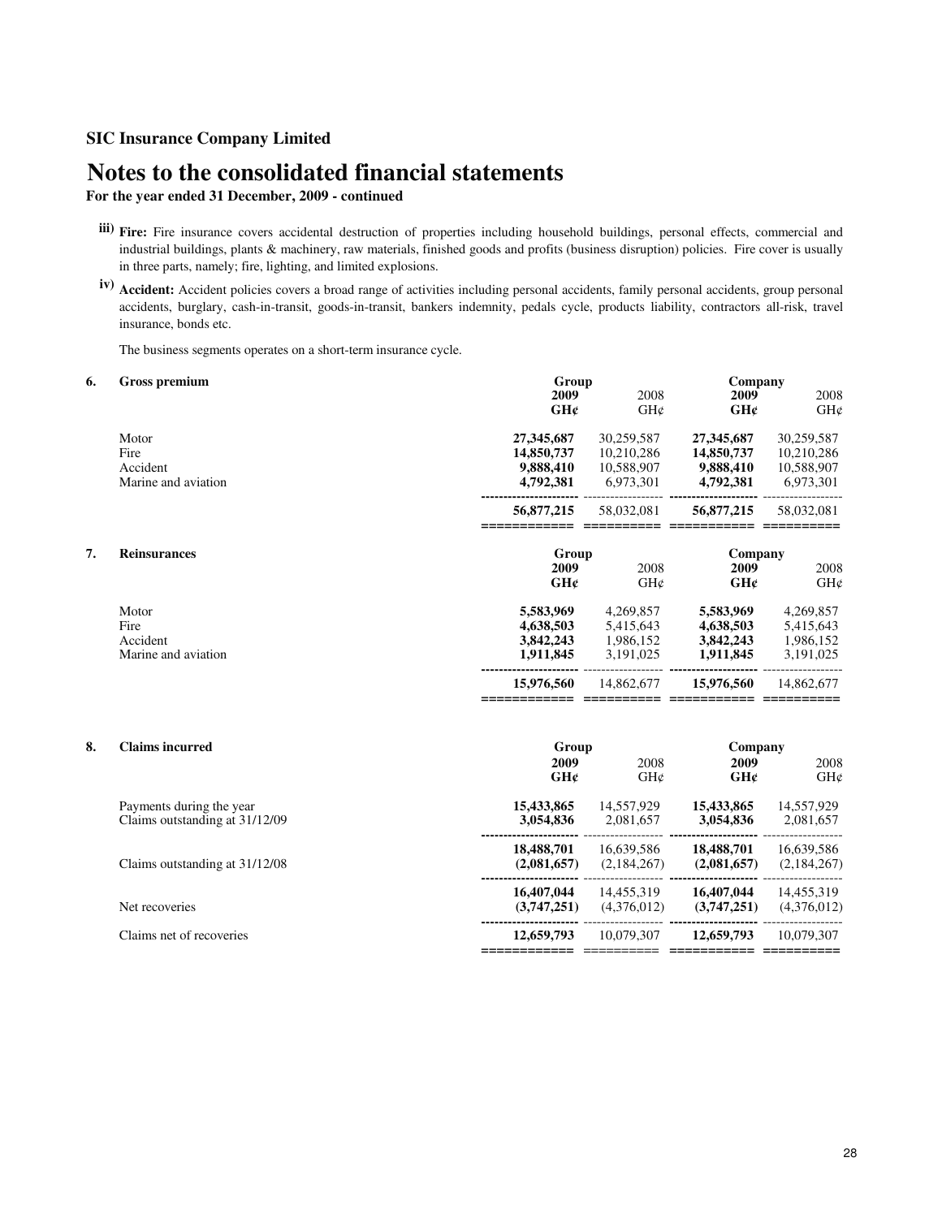**SIC Insurance Company Limited**

# Notes to the consolidated financial statements

**For the year ended 31 December, 2009 - continued**

iii) **Fire:** Fire insurance covers accidental destruction of properties including household buildings, personal effects, commercial and industrial buildings, plants & machinery, raw materials, finished goods and profits (business disruption) policies. Fire cover is usually in three parts, namely; fire, lighting, and limited explosions.

iv) **Accident:** Accident policies covers a broad range of activities including personal accidents, family personal accidents, group personal accidents, burglary, cash-in-transit, goods-in-transit, bankers indemnity, pedals cycle, products liability, contractors all-risk, travel insurance, bonds etc.

The business segments operates on a short-term insurance cycle.

**6. Gross premium**

| | Group | | Company | |
|---|---|---|---|---|
| | **2009** | 2008 | **2009** | 2008 |
| | **GH¢** | GH¢ | **GH¢** | GH¢ |
| Motor | **27,345,687** | 30,259,587 | **27,345,687** | 30,259,587 |
| Fire | **14,850,737** | 10,210,286 | **14,850,737** | 10,210,286 |
| Accident | **9,888,410** | 10,588,907 | **9,888,410** | 10,588,907 |
| Marine and aviation | **4,792,381** | 6,973,301 | **4,792,381** | 6,973,301 |
| | **56,877,215** | 58,032,081 | **56,877,215** | 58,032,081 |

**7. Reinsurances**

| | Group | | Company | |
|---|---|---|---|---|
| | **2009** | 2008 | **2009** | 2008 |
| | **GH¢** | GH¢ | **GH¢** | GH¢ |
| Motor | **5,583,969** | 4,269,857 | **5,583,969** | 4,269,857 |
| Fire | **4,638,503** | 5,415,643 | **4,638,503** | 5,415,643 |
| Accident | **3,842,243** | 1,986,152 | **3,842,243** | 1,986,152 |
| Marine and aviation | **1,911,845** | 3,191,025 | **1,911,845** | 3,191,025 |
| | **15,976,560** | 14,862,677 | **15,976,560** | 14,862,677 |

**8. Claims incurred**

| | Group | | Company | |
|---|---|---|---|---|
| | **2009** | 2008 | **2009** | 2008 |
| | **GH¢** | GH¢ | **GH¢** | GH¢ |
| Payments during the year | **15,433,865** | 14,557,929 | **15,433,865** | 14,557,929 |
| Claims outstanding at 31/12/09 | **3,054,836** | 2,081,657 | **3,054,836** | 2,081,657 |
| | **18,488,701** | 16,639,586 | **18,488,701** | 16,639,586 |
| Claims outstanding at 31/12/08 | **(2,081,657)** | (2,184,267) | **(2,081,657)** | (2,184,267) |
| | **16,407,044** | 14,455,319 | **16,407,044** | 14,455,319 |
| Net recoveries | **(3,747,251)** | (4,376,012) | **(3,747,251)** | (4,376,012) |
| Claims net of recoveries | **12,659,793** | 10,079,307 | **12,659,793** | 10,079,307 |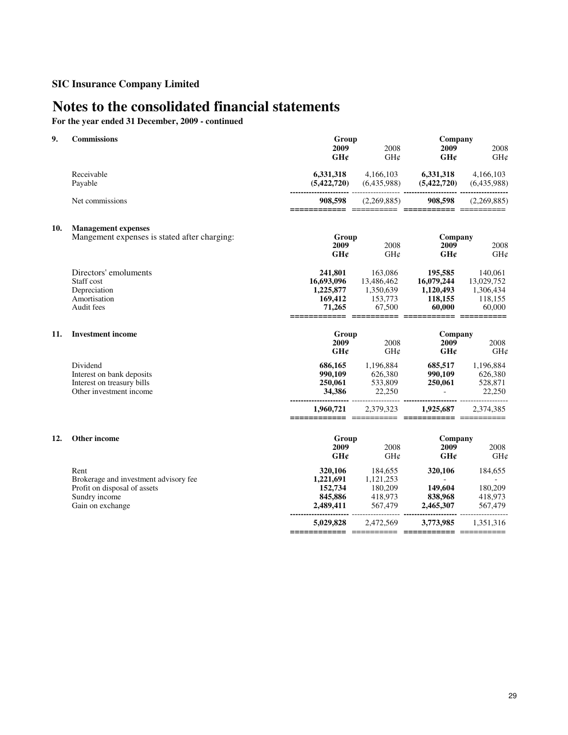**SIC Insurance Company Limited**

# Notes to the consolidated financial statements

**For the year ended 31 December, 2009 - continued**

## 9. Commissions

| | Group | | Company | |
|---|---|---|---|---|
| | **2009** | 2008 | **2009** | 2008 |
| | **GH¢** | GH¢ | **GH¢** | GH¢ |
| Receivable | **6,331,318** | 4,166,103 | **6,331,318** | 4,166,103 |
| Payable | **(5,422,720)** | (6,435,988) | **(5,422,720)** | (6,435,988) |
| Net commissions | **908,598** | (2,269,885) | **908,598** | (2,269,885) |

## 10. Management expenses

Mangement expenses is stated after charging:

| | Group | | Company | |
|---|---|---|---|---|
| | **2009** | 2008 | **2009** | 2008 |
| | **GH¢** | GH¢ | **GH¢** | GH¢ |
| Directors' emoluments | **241,801** | 163,086 | **195,585** | 140,061 |
| Staff cost | **16,693,096** | 13,486,462 | **16,079,244** | 13,029,752 |
| Depreciation | **1,225,877** | 1,350,639 | **1,120,493** | 1,306,434 |
| Amortisation | **169,412** | 153,773 | **118,155** | 118,155 |
| Audit fees | **71,265** | 67,500 | **60,000** | 60,000 |

## 11. Investment income

| | Group | | Company | |
|---|---|---|---|---|
| | **2009** | 2008 | **2009** | 2008 |
| | **GH¢** | GH¢ | **GH¢** | GH¢ |
| Dividend | **686,165** | 1,196,884 | **685,517** | 1,196,884 |
| Interest on bank deposits | **990,109** | 626,380 | **990,109** | 626,380 |
| Interest on treasury bills | **250,061** | 533,809 | **250,061** | 528,871 |
| Other investment income | **34,386** | 22,250 | - | 22,250 |
| | **1,960,721** | 2,379,323 | **1,925,687** | 2,374,385 |

## 12. Other income

| | Group | | Company | |
|---|---|---|---|---|
| | **2009** | 2008 | **2009** | 2008 |
| | **GH¢** | GH¢ | **GH¢** | GH¢ |
| Rent | **320,106** | 184,655 | **320,106** | 184,655 |
| Brokerage and investment advisory fee | **1,221,691** | 1,121,253 | - | - |
| Profit on disposal of assets | **152,734** | 180,209 | **149,604** | 180,209 |
| Sundry income | **845,886** | 418,973 | **838,968** | 418,973 |
| Gain on exchange | **2,489,411** | 567,479 | **2,465,307** | 567,479 |
| | **5,029,828** | 2,472,569 | **3,773,985** | 1,351,316 |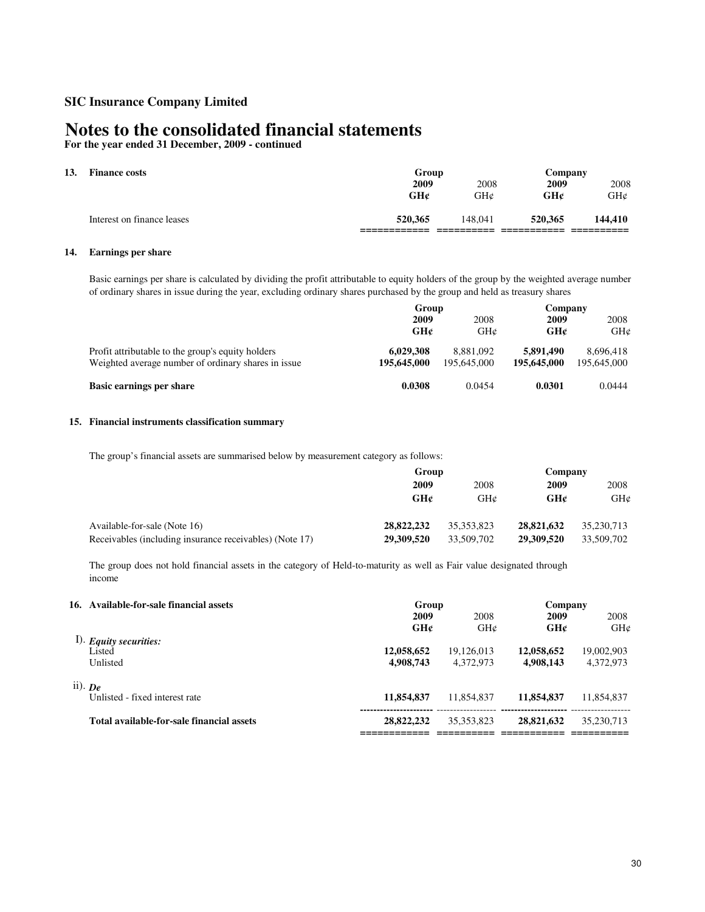**SIC Insurance Company Limited**

# Notes to the consolidated financial statements

**For the year ended 31 December, 2009 - continued**

**13. Finance costs**

| | Group | | Company | |
|---|---|---|---|---|
| | **2009** | 2008 | **2009** | 2008 |
| | **GH¢** | GH¢ | **GH¢** | GH¢ |
| Interest on finance leases | **520,365** | 148,041 | **520,365** | **144,410** |

**14. Earnings per share**

Basic earnings per share is calculated by dividing the profit attributable to equity holders of the group by the weighted average number of ordinary shares in issue during the year, excluding ordinary shares purchased by the group and held as treasury shares

| | Group | | Company | |
|---|---|---|---|---|
| | **2009** | 2008 | **2009** | 2008 |
| | **GH¢** | GH¢ | **GH¢** | GH¢ |
| Profit attributable to the group's equity holders | **6,029,308** | 8,881,092 | **5,891,490** | 8,696,418 |
| Weighted average number of ordinary shares in issue | **195,645,000** | 195,645,000 | **195,645,000** | 195,645,000 |
| **Basic earnings per share** | **0.0308** | 0.0454 | **0.0301** | 0.0444 |

**15. Financial instruments classification summary**

The group's financial assets are summarised below by measurement category as follows:

| | Group | | Company | |
|---|---|---|---|---|
| | **2009** | 2008 | **2009** | 2008 |
| | **GH¢** | GH¢ | **GH¢** | GH¢ |
| Available-for-sale (Note 16) | **28,822,232** | 35,353,823 | **28,821,632** | 35,230,713 |
| Receivables (including insurance receivables) (Note 17) | **29,309,520** | 33,509,702 | **29,309,520** | 33,509,702 |

The group does not hold financial assets in the category of Held-to-maturity as well as Fair value designated through income

**16. Available-for-sale financial assets**

| | Group | | Company | |
|---|---|---|---|---|
| | **2009** | 2008 | **2009** | 2008 |
| | **GH¢** | GH¢ | **GH¢** | GH¢ |
| I). ***Equity securities:*** | | | | |
| Listed | **12,058,652** | 19,126,013 | **12,058,652** | 19,002,903 |
| Unlisted | **4,908,743** | 4,372,973 | **4,908,143** | 4,372,973 |
| ii). ***De*** | | | | |
| Unlisted - fixed interest rate | **11,854,837** | 11,854,837 | **11,854,837** | 11,854,837 |
| **Total available-for-sale financial assets** | **28,822,232** | 35,353,823 | **28,821,632** | 35,230,713 |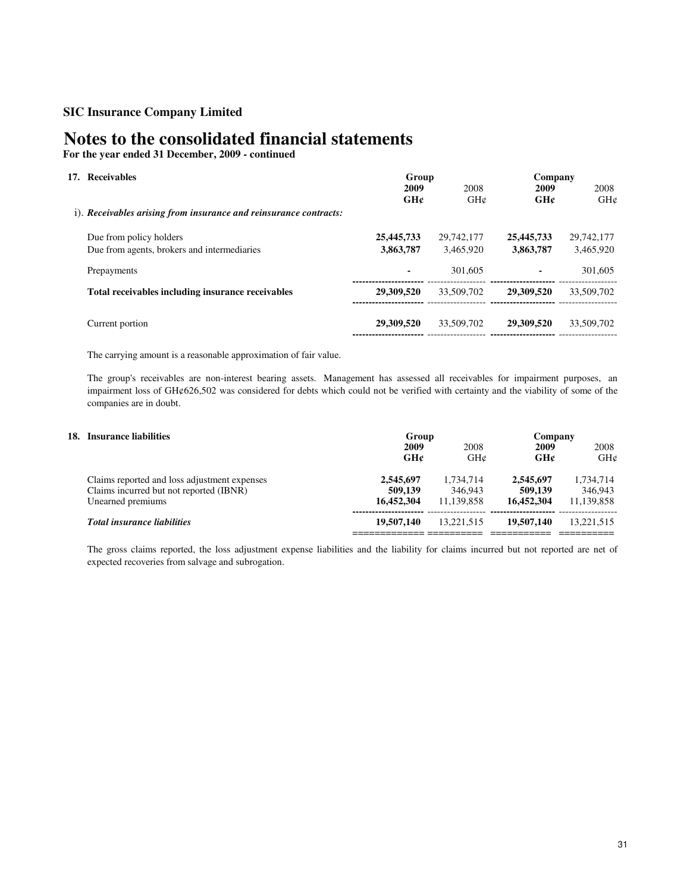**SIC Insurance Company Limited**

# Notes to the consolidated financial statements

**For the year ended 31 December, 2009 - continued**

## 17. Receivables

| | Group | | Company | |
|---|---|---|---|---|
| | **2009** | 2008 | **2009** | 2008 |
| | **GH¢** | GH¢ | **GH¢** | GH¢ |
| i). ***Receivables arising from insurance and reinsurance contracts:*** | | | | |
| Due from policy holders | **25,445,733** | 29,742,177 | **25,445,733** | 29,742,177 |
| Due from agents, brokers and intermediaries | **3,863,787** | 3,465,920 | **3,863,787** | 3,465,920 |
| Prepayments | **-** | 301,605 | **-** | 301,605 |
| **Total receivables including insurance receivables** | **29,309,520** | 33,509,702 | **29,309,520** | 33,509,702 |
| Current portion | **29,309,520** | 33,509,702 | **29,309,520** | 33,509,702 |

The carrying amount is a reasonable approximation of fair value.

The group's receivables are non-interest bearing assets. Management has assessed all receivables for impairment purposes, an impairment loss of GH¢626,502 was considered for debts which could not be verified with certainty and the viability of some of the companies are in doubt.

## 18. Insurance liabilities

| | Group | | Company | |
|---|---|---|---|---|
| | **2009** | 2008 | **2009** | 2008 |
| | **GH¢** | GH¢ | **GH¢** | GH¢ |
| Claims reported and loss adjustment expenses | **2,545,697** | 1,734,714 | **2,545,697** | 1,734,714 |
| Claims incurred but not reported (IBNR) | **509,139** | 346,943 | **509,139** | 346,943 |
| Unearned premiums | **16,452,304** | 11,139,858 | **16,452,304** | 11,139,858 |
| ***Total insurance liabilities*** | **19,507,140** | 13,221,515 | **19,507,140** | 13,221,515 |

The gross claims reported, the loss adjustment expense liabilities and the liability for claims incurred but not reported are net of expected recoveries from salvage and subrogation.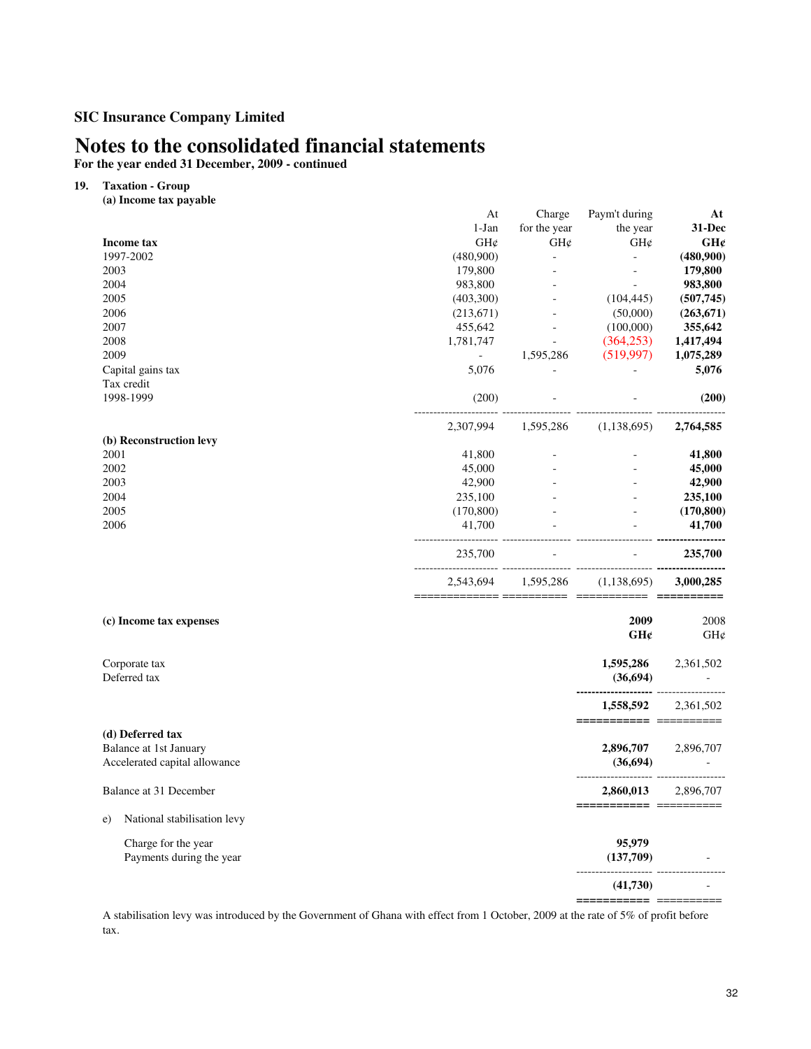## SIC Insurance Company Limited

# Notes to the consolidated financial statements

**For the year ended 31 December, 2009 - continued**

**19. Taxation - Group**

**(a) Income tax payable**

| Income tax | At 1-Jan GH¢ | Charge for the year GH¢ | Paym't during the year GH¢ | **At 31-Dec GH¢** |
|---|---|---|---|---|
| 1997-2002 | (480,900) | - | - | **(480,900)** |
| 2003 | 179,800 | - | - | **179,800** |
| 2004 | 983,800 | - | - | **983,800** |
| 2005 | (403,300) | - | (104,445) | **(507,745)** |
| 2006 | (213,671) | - | (50,000) | **(263,671)** |
| 2007 | 455,642 | - | (100,000) | **355,642** |
| 2008 | 1,781,747 | - | (364,253) | **1,417,494** |
| 2009 | - | 1,595,286 | (519,997) | **1,075,289** |
| Capital gains tax | 5,076 | - | - | **5,076** |
| Tax credit | | | | |
| 1998-1999 | (200) | - | - | **(200)** |
| | 2,307,994 | 1,595,286 | (1,138,695) | **2,764,585** |
| **(b) Reconstruction levy** | | | | |
| 2001 | 41,800 | - | - | **41,800** |
| 2002 | 45,000 | - | - | **45,000** |
| 2003 | 42,900 | - | - | **42,900** |
| 2004 | 235,100 | - | - | **235,100** |
| 2005 | (170,800) | - | - | **(170,800)** |
| 2006 | 41,700 | - | - | **41,700** |
| | 235,700 | - | - | **235,700** |
| | 2,543,694 | 1,595,286 | (1,138,695) | **3,000,285** |

**(c) Income tax expenses**

| | **2009 GH¢** | 2008 GH¢ |
|---|---|---|
| Corporate tax | **1,595,286** | 2,361,502 |
| Deferred tax | **(36,694)** | - |
| | **1,558,592** | 2,361,502 |

**(d) Deferred tax**

| | **2009 GH¢** | 2008 GH¢ |
|---|---|---|
| Balance at 1st January | **2,896,707** | 2,896,707 |
| Accelerated capital allowance | **(36,694)** | - |
| Balance at 31 December | **2,860,013** | 2,896,707 |

e) National stabilisation levy

| | **2009 GH¢** | 2008 GH¢ |
|---|---|---|
| Charge for the year | **95,979** | |
| Payments during the year | **(137,709)** | - |
| | **(41,730)** | - |

A stabilisation levy was introduced by the Government of Ghana with effect from 1 October, 2009 at the rate of 5% of profit before tax.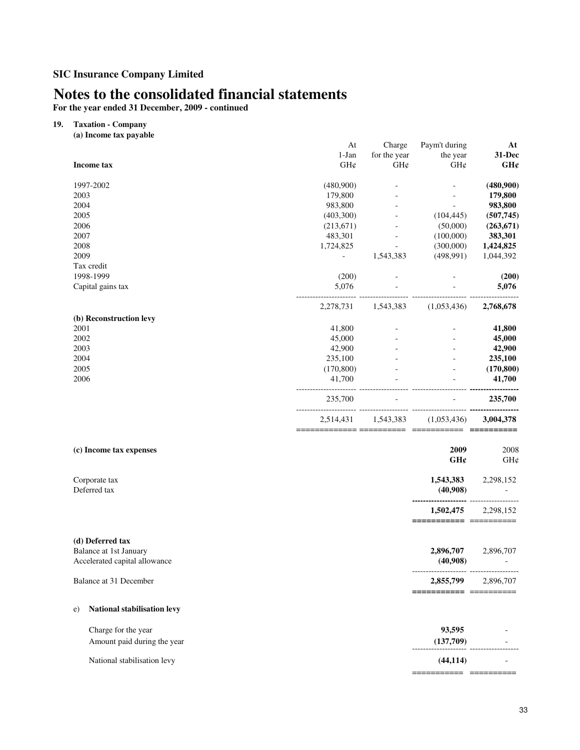**SIC Insurance Company Limited**

# Notes to the consolidated financial statements

**For the year ended 31 December, 2009 - continued**

## 19. Taxation - Company

### (a) Income tax payable

| Income tax | At 1-Jan GH¢ | Charge for the year GH¢ | Paym't during the year GH¢ | **At 31-Dec GH¢** |
|---|---|---|---|---|
| 1997-2002 | (480,900) | - | - | **(480,900)** |
| 2003 | 179,800 | - | - | **179,800** |
| 2004 | 983,800 | - | - | **983,800** |
| 2005 | (403,300) | - | (104,445) | **(507,745)** |
| 2006 | (213,671) | - | (50,000) | **(263,671)** |
| 2007 | 483,301 | - | (100,000) | **383,301** |
| 2008 | 1,724,825 | - | (300,000) | **1,424,825** |
| 2009 | - | 1,543,383 | (498,991) | 1,044,392 |
| Tax credit | | | | |
| 1998-1999 | (200) | - | - | **(200)** |
| Capital gains tax | 5,076 | - | - | **5,076** |
| | 2,278,731 | 1,543,383 | (1,053,436) | **2,768,678** |
| **(b) Reconstruction levy** | | | | |
| 2001 | 41,800 | - | - | **41,800** |
| 2002 | 45,000 | - | - | **45,000** |
| 2003 | 42,900 | - | - | **42,900** |
| 2004 | 235,100 | - | - | **235,100** |
| 2005 | (170,800) | - | - | **(170,800)** |
| 2006 | 41,700 | - | - | **41,700** |
| | 235,700 | - | - | **235,700** |
| | 2,514,431 | 1,543,383 | (1,053,436) | **3,004,378** |

### (c) Income tax expenses

| | **2009 GH¢** | 2008 GH¢ |
|---|---|---|
| Corporate tax | **1,543,383** | 2,298,152 |
| Deferred tax | **(40,908)** | - |
| | **1,502,475** | 2,298,152 |

### (d) Deferred tax

| | **2009 GH¢** | 2008 GH¢ |
|---|---|---|
| Balance at 1st January | **2,896,707** | 2,896,707 |
| Accelerated capital allowance | **(40,908)** | - |
| Balance at 31 December | **2,855,799** | 2,896,707 |

### e) National stabilisation levy

| | **2009 GH¢** | 2008 GH¢ |
|---|---|---|
| Charge for the year | **93,595** | - |
| Amount paid during the year | **(137,709)** | - |
| National stabilisation levy | **(44,114)** | - |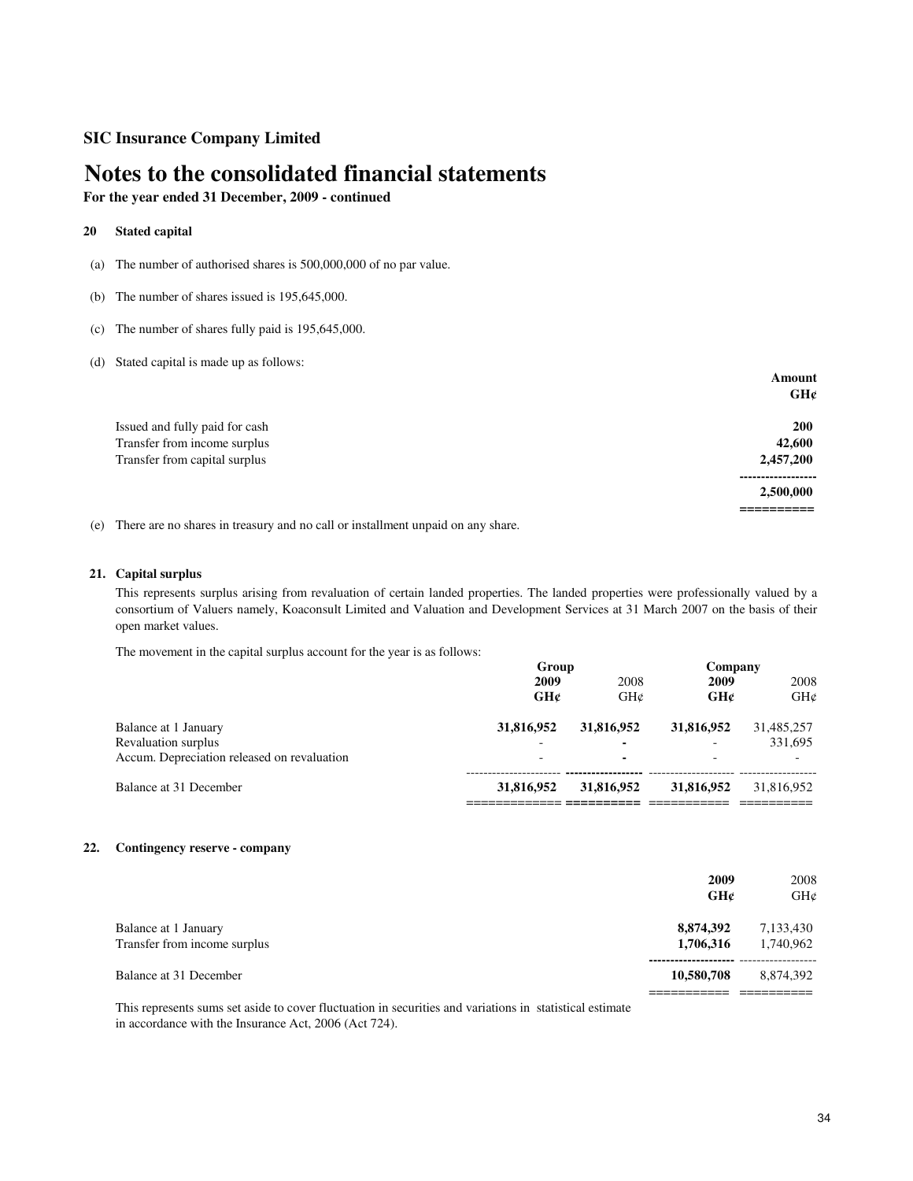## SIC Insurance Company Limited

# Notes to the consolidated financial statements

**For the year ended 31 December, 2009 - continued**

### 20 Stated capital

(a) The number of authorised shares is 500,000,000 of no par value.

(b) The number of shares issued is 195,645,000.

(c) The number of shares fully paid is 195,645,000.

(d) Stated capital is made up as follows:

| | **Amount GH¢** |
|---|---|
| Issued and fully paid for cash | **200** |
| Transfer from income surplus | **42,600** |
| Transfer from capital surplus | **2,457,200** |
| | **2,500,000** |

(e) There are no shares in treasury and no call or installment unpaid on any share.

### 21. Capital surplus

This represents surplus arising from revaluation of certain landed properties. The landed properties were professionally valued by a consortium of Valuers namely, Koaconsult Limited and Valuation and Development Services at 31 March 2007 on the basis of their open market values.

The movement in the capital surplus account for the year is as follows:

| | **Group** | | **Company** | |
|---|---|---|---|---|
| | **2009 GH¢** | 2008 GH¢ | **2009 GH¢** | 2008 GH¢ |
| Balance at 1 January | **31,816,952** | **31,816,952** | **31,816,952** | 31,485,257 |
| Revaluation surplus | - | **-** | - | 331,695 |
| Accum. Depreciation released on revaluation | - | **-** | - | - |
| Balance at 31 December | **31,816,952** | **31,816,952** | **31,816,952** | 31,816,952 |

### 22. Contingency reserve - company

| | **2009 GH¢** | 2008 GH¢ |
|---|---|---|
| Balance at 1 January | **8,874,392** | 7,133,430 |
| Transfer from income surplus | **1,706,316** | 1,740,962 |
| Balance at 31 December | **10,580,708** | 8,874,392 |

This represents sums set aside to cover fluctuation in securities and variations in statistical estimate in accordance with the Insurance Act, 2006 (Act 724).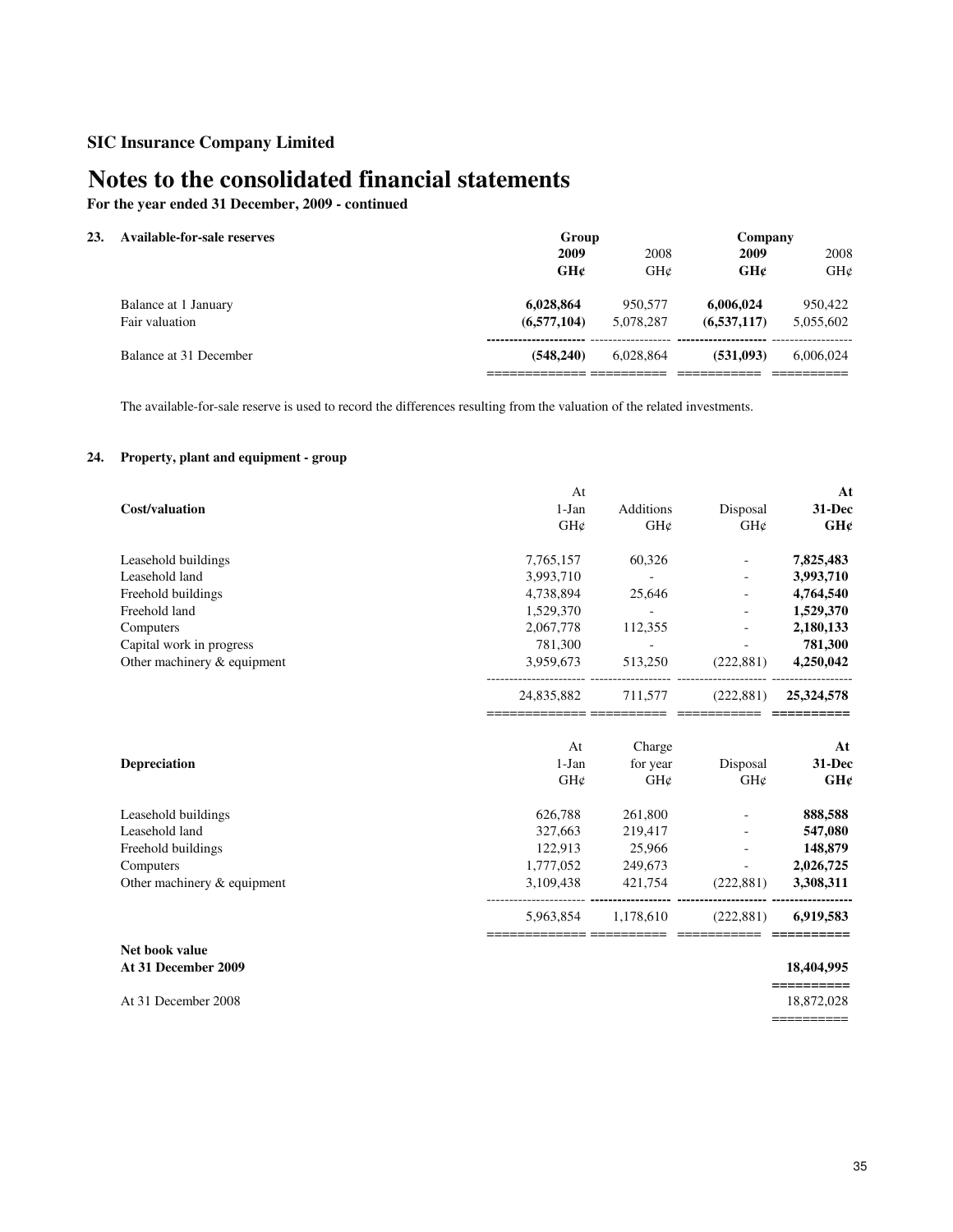## SIC Insurance Company Limited

# Notes to the consolidated financial statements

**For the year ended 31 December, 2009 - continued**

### 23. Available-for-sale reserves

| | Group | | Company | |
|---|---|---|---|---|
| | **2009** | 2008 | **2009** | 2008 |
| | **GH¢** | GH¢ | **GH¢** | GH¢ |
| Balance at 1 January | **6,028,864** | 950,577 | **6,006,024** | 950,422 |
| Fair valuation | **(6,577,104)** | 5,078,287 | **(6,537,117)** | 5,055,602 |
| Balance at 31 December | **(548,240)** | 6,028,864 | **(531,093)** | 6,006,024 |

The available-for-sale reserve is used to record the differences resulting from the valuation of the related investments.

### 24. Property, plant and equipment - group

| **Cost/valuation** | At 1-Jan GH¢ | Additions GH¢ | Disposal GH¢ | **At 31-Dec GH¢** |
|---|---|---|---|---|
| Leasehold buildings | 7,765,157 | 60,326 | - | **7,825,483** |
| Leasehold land | 3,993,710 | - | - | **3,993,710** |
| Freehold buildings | 4,738,894 | 25,646 | - | **4,764,540** |
| Freehold land | 1,529,370 | - | - | **1,529,370** |
| Computers | 2,067,778 | 112,355 | - | **2,180,133** |
| Capital work in progress | 781,300 | - | - | **781,300** |
| Other machinery & equipment | 3,959,673 | 513,250 | (222,881) | **4,250,042** |
| | 24,835,882 | 711,577 | (222,881) | **25,324,578** |

| **Depreciation** | At 1-Jan GH¢ | Charge for year GH¢ | Disposal GH¢ | **At 31-Dec GH¢** |
|---|---|---|---|---|
| Leasehold buildings | 626,788 | 261,800 | - | **888,588** |
| Leasehold land | 327,663 | 219,417 | - | **547,080** |
| Freehold buildings | 122,913 | 25,966 | - | **148,879** |
| Computers | 1,777,052 | 249,673 | - | **2,026,725** |
| Other machinery & equipment | 3,109,438 | 421,754 | (222,881) | **3,308,311** |
| | 5,963,854 | 1,178,610 | (222,881) | **6,919,583** |

| **Net book value** | |
|---|---|
| **At 31 December 2009** | **18,404,995** |
| At 31 December 2008 | 18,872,028 |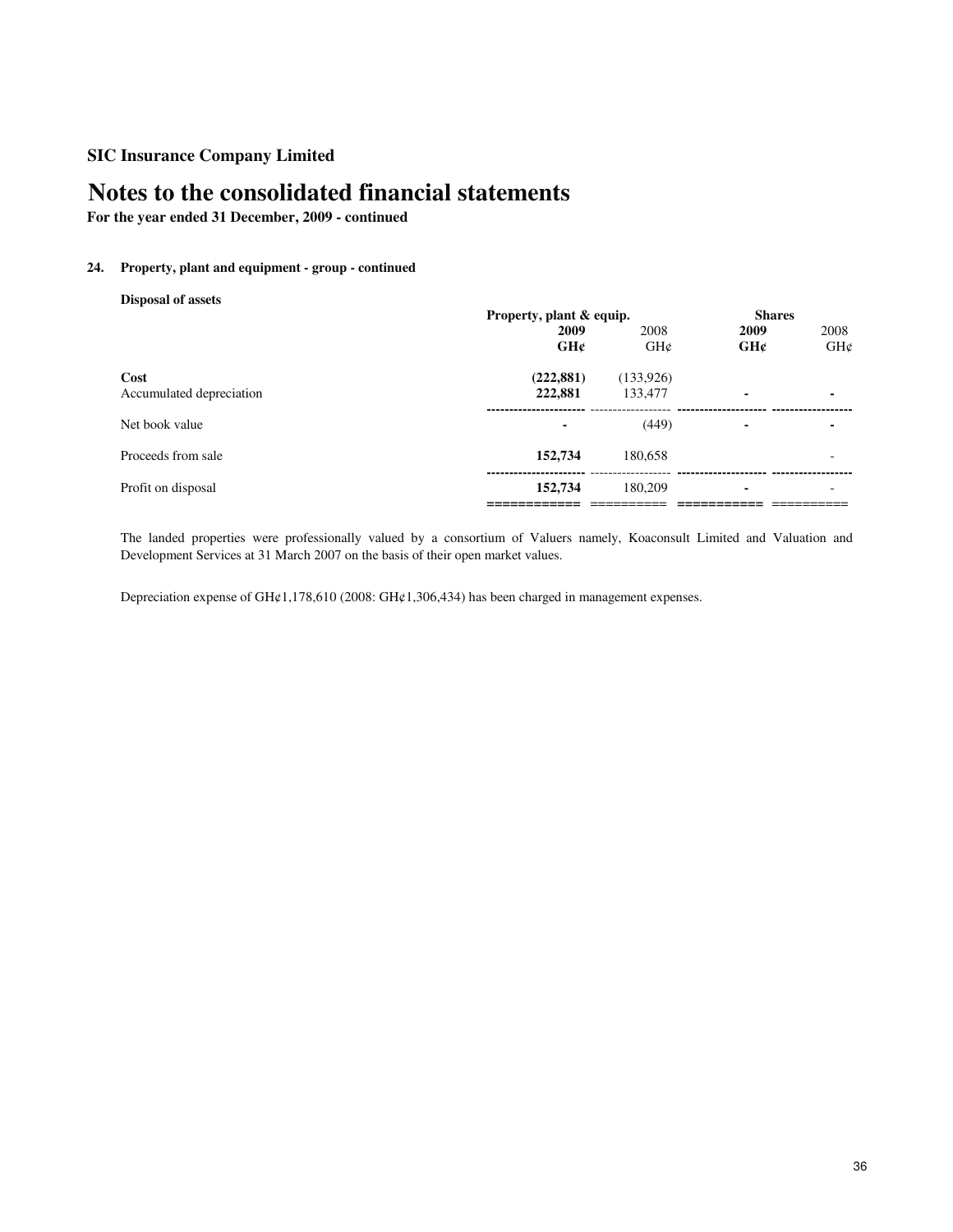**SIC Insurance Company Limited**

# Notes to the consolidated financial statements

**For the year ended 31 December, 2009 - continued**

### 24. Property, plant and equipment - group - continued

**Disposal of assets**

| | Property, plant & equip. | | Shares | |
|---|---|---|---|---|
| | **2009** | 2008 | **2009** | 2008 |
| | **GH¢** | GH¢ | **GH¢** | GH¢ |
| **Cost** | **(222,881)** | (133,926) | | |
| Accumulated depreciation | **222,881** | 133,477 | **-** | **-** |
| Net book value | **-** | (449) | **-** | **-** |
| Proceeds from sale | **152,734** | 180,658 | | - |
| Profit on disposal | **152,734** | 180,209 | **-** | - |

The landed properties were professionally valued by a consortium of Valuers namely, Koaconsult Limited and Valuation and Development Services at 31 March 2007 on the basis of their open market values.

Depreciation expense of GH¢1,178,610 (2008: GH¢1,306,434) has been charged in management expenses.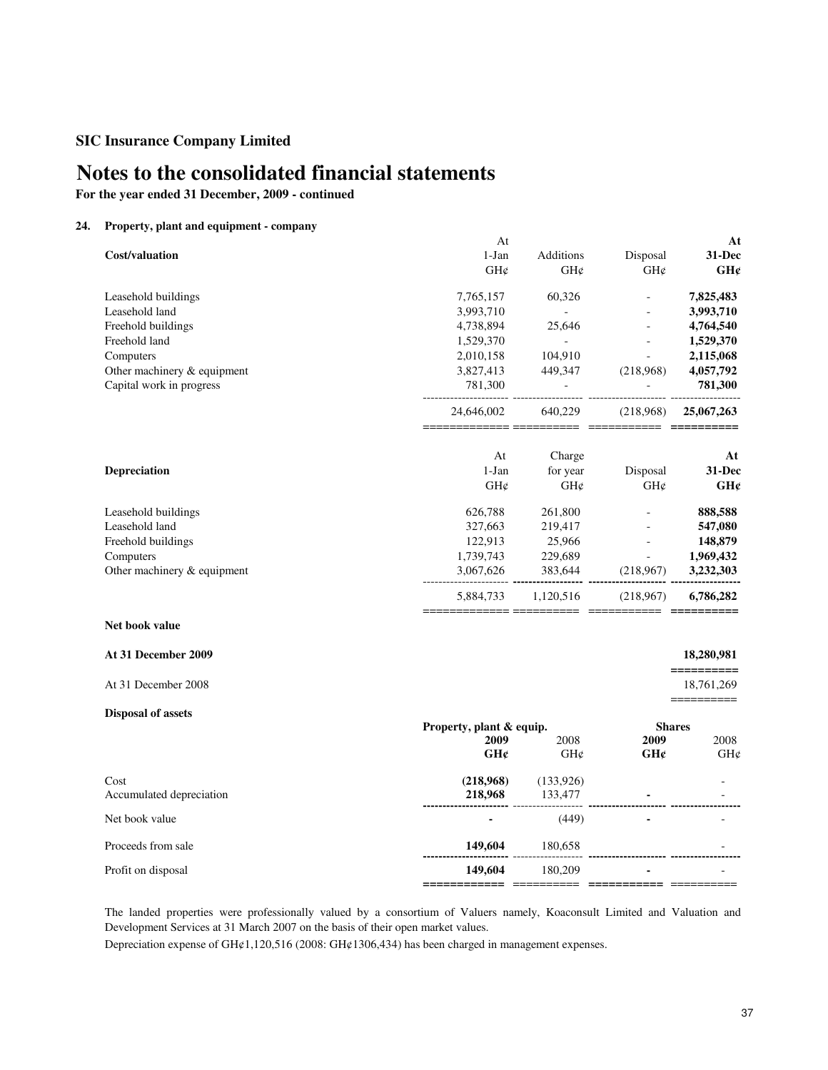**SIC Insurance Company Limited**

# Notes to the consolidated financial statements

**For the year ended 31 December, 2009 - continued**

**24. Property, plant and equipment - company**

| Cost/valuation | At 1-Jan GH¢ | Additions GH¢ | Disposal GH¢ | **At 31-Dec GH¢** |
|---|---|---|---|---|
| Leasehold buildings | 7,765,157 | 60,326 | - | **7,825,483** |
| Leasehold land | 3,993,710 | - | - | **3,993,710** |
| Freehold buildings | 4,738,894 | 25,646 | - | **4,764,540** |
| Freehold land | 1,529,370 | - | - | **1,529,370** |
| Computers | 2,010,158 | 104,910 | - | **2,115,068** |
| Other machinery & equipment | 3,827,413 | 449,347 | (218,968) | **4,057,792** |
| Capital work in progress | 781,300 | - | - | **781,300** |
| | 24,646,002 | 640,229 | (218,968) | **25,067,263** |

| Depreciation | At 1-Jan GH¢ | Charge for year GH¢ | Disposal GH¢ | **At 31-Dec GH¢** |
|---|---|---|---|---|
| Leasehold buildings | 626,788 | 261,800 | - | **888,588** |
| Leasehold land | 327,663 | 219,417 | - | **547,080** |
| Freehold buildings | 122,913 | 25,966 | - | **148,879** |
| Computers | 1,739,743 | 229,689 | - | **1,969,432** |
| Other machinery & equipment | 3,067,626 | 383,644 | (218,967) | **3,232,303** |
| | 5,884,733 | 1,120,516 | (218,967) | **6,786,282** |

**Net book value**

| | |
|---|---|
| **At 31 December 2009** | **18,280,981** |
| At 31 December 2008 | 18,761,269 |

**Disposal of assets**

| | Property, plant & equip. | | Shares | |
|---|---|---|---|---|
| | **2009 GH¢** | 2008 GH¢ | **2009 GH¢** | 2008 GH¢ |
| Cost | **(218,968)** | (133,926) | | - |
| Accumulated depreciation | **218,968** | 133,477 | **-** | - |
| Net book value | **-** | (449) | **-** | - |
| Proceeds from sale | **149,604** | 180,658 | | - |
| Profit on disposal | **149,604** | 180,209 | **-** | - |

The landed properties were professionally valued by a consortium of Valuers namely, Koaconsult Limited and Valuation and Development Services at 31 March 2007 on the basis of their open market values.

Depreciation expense of GH¢1,120,516 (2008: GH¢1306,434) has been charged in management expenses.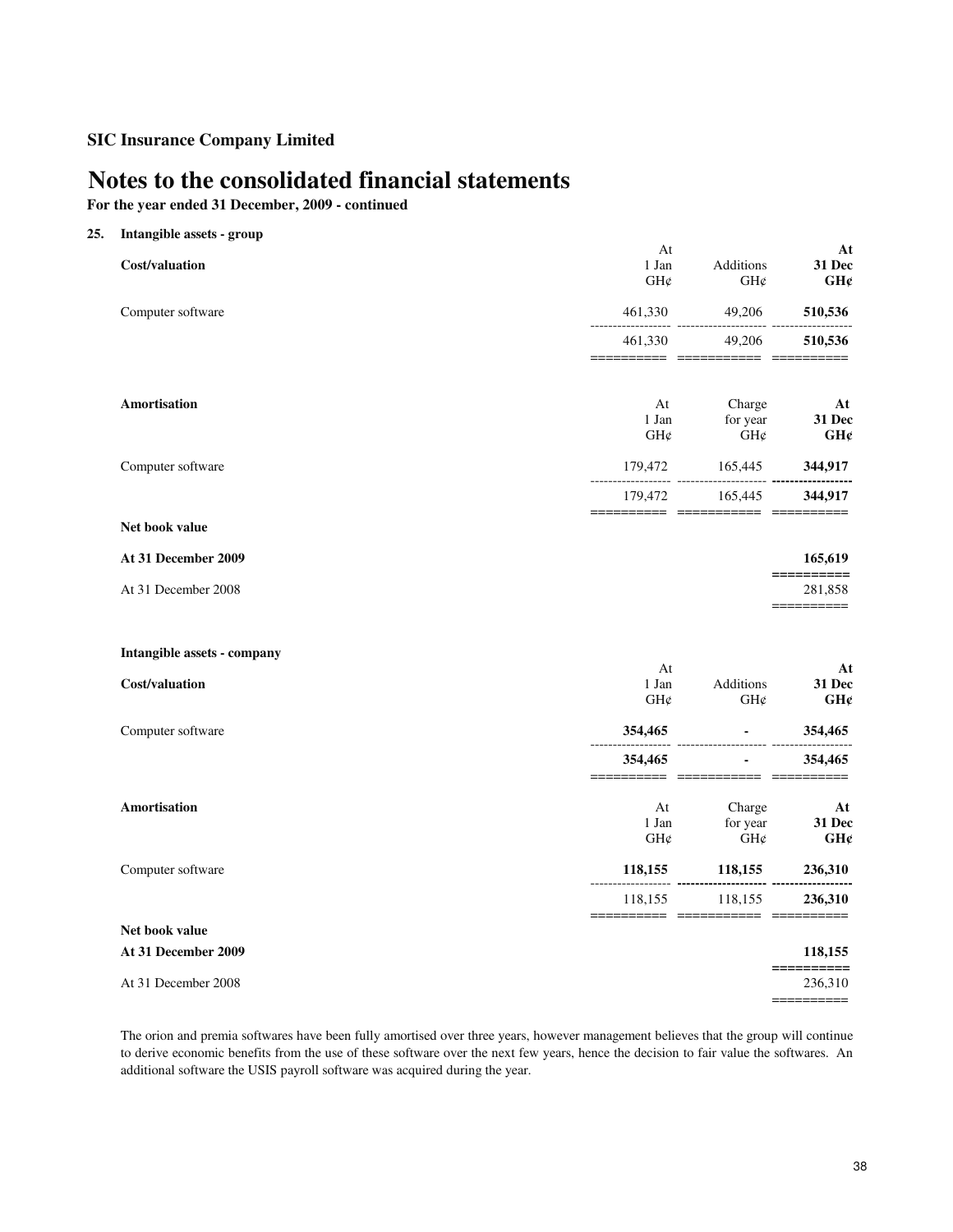**SIC Insurance Company Limited**

# Notes to the consolidated financial statements

**For the year ended 31 December, 2009 - continued**

## 25. Intangible assets - group

| **Cost/valuation** | At 1 Jan GH¢ | Additions GH¢ | **At 31 Dec GH¢** |
|---|---|---|---|
| Computer software | 461,330 | 49,206 | **510,536** |
| | 461,330 | 49,206 | **510,536** |

| **Amortisation** | At 1 Jan GH¢ | Charge for year GH¢ | **At 31 Dec GH¢** |
|---|---|---|---|
| Computer software | 179,472 | 165,445 | **344,917** |
| | 179,472 | 165,445 | **344,917** |
| **Net book value** | | | |
| **At 31 December 2009** | | | **165,619** |
| At 31 December 2008 | | | 281,858 |

### Intangible assets - company

| **Cost/valuation** | At 1 Jan GH¢ | Additions GH¢ | **At 31 Dec GH¢** |
|---|---|---|---|
| Computer software | **354,465** | **-** | 354,465 |
| | **354,465** | **-** | **354,465** |

| **Amortisation** | At 1 Jan GH¢ | Charge for year GH¢ | **At 31 Dec GH¢** |
|---|---|---|---|
| Computer software | **118,155** | **118,155** | **236,310** |
| | 118,155 | 118,155 | **236,310** |
| **Net book value** | | | |
| **At 31 December 2009** | | | **118,155** |
| At 31 December 2008 | | | 236,310 |

The orion and premia softwares have been fully amortised over three years, however management believes that the group will continue to derive economic benefits from the use of these software over the next few years, hence the decision to fair value the softwares. An additional software the USIS payroll software was acquired during the year.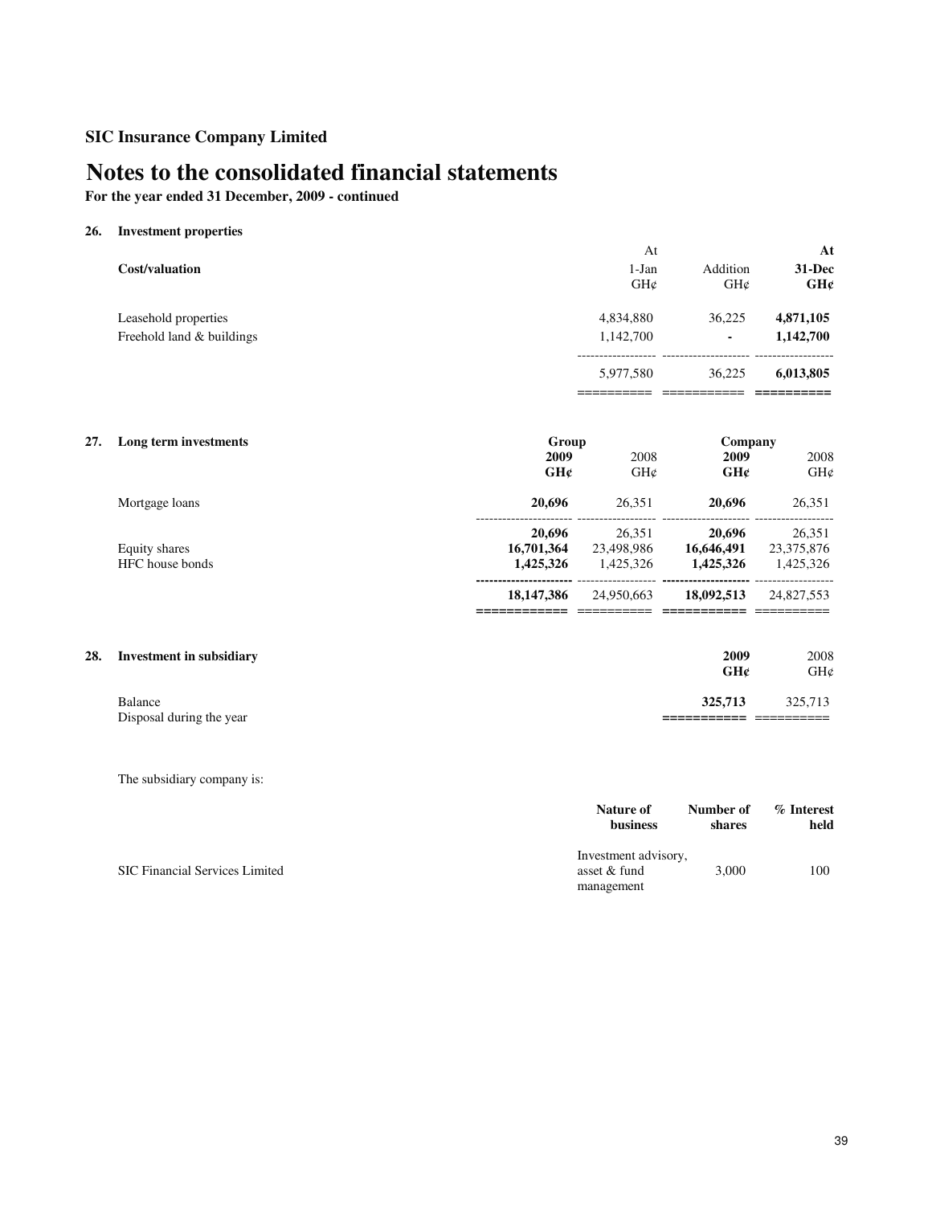## SIC Insurance Company Limited

# Notes to the consolidated financial statements

**For the year ended 31 December, 2009 - continued**

### 26. Investment properties

| **Cost/valuation** | At 1-Jan GH¢ | Addition GH¢ | **At 31-Dec GH¢** |
|---|---|---|---|
| Leasehold properties | 4,834,880 | 36,225 | **4,871,105** |
| Freehold land & buildings | 1,142,700 | - | **1,142,700** |
| | 5,977,580 | 36,225 | **6,013,805** |

### 27. Long term investments

| | **Group** | | **Company** | |
|---|---|---|---|---|
| | **2009 GH¢** | 2008 GH¢ | **2009 GH¢** | 2008 GH¢ |
| Mortgage loans | **20,696** | 26,351 | **20,696** | 26,351 |
| | **20,696** | 26,351 | **20,696** | 26,351 |
| Equity shares | **16,701,364** | 23,498,986 | **16,646,491** | 23,375,876 |
| HFC house bonds | **1,425,326** | 1,425,326 | **1,425,326** | 1,425,326 |
| | **18,147,386** | 24,950,663 | **18,092,513** | 24,827,553 |

### 28. Investment in subsidiary

| | **2009 GH¢** | 2008 GH¢ |
|---|---|---|
| Balance | **325,713** | 325,713 |
| Disposal during the year | | |

The subsidiary company is:

| | **Nature of business** | **Number of shares** | **% Interest held** |
|---|---|---|---|
| SIC Financial Services Limited | Investment advisory, asset & fund management | 3,000 | 100 |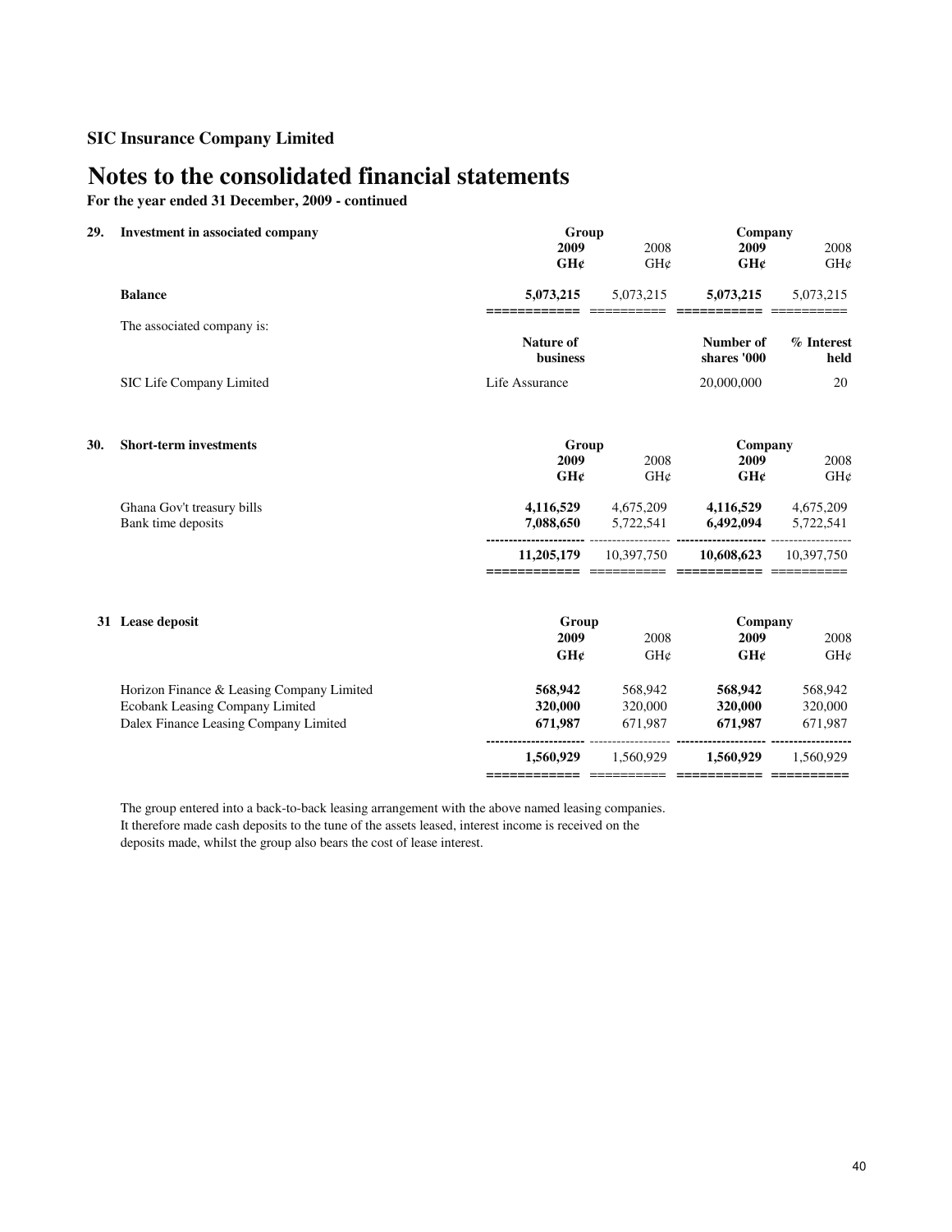**SIC Insurance Company Limited**

# Notes to the consolidated financial statements

**For the year ended 31 December, 2009 - continued**

## 29. Investment in associated company

| | Group | | Company | |
|---|---|---|---|---|
| | **2009** | 2008 | **2009** | 2008 |
| | **GH¢** | GH¢ | **GH¢** | GH¢ |
| **Balance** | **5,073,215** | 5,073,215 | **5,073,215** | 5,073,215 |

The associated company is:

| | Nature of business | | Number of shares '000 | % Interest held |
|---|---|---|---|---|
| SIC Life Company Limited | Life Assurance | | 20,000,000 | 20 |

## 30. Short-term investments

| | Group | | Company | |
|---|---|---|---|---|
| | **2009** | 2008 | **2009** | 2008 |
| | **GH¢** | GH¢ | **GH¢** | GH¢ |
| Ghana Gov't treasury bills | **4,116,529** | 4,675,209 | **4,116,529** | 4,675,209 |
| Bank time deposits | **7,088,650** | 5,722,541 | **6,492,094** | 5,722,541 |
| | **11,205,179** | 10,397,750 | **10,608,623** | 10,397,750 |

## 31 Lease deposit

| | Group | | Company | |
|---|---|---|---|---|
| | **2009** | 2008 | **2009** | 2008 |
| | **GH¢** | GH¢ | **GH¢** | GH¢ |
| Horizon Finance & Leasing Company Limited | **568,942** | 568,942 | **568,942** | 568,942 |
| Ecobank Leasing Company Limited | **320,000** | 320,000 | **320,000** | 320,000 |
| Dalex Finance Leasing Company Limited | **671,987** | 671,987 | **671,987** | 671,987 |
| | **1,560,929** | 1,560,929 | **1,560,929** | 1,560,929 |

The group entered into a back-to-back leasing arrangement with the above named leasing companies. It therefore made cash deposits to the tune of the assets leased, interest income is received on the deposits made, whilst the group also bears the cost of lease interest.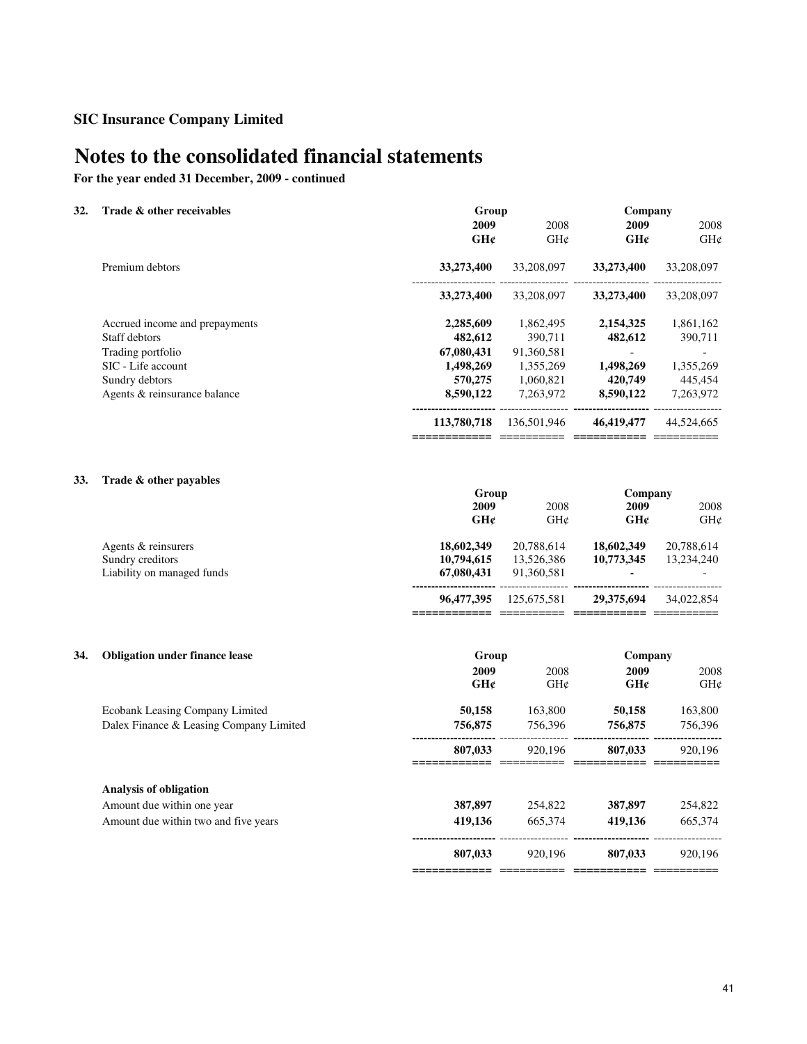## SIC Insurance Company Limited

# Notes to the consolidated financial statements

**For the year ended 31 December, 2009 - continued**

### 32. Trade & other receivables

| | Group | | Company | |
|---|---|---|---|---|
| | **2009** | 2008 | **2009** | 2008 |
| | **GH¢** | GH¢ | **GH¢** | GH¢ |
| Premium debtors | **33,273,400** | 33,208,097 | **33,273,400** | 33,208,097 |
| | **33,273,400** | 33,208,097 | **33,273,400** | 33,208,097 |
| Accrued income and prepayments | **2,285,609** | 1,862,495 | **2,154,325** | 1,861,162 |
| Staff debtors | **482,612** | 390,711 | **482,612** | 390,711 |
| Trading portfolio | **67,080,431** | 91,360,581 | - | - |
| SIC - Life account | **1,498,269** | 1,355,269 | **1,498,269** | 1,355,269 |
| Sundry debtors | **570,275** | 1,060,821 | **420,749** | 445,454 |
| Agents & reinsurance balance | **8,590,122** | 7,263,972 | **8,590,122** | 7,263,972 |
| | **113,780,718** | 136,501,946 | **46,419,477** | 44,524,665 |

### 33. Trade & other payables

| | Group | | Company | |
|---|---|---|---|---|
| | **2009** | 2008 | **2009** | 2008 |
| | **GH¢** | GH¢ | **GH¢** | GH¢ |
| Agents & reinsurers | **18,602,349** | 20,788,614 | **18,602,349** | 20,788,614 |
| Sundry creditors | **10,794,615** | 13,526,386 | **10,773,345** | 13,234,240 |
| Liability on managed funds | **67,080,431** | 91,360,581 | **-** | - |
| | **96,477,395** | 125,675,581 | **29,375,694** | 34,022,854 |

### 34. Obligation under finance lease

| | Group | | Company | |
|---|---|---|---|---|
| | **2009** | 2008 | **2009** | 2008 |
| | **GH¢** | GH¢ | **GH¢** | GH¢ |
| Ecobank Leasing Company Limited | **50,158** | 163,800 | **50,158** | 163,800 |
| Dalex Finance & Leasing Company Limited | **756,875** | 756,396 | **756,875** | 756,396 |
| | **807,033** | 920,196 | **807,033** | 920,196 |
| **Analysis of obligation** | | | | |
| Amount due within one year | **387,897** | 254,822 | **387,897** | 254,822 |
| Amount due within two and five years | **419,136** | 665,374 | **419,136** | 665,374 |
| | **807,033** | 920,196 | **807,033** | 920,196 |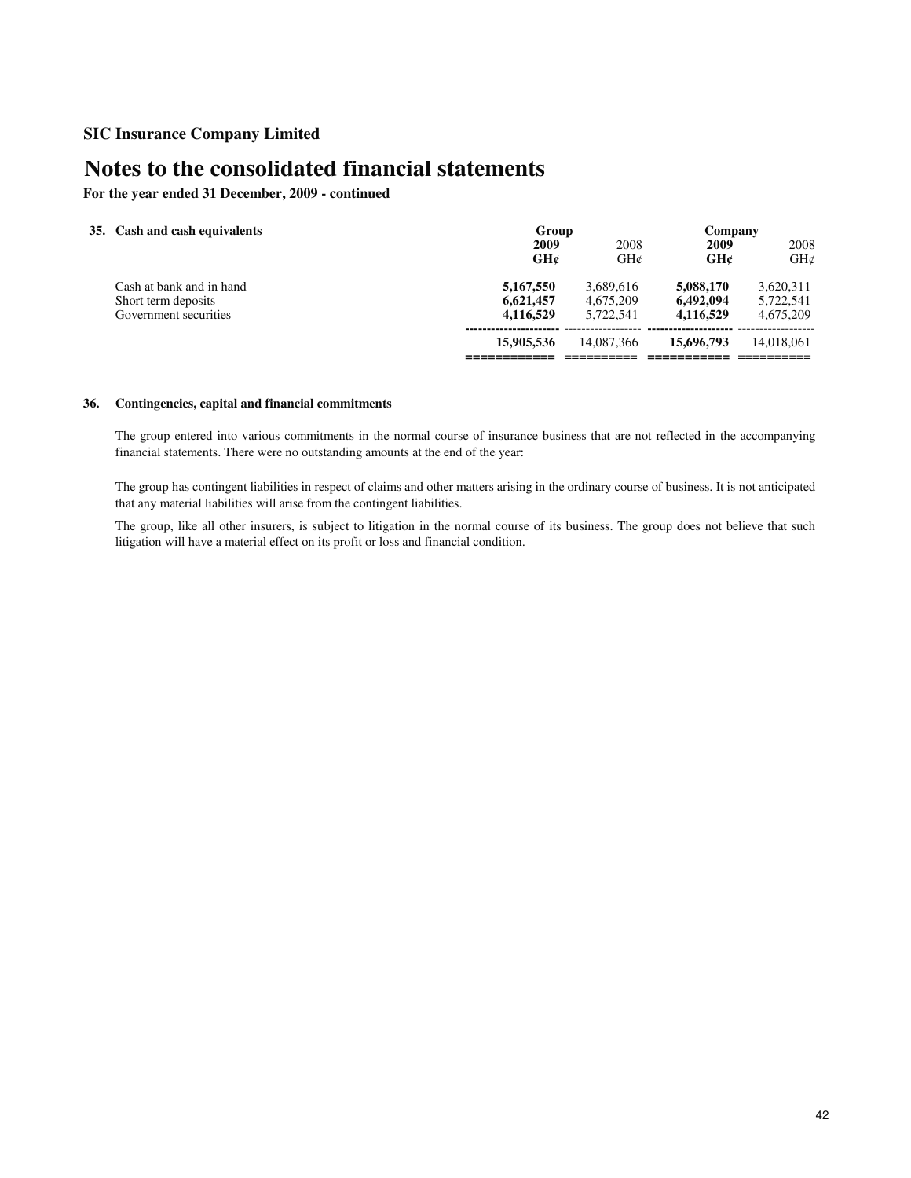**SIC Insurance Company Limited**

# Notes to the consolidated financial statements

**For the year ended 31 December, 2009 - continued**

**35. Cash and cash equivalents**

| | Group | | Company | |
|---|---|---|---|---|
| | **2009** | 2008 | **2009** | 2008 |
| | **GH¢** | GH¢ | **GH¢** | GH¢ |
| Cash at bank and in hand | **5,167,550** | 3,689,616 | **5,088,170** | 3,620,311 |
| Short term deposits | **6,621,457** | 4,675,209 | **6,492,094** | 5,722,541 |
| Government securities | **4,116,529** | 5,722,541 | **4,116,529** | 4,675,209 |
| | **15,905,536** | 14,087,366 | **15,696,793** | 14,018,061 |

**36. Contingencies, capital and financial commitments**

The group entered into various commitments in the normal course of insurance business that are not reflected in the accompanying financial statements. There were no outstanding amounts at the end of the year:

The group has contingent liabilities in respect of claims and other matters arising in the ordinary course of business. It is not anticipated that any material liabilities will arise from the contingent liabilities.

The group, like all other insurers, is subject to litigation in the normal course of its business. The group does not believe that such litigation will have a material effect on its profit or loss and financial condition.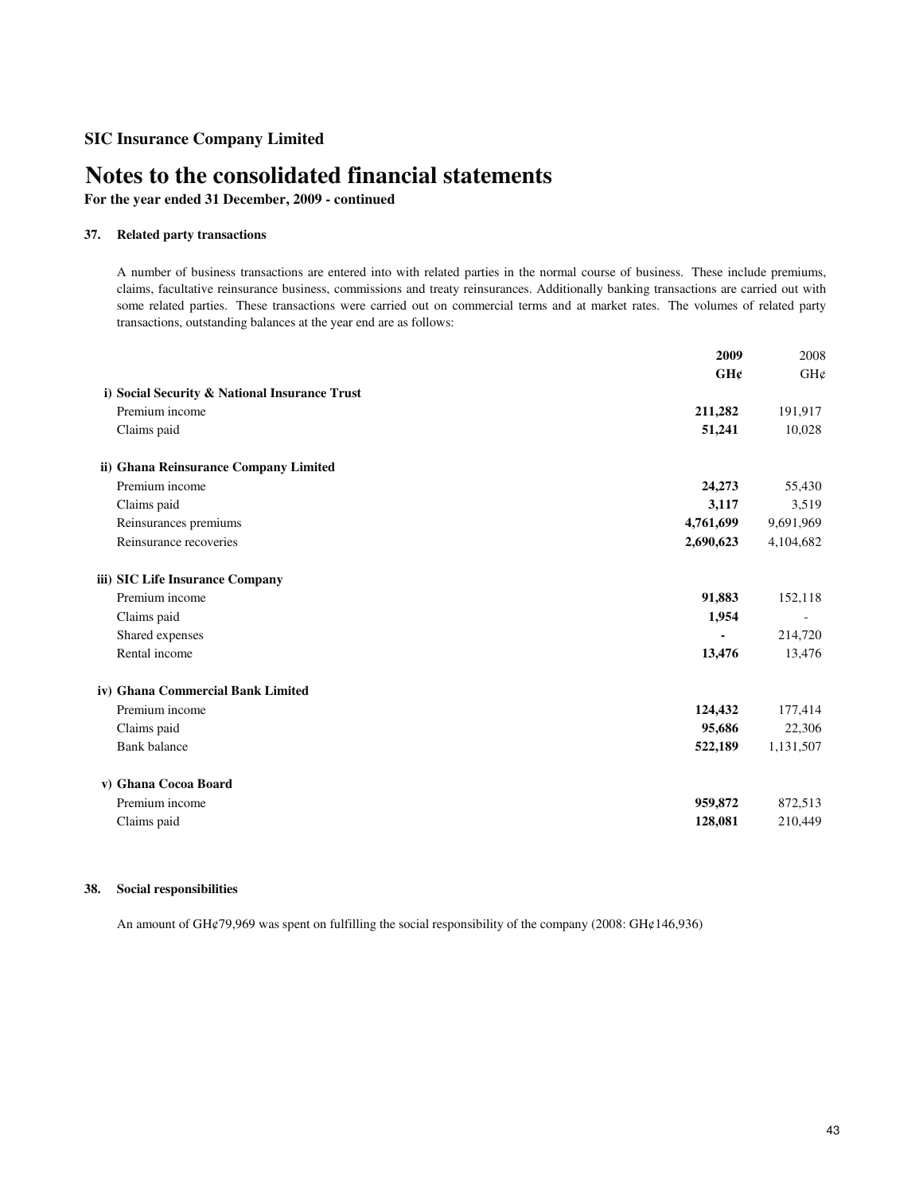**SIC Insurance Company Limited**

# Notes to the consolidated financial statements

**For the year ended 31 December, 2009 - continued**

### 37. Related party transactions

A number of business transactions are entered into with related parties in the normal course of business. These include premiums, claims, facultative reinsurance business, commissions and treaty reinsurances. Additionally banking transactions are carried out with some related parties. These transactions were carried out on commercial terms and at market rates. The volumes of related party transactions, outstanding balances at the year end are as follows:

| | **2009** | 2008 |
|---|---|---|
| | **GH¢** | GH¢ |
| **i) Social Security & National Insurance Trust** | | |
| Premium income | **211,282** | 191,917 |
| Claims paid | **51,241** | 10,028 |
| **ii) Ghana Reinsurance Company Limited** | | |
| Premium income | **24,273** | 55,430 |
| Claims paid | **3,117** | 3,519 |
| Reinsurances premiums | **4,761,699** | 9,691,969 |
| Reinsurance recoveries | **2,690,623** | 4,104,682 |
| **iii) SIC Life Insurance Company** | | |
| Premium income | **91,883** | 152,118 |
| Claims paid | **1,954** | - |
| Shared expenses | **-** | 214,720 |
| Rental income | **13,476** | 13,476 |
| **iv) Ghana Commercial Bank Limited** | | |
| Premium income | **124,432** | 177,414 |
| Claims paid | **95,686** | 22,306 |
| Bank balance | **522,189** | 1,131,507 |
| **v) Ghana Cocoa Board** | | |
| Premium income | **959,872** | 872,513 |
| Claims paid | **128,081** | 210,449 |

### 38. Social responsibilities

An amount of GH¢79,969 was spent on fulfilling the social responsibility of the company (2008: GH¢146,936)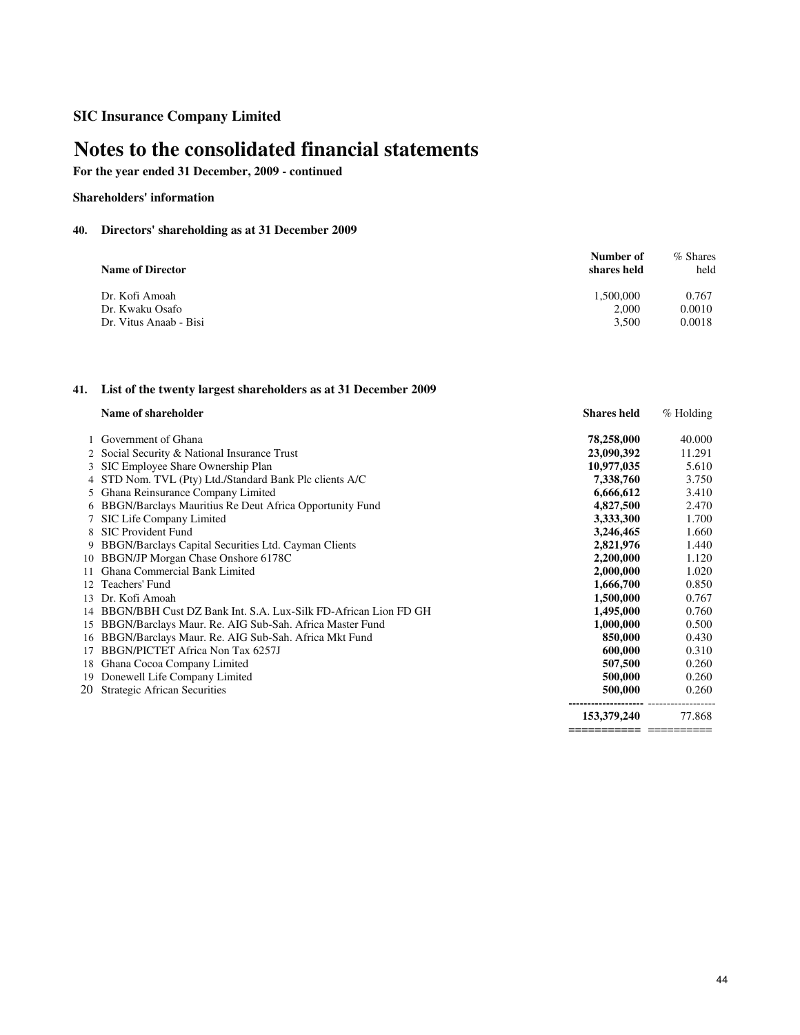**SIC Insurance Company Limited**

# Notes to the consolidated financial statements

**For the year ended 31 December, 2009 - continued**

**Shareholders' information**

## 40. Directors' shareholding as at 31 December 2009

| Name of Director | Number of shares held | % Shares held |
|---|---|---|
| Dr. Kofi Amoah | 1,500,000 | 0.767 |
| Dr. Kwaku Osafo | 2,000 | 0.0010 |
| Dr. Vitus Anaab - Bisi | 3,500 | 0.0018 |

## 41. List of the twenty largest shareholders as at 31 December 2009

| | Name of shareholder | Shares held | % Holding |
|---|---|---|---|
| 1 | Government of Ghana | **78,258,000** | 40.000 |
| 2 | Social Security & National Insurance Trust | **23,090,392** | 11.291 |
| 3 | SIC Employee Share Ownership Plan | **10,977,035** | 5.610 |
| 4 | STD Nom. TVL (Pty) Ltd./Standard Bank Plc clients A/C | **7,338,760** | 3.750 |
| 5 | Ghana Reinsurance Company Limited | **6,666,612** | 3.410 |
| 6 | BBGN/Barclays Mauritius Re Deut Africa Opportunity Fund | **4,827,500** | 2.470 |
| 7 | SIC Life Company Limited | **3,333,300** | 1.700 |
| 8 | SIC Provident Fund | **3,246,465** | 1.660 |
| 9 | BBGN/Barclays Capital Securities Ltd. Cayman Clients | **2,821,976** | 1.440 |
| 10 | BBGN/JP Morgan Chase Onshore 6178C | **2,200,000** | 1.120 |
| 11 | Ghana Commercial Bank Limited | **2,000,000** | 1.020 |
| 12 | Teachers' Fund | **1,666,700** | 0.850 |
| 13 | Dr. Kofi Amoah | **1,500,000** | 0.767 |
| 14 | BBGN/BBH Cust DZ Bank Int. S.A. Lux-Silk FD-African Lion FD GH | **1,495,000** | 0.760 |
| 15 | BBGN/Barclays Maur. Re. AIG Sub-Sah. Africa Master Fund | **1,000,000** | 0.500 |
| 16 | BBGN/Barclays Maur. Re. AIG Sub-Sah. Africa Mkt Fund | **850,000** | 0.430 |
| 17 | BBGN/PICTET Africa Non Tax 6257J | **600,000** | 0.310 |
| 18 | Ghana Cocoa Company Limited | **507,500** | 0.260 |
| 19 | Donewell Life Company Limited | **500,000** | 0.260 |
| 20 | Strategic African Securities | **500,000** | 0.260 |
| | | **153,379,240** | 77.868 |